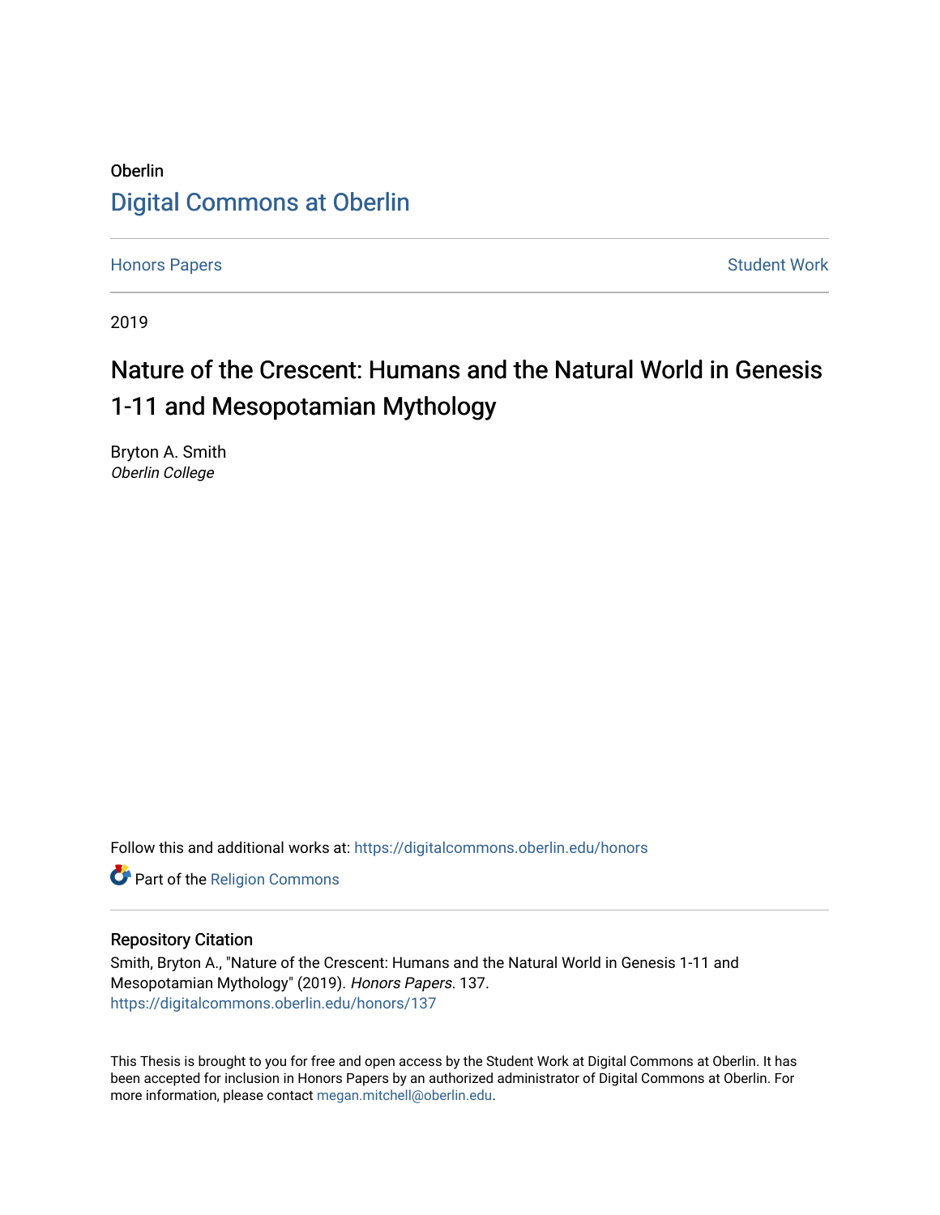Oberlin

# Digital Commons at Oberlin

Honors Papers

Student Work

2019

# Nature of the Crescent: Humans and the Natural World in Genesis 1-11 and Mesopotamian Mythology

Bryton A. Smith
*Oberlin College*

Follow this and additional works at: https://digitalcommons.oberlin.edu/honors

Part of the Religion Commons

## Repository Citation

Smith, Bryton A., "Nature of the Crescent: Humans and the Natural World in Genesis 1-11 and Mesopotamian Mythology" (2019). *Honors Papers*. 137.
https://digitalcommons.oberlin.edu/honors/137

This Thesis is brought to you for free and open access by the Student Work at Digital Commons at Oberlin. It has been accepted for inclusion in Honors Papers by an authorized administrator of Digital Commons at Oberlin. For more information, please contact megan.mitchell@oberlin.edu.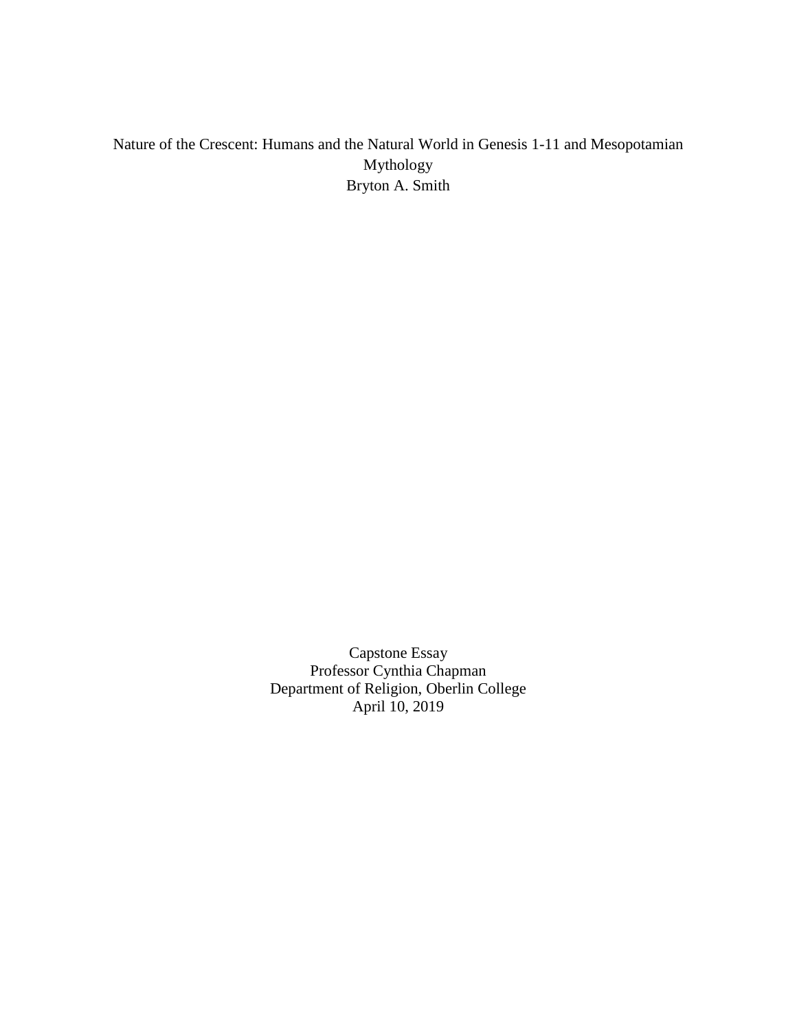Nature of the Crescent: Humans and the Natural World in Genesis 1-11 and Mesopotamian Mythology

Bryton A. Smith

Capstone Essay

Professor Cynthia Chapman

Department of Religion, Oberlin College

April 10, 2019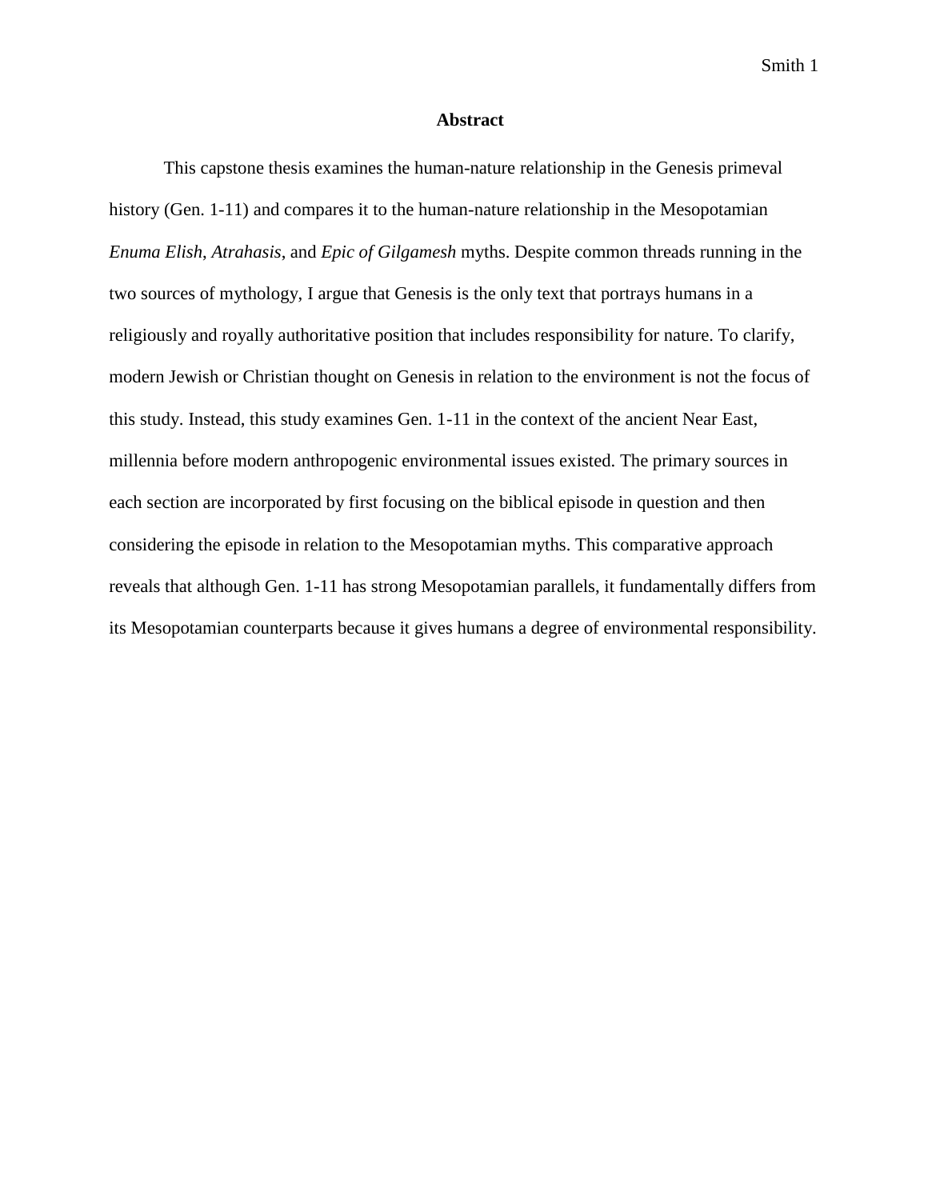# Abstract

This capstone thesis examines the human-nature relationship in the Genesis primeval history (Gen. 1-11) and compares it to the human-nature relationship in the Mesopotamian *Enuma Elish*, *Atrahasis*, and *Epic of Gilgamesh* myths. Despite common threads running in the two sources of mythology, I argue that Genesis is the only text that portrays humans in a religiously and royally authoritative position that includes responsibility for nature. To clarify, modern Jewish or Christian thought on Genesis in relation to the environment is not the focus of this study. Instead, this study examines Gen. 1-11 in the context of the ancient Near East, millennia before modern anthropogenic environmental issues existed. The primary sources in each section are incorporated by first focusing on the biblical episode in question and then considering the episode in relation to the Mesopotamian myths. This comparative approach reveals that although Gen. 1-11 has strong Mesopotamian parallels, it fundamentally differs from its Mesopotamian counterparts because it gives humans a degree of environmental responsibility.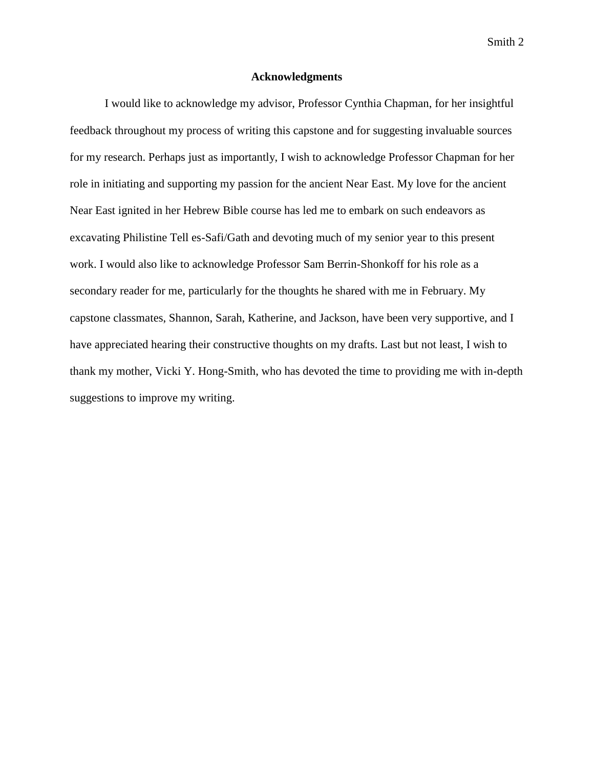## Acknowledgments

I would like to acknowledge my advisor, Professor Cynthia Chapman, for her insightful feedback throughout my process of writing this capstone and for suggesting invaluable sources for my research. Perhaps just as importantly, I wish to acknowledge Professor Chapman for her role in initiating and supporting my passion for the ancient Near East. My love for the ancient Near East ignited in her Hebrew Bible course has led me to embark on such endeavors as excavating Philistine Tell es-Safi/Gath and devoting much of my senior year to this present work. I would also like to acknowledge Professor Sam Berrin-Shonkoff for his role as a secondary reader for me, particularly for the thoughts he shared with me in February. My capstone classmates, Shannon, Sarah, Katherine, and Jackson, have been very supportive, and I have appreciated hearing their constructive thoughts on my drafts. Last but not least, I wish to thank my mother, Vicki Y. Hong-Smith, who has devoted the time to providing me with in-depth suggestions to improve my writing.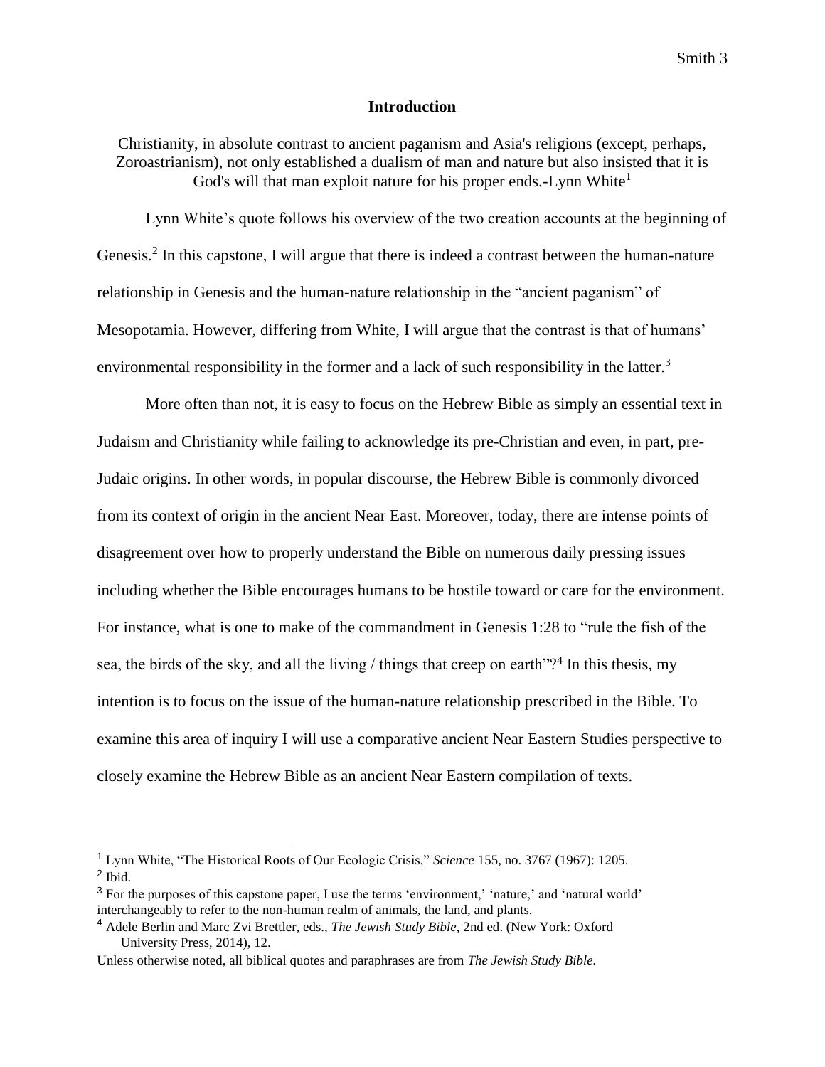## Introduction

Christianity, in absolute contrast to ancient paganism and Asia's religions (except, perhaps, Zoroastrianism), not only established a dualism of man and nature but also insisted that it is God's will that man exploit nature for his proper ends.-Lynn White[1]

Lynn White's quote follows his overview of the two creation accounts at the beginning of Genesis.[2] In this capstone, I will argue that there is indeed a contrast between the human-nature relationship in Genesis and the human-nature relationship in the "ancient paganism" of Mesopotamia. However, differing from White, I will argue that the contrast is that of humans' environmental responsibility in the former and a lack of such responsibility in the latter.[3]

More often than not, it is easy to focus on the Hebrew Bible as simply an essential text in Judaism and Christianity while failing to acknowledge its pre-Christian and even, in part, pre-Judaic origins. In other words, in popular discourse, the Hebrew Bible is commonly divorced from its context of origin in the ancient Near East. Moreover, today, there are intense points of disagreement over how to properly understand the Bible on numerous daily pressing issues including whether the Bible encourages humans to be hostile toward or care for the environment. For instance, what is one to make of the commandment in Genesis 1:28 to "rule the fish of the sea, the birds of the sky, and all the living / things that creep on earth"?[4] In this thesis, my intention is to focus on the issue of the human-nature relationship prescribed in the Bible. To examine this area of inquiry I will use a comparative ancient Near Eastern Studies perspective to closely examine the Hebrew Bible as an ancient Near Eastern compilation of texts.

---

[1] Lynn White, "The Historical Roots of Our Ecologic Crisis," *Science* 155, no. 3767 (1967): 1205.

[2] Ibid.

[3] For the purposes of this capstone paper, I use the terms 'environment,' 'nature,' and 'natural world' interchangeably to refer to the non-human realm of animals, the land, and plants.

[4] Adele Berlin and Marc Zvi Brettler, eds., *The Jewish Study Bible*, 2nd ed. (New York: Oxford University Press, 2014), 12.

Unless otherwise noted, all biblical quotes and paraphrases are from *The Jewish Study Bible*.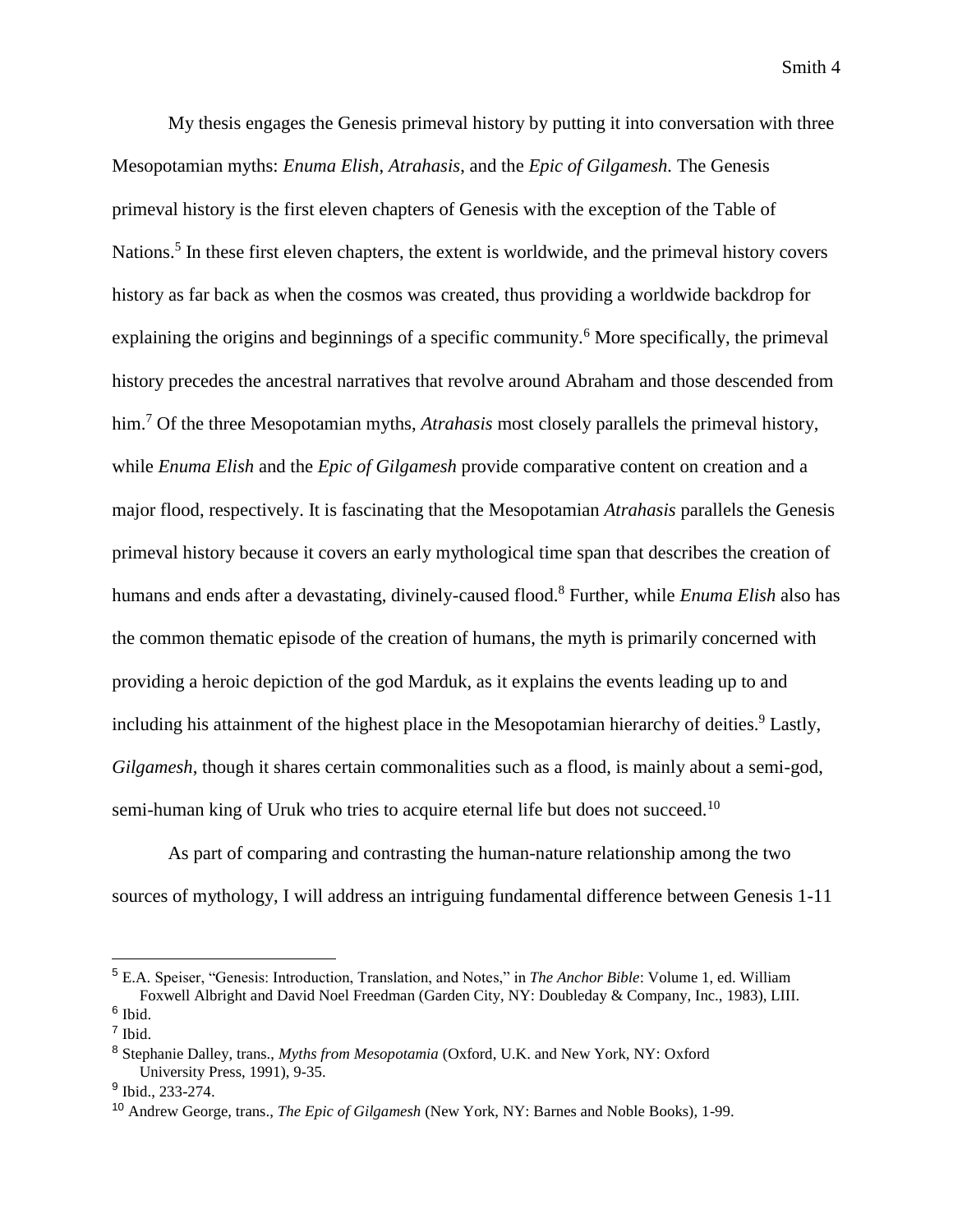My thesis engages the Genesis primeval history by putting it into conversation with three Mesopotamian myths: *Enuma Elish*, *Atrahasis*, and the *Epic of Gilgamesh.* The Genesis primeval history is the first eleven chapters of Genesis with the exception of the Table of Nations.[5] In these first eleven chapters, the extent is worldwide, and the primeval history covers history as far back as when the cosmos was created, thus providing a worldwide backdrop for explaining the origins and beginnings of a specific community.[6] More specifically, the primeval history precedes the ancestral narratives that revolve around Abraham and those descended from him.[7] Of the three Mesopotamian myths, *Atrahasis* most closely parallels the primeval history, while *Enuma Elish* and the *Epic of Gilgamesh* provide comparative content on creation and a major flood, respectively. It is fascinating that the Mesopotamian *Atrahasis* parallels the Genesis primeval history because it covers an early mythological time span that describes the creation of humans and ends after a devastating, divinely-caused flood.[8] Further, while *Enuma Elish* also has the common thematic episode of the creation of humans, the myth is primarily concerned with providing a heroic depiction of the god Marduk, as it explains the events leading up to and including his attainment of the highest place in the Mesopotamian hierarchy of deities.[9] Lastly, *Gilgamesh*, though it shares certain commonalities such as a flood, is mainly about a semi-god, semi-human king of Uruk who tries to acquire eternal life but does not succeed.[10]

As part of comparing and contrasting the human-nature relationship among the two sources of mythology, I will address an intriguing fundamental difference between Genesis 1-11

---

[5] E.A. Speiser, "Genesis: Introduction, Translation, and Notes," in *The Anchor Bible*: Volume 1, ed. William Foxwell Albright and David Noel Freedman (Garden City, NY: Doubleday & Company, Inc., 1983), LIII.

[6] Ibid.

[7] Ibid.

[8] Stephanie Dalley, trans., *Myths from Mesopotamia* (Oxford, U.K. and New York, NY: Oxford University Press, 1991), 9-35.

[9] Ibid., 233-274.

[10] Andrew George, trans., *The Epic of Gilgamesh* (New York, NY: Barnes and Noble Books), 1-99.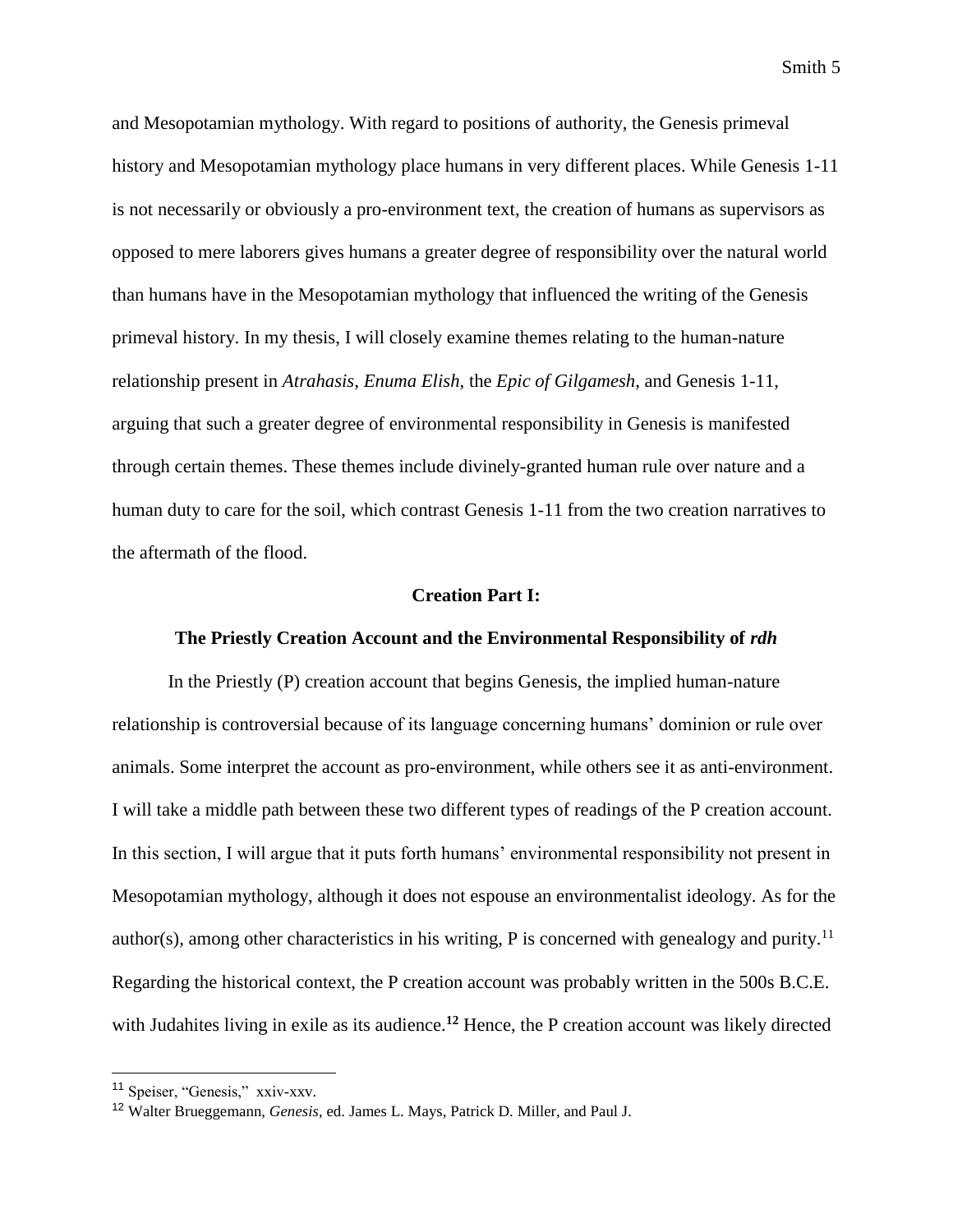and Mesopotamian mythology. With regard to positions of authority, the Genesis primeval history and Mesopotamian mythology place humans in very different places. While Genesis 1-11 is not necessarily or obviously a pro-environment text, the creation of humans as supervisors as opposed to mere laborers gives humans a greater degree of responsibility over the natural world than humans have in the Mesopotamian mythology that influenced the writing of the Genesis primeval history. In my thesis, I will closely examine themes relating to the human-nature relationship present in *Atrahasis*, *Enuma Elish*, the *Epic of Gilgamesh*, and Genesis 1-11, arguing that such a greater degree of environmental responsibility in Genesis is manifested through certain themes. These themes include divinely-granted human rule over nature and a human duty to care for the soil, which contrast Genesis 1-11 from the two creation narratives to the aftermath of the flood.

## Creation Part I:

## The Priestly Creation Account and the Environmental Responsibility of *rdh*

In the Priestly (P) creation account that begins Genesis, the implied human-nature relationship is controversial because of its language concerning humans' dominion or rule over animals. Some interpret the account as pro-environment, while others see it as anti-environment. I will take a middle path between these two different types of readings of the P creation account. In this section, I will argue that it puts forth humans' environmental responsibility not present in Mesopotamian mythology, although it does not espouse an environmentalist ideology. As for the author(s), among other characteristics in his writing, P is concerned with genealogy and purity.[11] Regarding the historical context, the P creation account was probably written in the 500s B.C.E. with Judahites living in exile as its audience.[12] Hence, the P creation account was likely directed

---

[11] Speiser, "Genesis," xxiv-xxv.

[12] Walter Brueggemann, *Genesis*, ed. James L. Mays, Patrick D. Miller, and Paul J.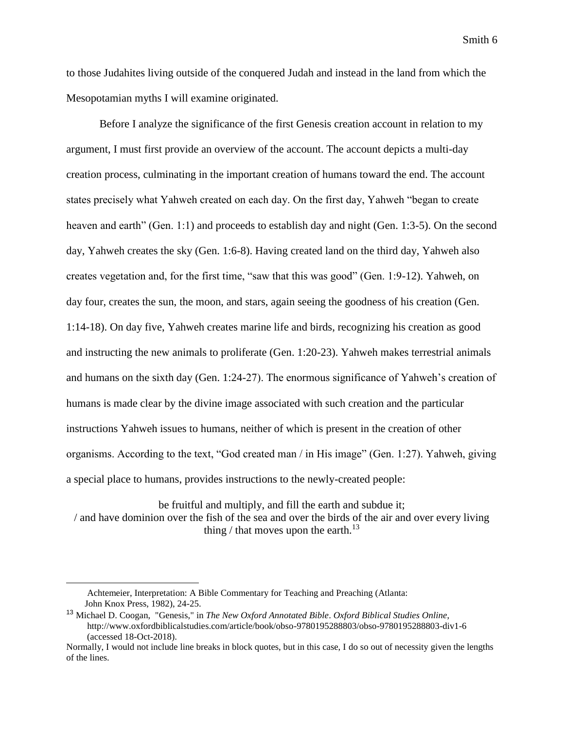to those Judahites living outside of the conquered Judah and instead in the land from which the Mesopotamian myths I will examine originated.

Before I analyze the significance of the first Genesis creation account in relation to my argument, I must first provide an overview of the account. The account depicts a multi-day creation process, culminating in the important creation of humans toward the end. The account states precisely what Yahweh created on each day. On the first day, Yahweh "began to create heaven and earth" (Gen. 1:1) and proceeds to establish day and night (Gen. 1:3-5). On the second day, Yahweh creates the sky (Gen. 1:6-8). Having created land on the third day, Yahweh also creates vegetation and, for the first time, "saw that this was good" (Gen. 1:9-12). Yahweh, on day four, creates the sun, the moon, and stars, again seeing the goodness of his creation (Gen. 1:14-18). On day five, Yahweh creates marine life and birds, recognizing his creation as good and instructing the new animals to proliferate (Gen. 1:20-23). Yahweh makes terrestrial animals and humans on the sixth day (Gen. 1:24-27). The enormous significance of Yahweh's creation of humans is made clear by the divine image associated with such creation and the particular instructions Yahweh issues to humans, neither of which is present in the creation of other organisms. According to the text, "God created man / in His image" (Gen. 1:27). Yahweh, giving a special place to humans, provides instructions to the newly-created people:

> be fruitful and multiply, and fill the earth and subdue it;
> / and have dominion over the fish of the sea and over the birds of the air and over every living thing / that moves upon the earth.[13]

---

Achtemeier, Interpretation: A Bible Commentary for Teaching and Preaching (Atlanta: John Knox Press, 1982), 24-25.

[13] Michael D. Coogan, "Genesis," in *The New Oxford Annotated Bible*. *Oxford Biblical Studies Online*, http://www.oxfordbiblicalstudies.com/article/book/obso-9780195288803/obso-9780195288803-div1-6 (accessed 18-Oct-2018).

Normally, I would not include line breaks in block quotes, but in this case, I do so out of necessity given the lengths of the lines.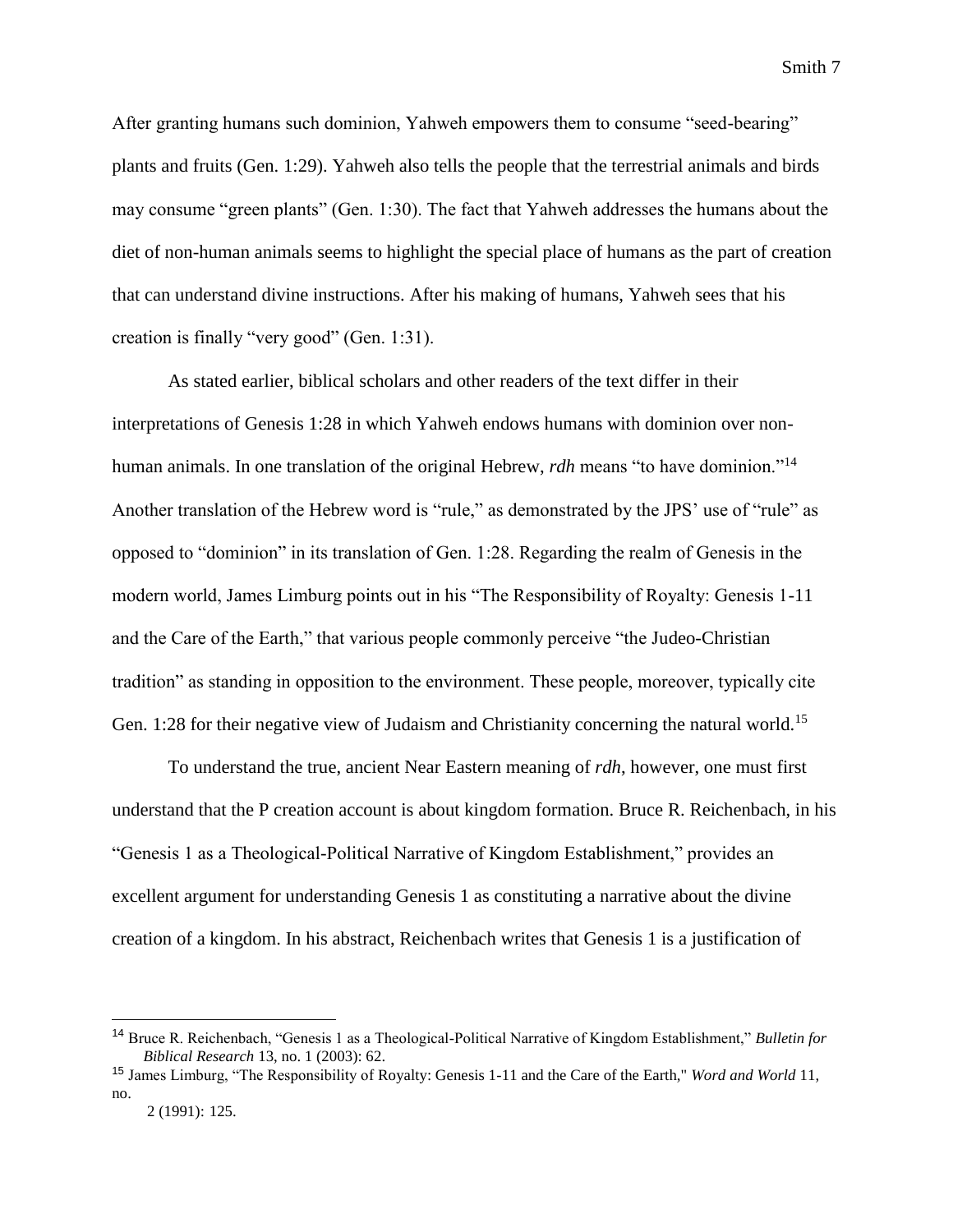After granting humans such dominion, Yahweh empowers them to consume "seed-bearing" plants and fruits (Gen. 1:29). Yahweh also tells the people that the terrestrial animals and birds may consume "green plants" (Gen. 1:30). The fact that Yahweh addresses the humans about the diet of non-human animals seems to highlight the special place of humans as the part of creation that can understand divine instructions. After his making of humans, Yahweh sees that his creation is finally "very good" (Gen. 1:31).

As stated earlier, biblical scholars and other readers of the text differ in their interpretations of Genesis 1:28 in which Yahweh endows humans with dominion over non-human animals. In one translation of the original Hebrew, *rdh* means "to have dominion."[14] Another translation of the Hebrew word is "rule," as demonstrated by the JPS' use of "rule" as opposed to "dominion" in its translation of Gen. 1:28. Regarding the realm of Genesis in the modern world, James Limburg points out in his "The Responsibility of Royalty: Genesis 1-11 and the Care of the Earth," that various people commonly perceive "the Judeo-Christian tradition" as standing in opposition to the environment. These people, moreover, typically cite Gen. 1:28 for their negative view of Judaism and Christianity concerning the natural world.[15]

To understand the true, ancient Near Eastern meaning of *rdh*, however, one must first understand that the P creation account is about kingdom formation. Bruce R. Reichenbach, in his "Genesis 1 as a Theological-Political Narrative of Kingdom Establishment," provides an excellent argument for understanding Genesis 1 as constituting a narrative about the divine creation of a kingdom. In his abstract, Reichenbach writes that Genesis 1 is a justification of

---

[14] Bruce R. Reichenbach, "Genesis 1 as a Theological-Political Narrative of Kingdom Establishment," *Bulletin for Biblical Research* 13, no. 1 (2003): 62.

[15] James Limburg, "The Responsibility of Royalty: Genesis 1-11 and the Care of the Earth," *Word and World* 11, no. 2 (1991): 125.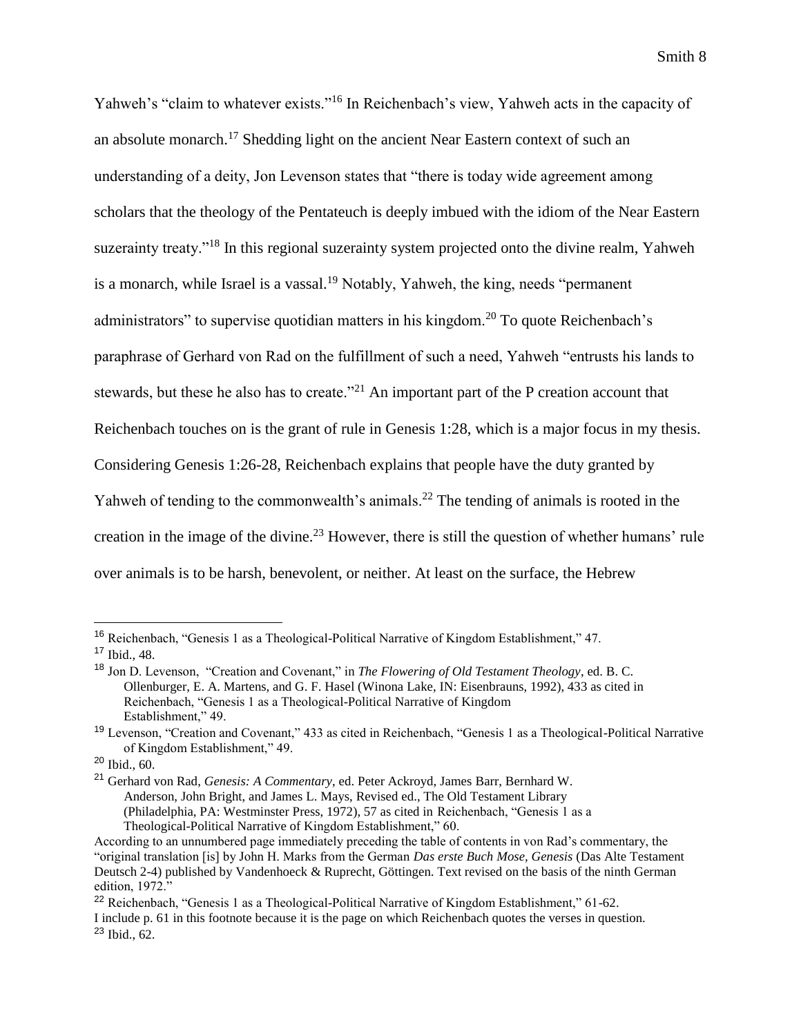Yahweh's "claim to whatever exists."[16] In Reichenbach's view, Yahweh acts in the capacity of an absolute monarch.[17] Shedding light on the ancient Near Eastern context of such an understanding of a deity, Jon Levenson states that "there is today wide agreement among scholars that the theology of the Pentateuch is deeply imbued with the idiom of the Near Eastern suzerainty treaty."[18] In this regional suzerainty system projected onto the divine realm, Yahweh is a monarch, while Israel is a vassal.[19] Notably, Yahweh, the king, needs "permanent administrators" to supervise quotidian matters in his kingdom.[20] To quote Reichenbach's paraphrase of Gerhard von Rad on the fulfillment of such a need, Yahweh "entrusts his lands to stewards, but these he also has to create."[21] An important part of the P creation account that Reichenbach touches on is the grant of rule in Genesis 1:28, which is a major focus in my thesis. Considering Genesis 1:26-28, Reichenbach explains that people have the duty granted by Yahweh of tending to the commonwealth's animals.[22] The tending of animals is rooted in the creation in the image of the divine.[23] However, there is still the question of whether humans' rule over animals is to be harsh, benevolent, or neither. At least on the surface, the Hebrew

---

[16] Reichenbach, "Genesis 1 as a Theological-Political Narrative of Kingdom Establishment," 47.

[17] Ibid., 48.

[18] Jon D. Levenson, "Creation and Covenant," in *The Flowering of Old Testament Theology*, ed. B. C. Ollenburger, E. A. Martens, and G. F. Hasel (Winona Lake, IN: Eisenbrauns, 1992), 433 as cited in Reichenbach, "Genesis 1 as a Theological-Political Narrative of Kingdom Establishment," 49.

[19] Levenson, "Creation and Covenant," 433 as cited in Reichenbach, "Genesis 1 as a Theological-Political Narrative of Kingdom Establishment," 49.

[20] Ibid., 60.

[21] Gerhard von Rad, *Genesis: A Commentary*, ed. Peter Ackroyd, James Barr, Bernhard W. Anderson, John Bright, and James L. Mays, Revised ed., The Old Testament Library (Philadelphia, PA: Westminster Press, 1972), 57 as cited in Reichenbach, "Genesis 1 as a Theological-Political Narrative of Kingdom Establishment," 60.

According to an unnumbered page immediately preceding the table of contents in von Rad's commentary, the "original translation [is] by John H. Marks from the German *Das erste Buch Mose, Genesis* (Das Alte Testament Deutsch 2-4) published by Vandenhoeck & Ruprecht, Göttingen. Text revised on the basis of the ninth German edition, 1972."

[22] Reichenbach, "Genesis 1 as a Theological-Political Narrative of Kingdom Establishment," 61-62.

I include p. 61 in this footnote because it is the page on which Reichenbach quotes the verses in question.

[23] Ibid., 62.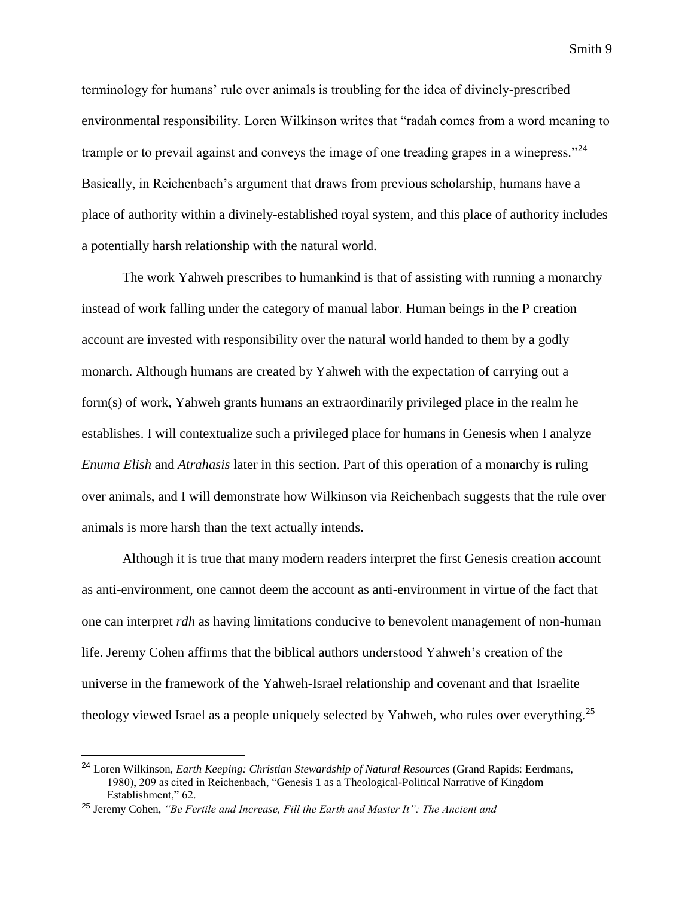terminology for humans' rule over animals is troubling for the idea of divinely-prescribed environmental responsibility. Loren Wilkinson writes that "radah comes from a word meaning to trample or to prevail against and conveys the image of one treading grapes in a winepress."[24] Basically, in Reichenbach's argument that draws from previous scholarship, humans have a place of authority within a divinely-established royal system, and this place of authority includes a potentially harsh relationship with the natural world.

The work Yahweh prescribes to humankind is that of assisting with running a monarchy instead of work falling under the category of manual labor. Human beings in the P creation account are invested with responsibility over the natural world handed to them by a godly monarch. Although humans are created by Yahweh with the expectation of carrying out a form(s) of work, Yahweh grants humans an extraordinarily privileged place in the realm he establishes. I will contextualize such a privileged place for humans in Genesis when I analyze *Enuma Elish* and *Atrahasis* later in this section. Part of this operation of a monarchy is ruling over animals, and I will demonstrate how Wilkinson via Reichenbach suggests that the rule over animals is more harsh than the text actually intends.

Although it is true that many modern readers interpret the first Genesis creation account as anti-environment, one cannot deem the account as anti-environment in virtue of the fact that one can interpret *rdh* as having limitations conducive to benevolent management of non-human life. Jeremy Cohen affirms that the biblical authors understood Yahweh's creation of the universe in the framework of the Yahweh-Israel relationship and covenant and that Israelite theology viewed Israel as a people uniquely selected by Yahweh, who rules over everything.[25]

---

[24] Loren Wilkinson, *Earth Keeping: Christian Stewardship of Natural Resources* (Grand Rapids: Eerdmans, 1980), 209 as cited in Reichenbach, "Genesis 1 as a Theological-Political Narrative of Kingdom Establishment," 62.

[25] Jeremy Cohen, *"Be Fertile and Increase, Fill the Earth and Master It": The Ancient and*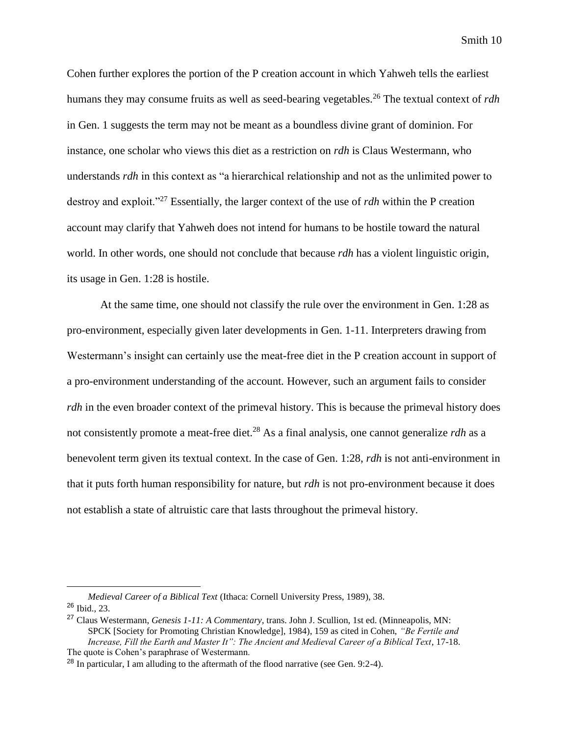Cohen further explores the portion of the P creation account in which Yahweh tells the earliest humans they may consume fruits as well as seed-bearing vegetables.[26] The textual context of *rdh* in Gen. 1 suggests the term may not be meant as a boundless divine grant of dominion. For instance, one scholar who views this diet as a restriction on *rdh* is Claus Westermann, who understands *rdh* in this context as "a hierarchical relationship and not as the unlimited power to destroy and exploit."[27] Essentially, the larger context of the use of *rdh* within the P creation account may clarify that Yahweh does not intend for humans to be hostile toward the natural world. In other words, one should not conclude that because *rdh* has a violent linguistic origin, its usage in Gen. 1:28 is hostile.

At the same time, one should not classify the rule over the environment in Gen. 1:28 as pro-environment, especially given later developments in Gen. 1-11. Interpreters drawing from Westermann's insight can certainly use the meat-free diet in the P creation account in support of a pro-environment understanding of the account. However, such an argument fails to consider *rdh* in the even broader context of the primeval history. This is because the primeval history does not consistently promote a meat-free diet.[28] As a final analysis, one cannot generalize *rdh* as a benevolent term given its textual context. In the case of Gen. 1:28, *rdh* is not anti-environment in that it puts forth human responsibility for nature, but *rdh* is not pro-environment because it does not establish a state of altruistic care that lasts throughout the primeval history.

---

*Medieval Career of a Biblical Text* (Ithaca: Cornell University Press, 1989), 38.

[26] Ibid., 23.

[27] Claus Westermann, *Genesis 1-11: A Commentary*, trans. John J. Scullion, 1st ed. (Minneapolis, MN: SPCK [Society for Promoting Christian Knowledge], 1984), 159 as cited in Cohen, *"Be Fertile and Increase, Fill the Earth and Master It": The Ancient and Medieval Career of a Biblical Text*, 17-18. The quote is Cohen's paraphrase of Westermann.

[28] In particular, I am alluding to the aftermath of the flood narrative (see Gen. 9:2-4).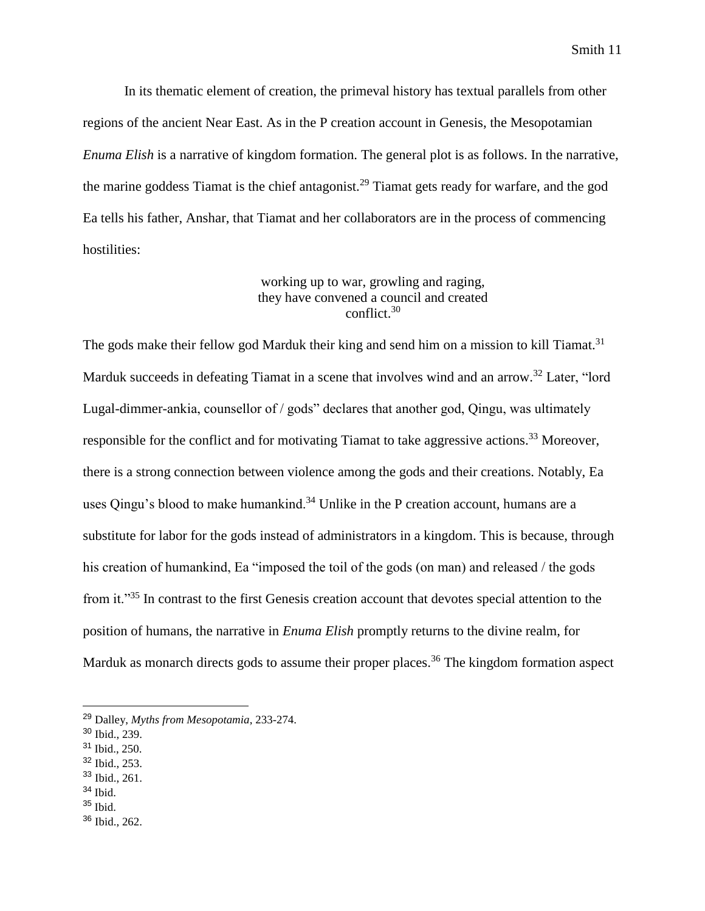In its thematic element of creation, the primeval history has textual parallels from other regions of the ancient Near East. As in the P creation account in Genesis, the Mesopotamian *Enuma Elish* is a narrative of kingdom formation. The general plot is as follows. In the narrative, the marine goddess Tiamat is the chief antagonist.[29] Tiamat gets ready for warfare, and the god Ea tells his father, Anshar, that Tiamat and her collaborators are in the process of commencing hostilities:

> working up to war, growling and raging,
> they have convened a council and created
> conflict.[30]

The gods make their fellow god Marduk their king and send him on a mission to kill Tiamat.[31] Marduk succeeds in defeating Tiamat in a scene that involves wind and an arrow.[32] Later, "lord Lugal-dimmer-ankia, counsellor of / gods" declares that another god, Qingu, was ultimately responsible for the conflict and for motivating Tiamat to take aggressive actions.[33] Moreover, there is a strong connection between violence among the gods and their creations. Notably, Ea uses Qingu's blood to make humankind.[34] Unlike in the P creation account, humans are a substitute for labor for the gods instead of administrators in a kingdom. This is because, through his creation of humankind, Ea "imposed the toil of the gods (on man) and released / the gods from it."[35] In contrast to the first Genesis creation account that devotes special attention to the position of humans, the narrative in *Enuma Elish* promptly returns to the divine realm, for Marduk as monarch directs gods to assume their proper places.[36] The kingdom formation aspect

---

[29] Dalley, *Myths from Mesopotamia*, 233-274.
[30] Ibid., 239.
[31] Ibid., 250.
[32] Ibid., 253.
[33] Ibid., 261.
[34] Ibid.
[35] Ibid.
[36] Ibid., 262.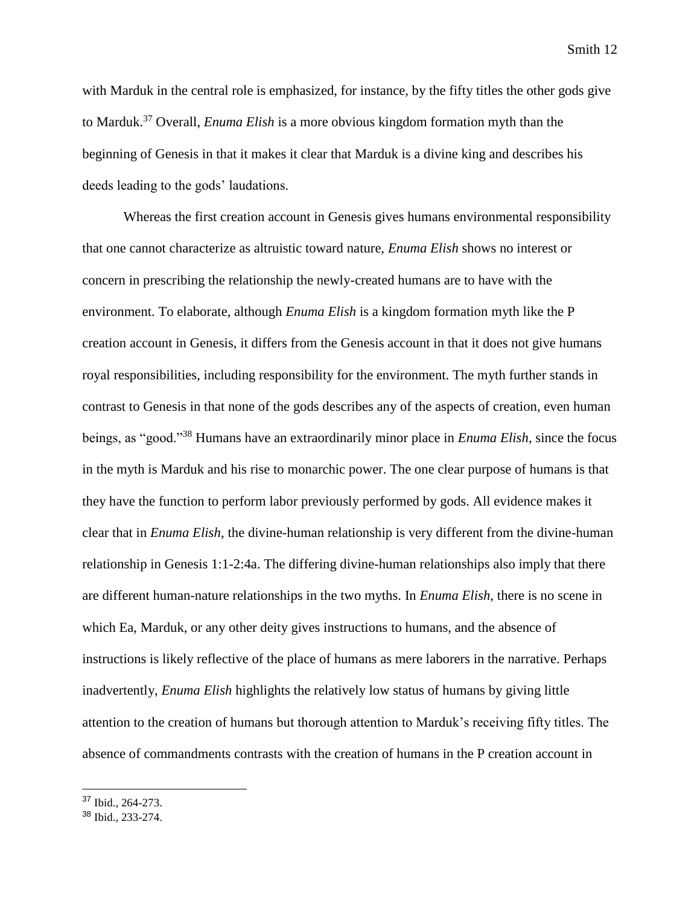with Marduk in the central role is emphasized, for instance, by the fifty titles the other gods give to Marduk.[37] Overall, *Enuma Elish* is a more obvious kingdom formation myth than the beginning of Genesis in that it makes it clear that Marduk is a divine king and describes his deeds leading to the gods' laudations.

Whereas the first creation account in Genesis gives humans environmental responsibility that one cannot characterize as altruistic toward nature, *Enuma Elish* shows no interest or concern in prescribing the relationship the newly-created humans are to have with the environment. To elaborate, although *Enuma Elish* is a kingdom formation myth like the P creation account in Genesis, it differs from the Genesis account in that it does not give humans royal responsibilities, including responsibility for the environment. The myth further stands in contrast to Genesis in that none of the gods describes any of the aspects of creation, even human beings, as "good."[38] Humans have an extraordinarily minor place in *Enuma Elish*, since the focus in the myth is Marduk and his rise to monarchic power. The one clear purpose of humans is that they have the function to perform labor previously performed by gods. All evidence makes it clear that in *Enuma Elish*, the divine-human relationship is very different from the divine-human relationship in Genesis 1:1-2:4a. The differing divine-human relationships also imply that there are different human-nature relationships in the two myths. In *Enuma Elish*, there is no scene in which Ea, Marduk, or any other deity gives instructions to humans, and the absence of instructions is likely reflective of the place of humans as mere laborers in the narrative. Perhaps inadvertently, *Enuma Elish* highlights the relatively low status of humans by giving little attention to the creation of humans but thorough attention to Marduk's receiving fifty titles. The absence of commandments contrasts with the creation of humans in the P creation account in

---

[37] Ibid., 264-273.

[38] Ibid., 233-274.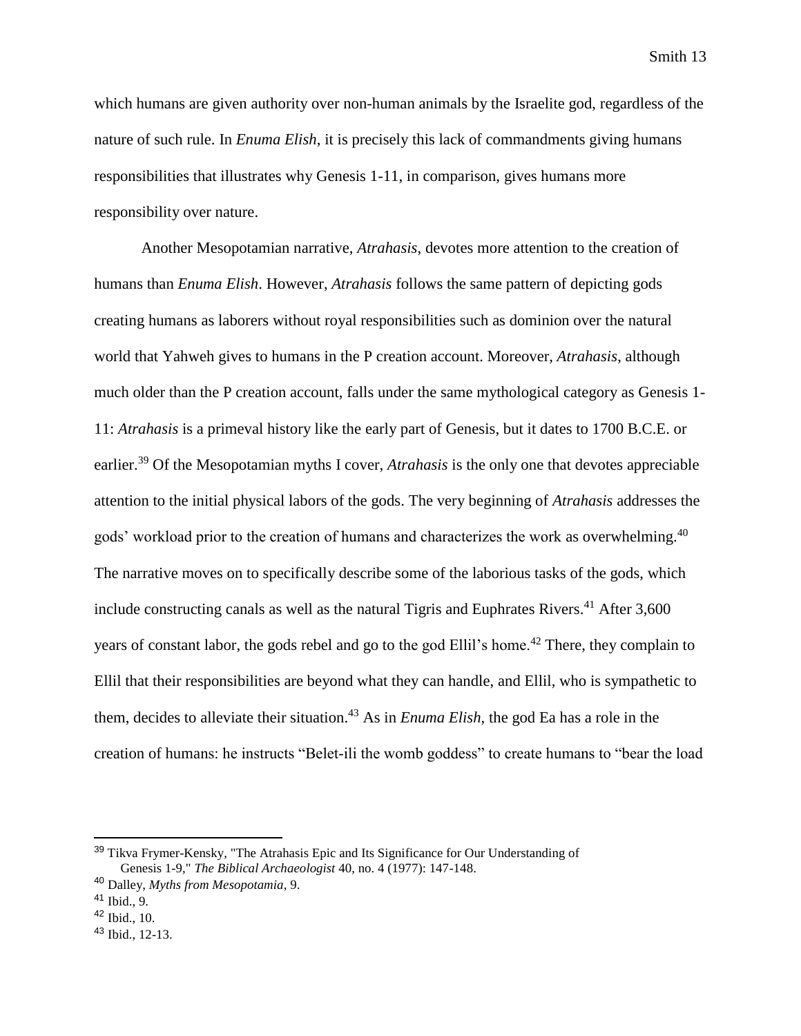which humans are given authority over non-human animals by the Israelite god, regardless of the nature of such rule. In *Enuma Elish*, it is precisely this lack of commandments giving humans responsibilities that illustrates why Genesis 1-11, in comparison, gives humans more responsibility over nature.

Another Mesopotamian narrative, *Atrahasis*, devotes more attention to the creation of humans than *Enuma Elish*. However, *Atrahasis* follows the same pattern of depicting gods creating humans as laborers without royal responsibilities such as dominion over the natural world that Yahweh gives to humans in the P creation account. Moreover, *Atrahasis*, although much older than the P creation account, falls under the same mythological category as Genesis 1-11: *Atrahasis* is a primeval history like the early part of Genesis, but it dates to 1700 B.C.E. or earlier.[39] Of the Mesopotamian myths I cover, *Atrahasis* is the only one that devotes appreciable attention to the initial physical labors of the gods. The very beginning of *Atrahasis* addresses the gods' workload prior to the creation of humans and characterizes the work as overwhelming.[40] The narrative moves on to specifically describe some of the laborious tasks of the gods, which include constructing canals as well as the natural Tigris and Euphrates Rivers.[41] After 3,600 years of constant labor, the gods rebel and go to the god Ellil's home.[42] There, they complain to Ellil that their responsibilities are beyond what they can handle, and Ellil, who is sympathetic to them, decides to alleviate their situation.[43] As in *Enuma Elish*, the god Ea has a role in the creation of humans: he instructs "Belet-ili the womb goddess" to create humans to "bear the load

---

[39] Tikva Frymer-Kensky, "The Atrahasis Epic and Its Significance for Our Understanding of Genesis 1-9," *The Biblical Archaeologist* 40, no. 4 (1977): 147-148.

[40] Dalley, *Myths from Mesopotamia*, 9.

[41] Ibid., 9.

[42] Ibid., 10.

[43] Ibid., 12-13.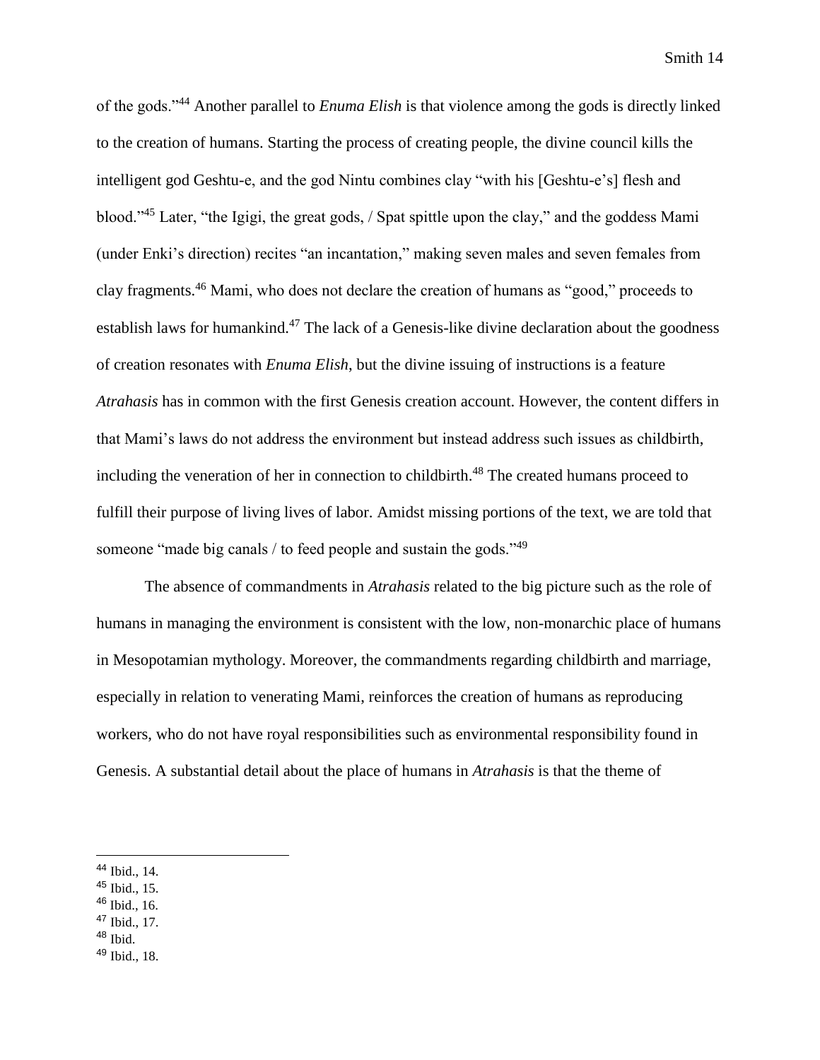of the gods."[44] Another parallel to *Enuma Elish* is that violence among the gods is directly linked to the creation of humans. Starting the process of creating people, the divine council kills the intelligent god Geshtu-e, and the god Nintu combines clay "with his [Geshtu-e's] flesh and blood."[45] Later, "the Igigi, the great gods, / Spat spittle upon the clay," and the goddess Mami (under Enki's direction) recites "an incantation," making seven males and seven females from clay fragments.[46] Mami, who does not declare the creation of humans as "good," proceeds to establish laws for humankind.[47] The lack of a Genesis-like divine declaration about the goodness of creation resonates with *Enuma Elish*, but the divine issuing of instructions is a feature *Atrahasis* has in common with the first Genesis creation account. However, the content differs in that Mami's laws do not address the environment but instead address such issues as childbirth, including the veneration of her in connection to childbirth.[48] The created humans proceed to fulfill their purpose of living lives of labor. Amidst missing portions of the text, we are told that someone "made big canals / to feed people and sustain the gods."[49]

The absence of commandments in *Atrahasis* related to the big picture such as the role of humans in managing the environment is consistent with the low, non-monarchic place of humans in Mesopotamian mythology. Moreover, the commandments regarding childbirth and marriage, especially in relation to venerating Mami, reinforces the creation of humans as reproducing workers, who do not have royal responsibilities such as environmental responsibility found in Genesis. A substantial detail about the place of humans in *Atrahasis* is that the theme of

---

[44] Ibid., 14.
[45] Ibid., 15.
[46] Ibid., 16.
[47] Ibid., 17.
[48] Ibid.
[49] Ibid., 18.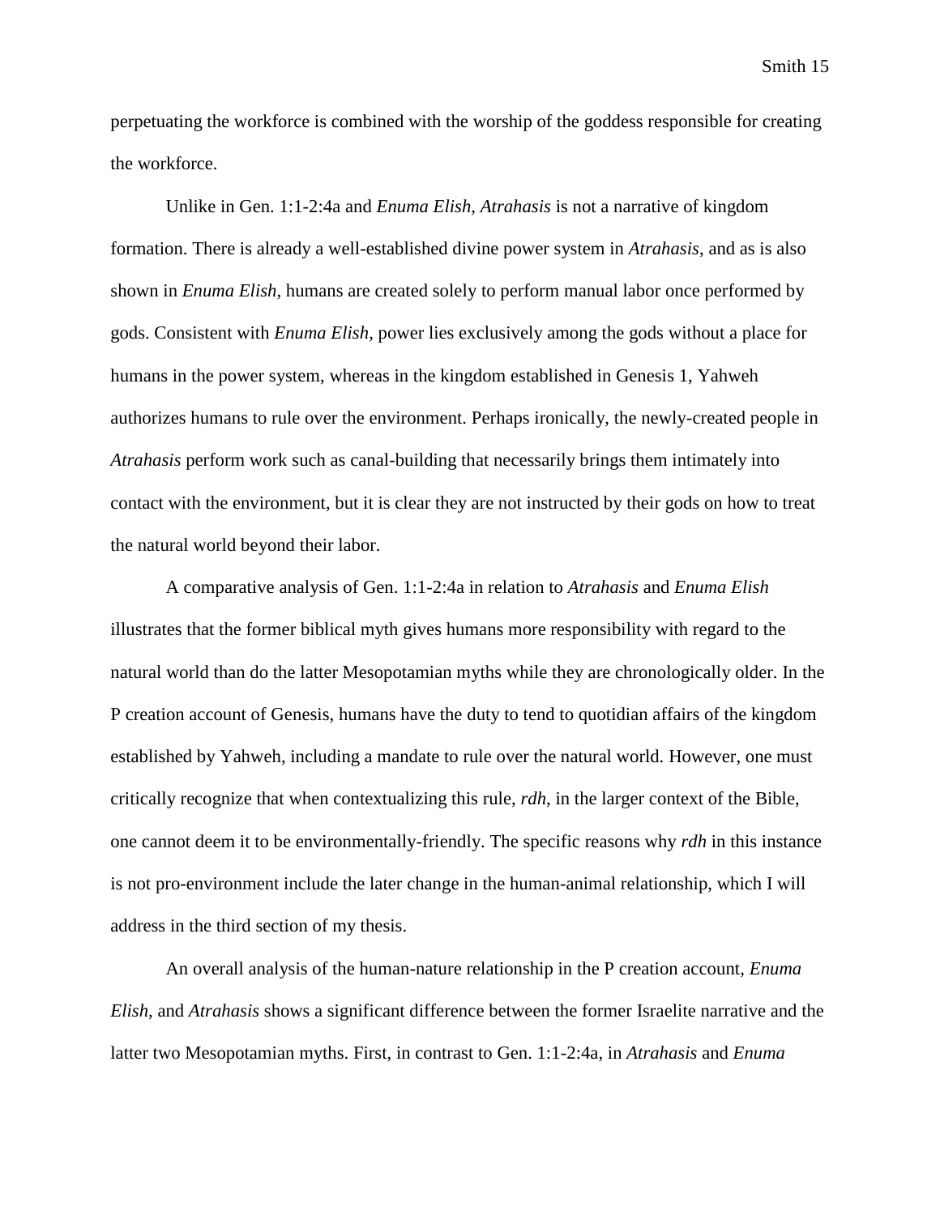perpetuating the workforce is combined with the worship of the goddess responsible for creating the workforce.

Unlike in Gen. 1:1-2:4a and *Enuma Elish*, *Atrahasis* is not a narrative of kingdom formation. There is already a well-established divine power system in *Atrahasis*, and as is also shown in *Enuma Elish*, humans are created solely to perform manual labor once performed by gods. Consistent with *Enuma Elish*, power lies exclusively among the gods without a place for humans in the power system, whereas in the kingdom established in Genesis 1, Yahweh authorizes humans to rule over the environment. Perhaps ironically, the newly-created people in *Atrahasis* perform work such as canal-building that necessarily brings them intimately into contact with the environment, but it is clear they are not instructed by their gods on how to treat the natural world beyond their labor.

A comparative analysis of Gen. 1:1-2:4a in relation to *Atrahasis* and *Enuma Elish* illustrates that the former biblical myth gives humans more responsibility with regard to the natural world than do the latter Mesopotamian myths while they are chronologically older. In the P creation account of Genesis, humans have the duty to tend to quotidian affairs of the kingdom established by Yahweh, including a mandate to rule over the natural world. However, one must critically recognize that when contextualizing this rule, *rdh*, in the larger context of the Bible, one cannot deem it to be environmentally-friendly. The specific reasons why *rdh* in this instance is not pro-environment include the later change in the human-animal relationship, which I will address in the third section of my thesis.

An overall analysis of the human-nature relationship in the P creation account, *Enuma Elish*, and *Atrahasis* shows a significant difference between the former Israelite narrative and the latter two Mesopotamian myths. First, in contrast to Gen. 1:1-2:4a, in *Atrahasis* and *Enuma*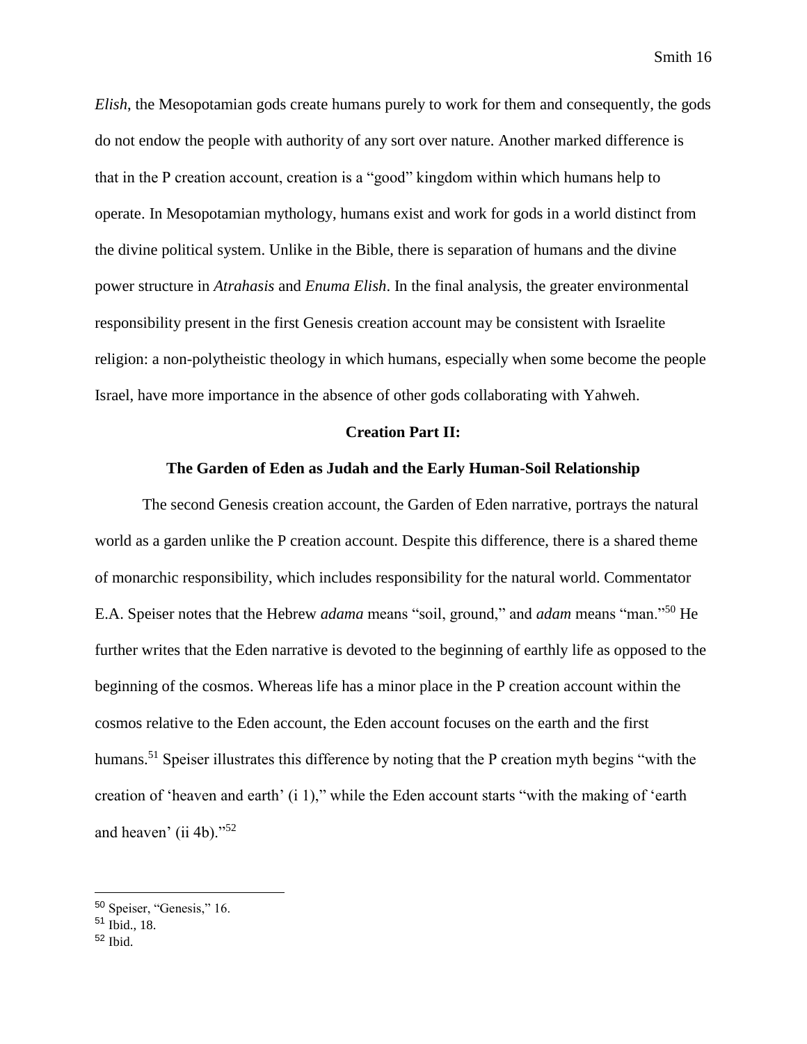*Elish*, the Mesopotamian gods create humans purely to work for them and consequently, the gods do not endow the people with authority of any sort over nature. Another marked difference is that in the P creation account, creation is a "good" kingdom within which humans help to operate. In Mesopotamian mythology, humans exist and work for gods in a world distinct from the divine political system. Unlike in the Bible, there is separation of humans and the divine power structure in *Atrahasis* and *Enuma Elish*. In the final analysis, the greater environmental responsibility present in the first Genesis creation account may be consistent with Israelite religion: a non-polytheistic theology in which humans, especially when some become the people Israel, have more importance in the absence of other gods collaborating with Yahweh.

## Creation Part II:

## The Garden of Eden as Judah and the Early Human-Soil Relationship

The second Genesis creation account, the Garden of Eden narrative, portrays the natural world as a garden unlike the P creation account. Despite this difference, there is a shared theme of monarchic responsibility, which includes responsibility for the natural world. Commentator E.A. Speiser notes that the Hebrew *adama* means "soil, ground," and *adam* means "man."[50] He further writes that the Eden narrative is devoted to the beginning of earthly life as opposed to the beginning of the cosmos. Whereas life has a minor place in the P creation account within the cosmos relative to the Eden account, the Eden account focuses on the earth and the first humans.[51] Speiser illustrates this difference by noting that the P creation myth begins "with the creation of 'heaven and earth' (i 1)," while the Eden account starts "with the making of 'earth and heaven' (ii 4b)."[52]

---

[50] Speiser, "Genesis," 16.
[51] Ibid., 18.
[52] Ibid.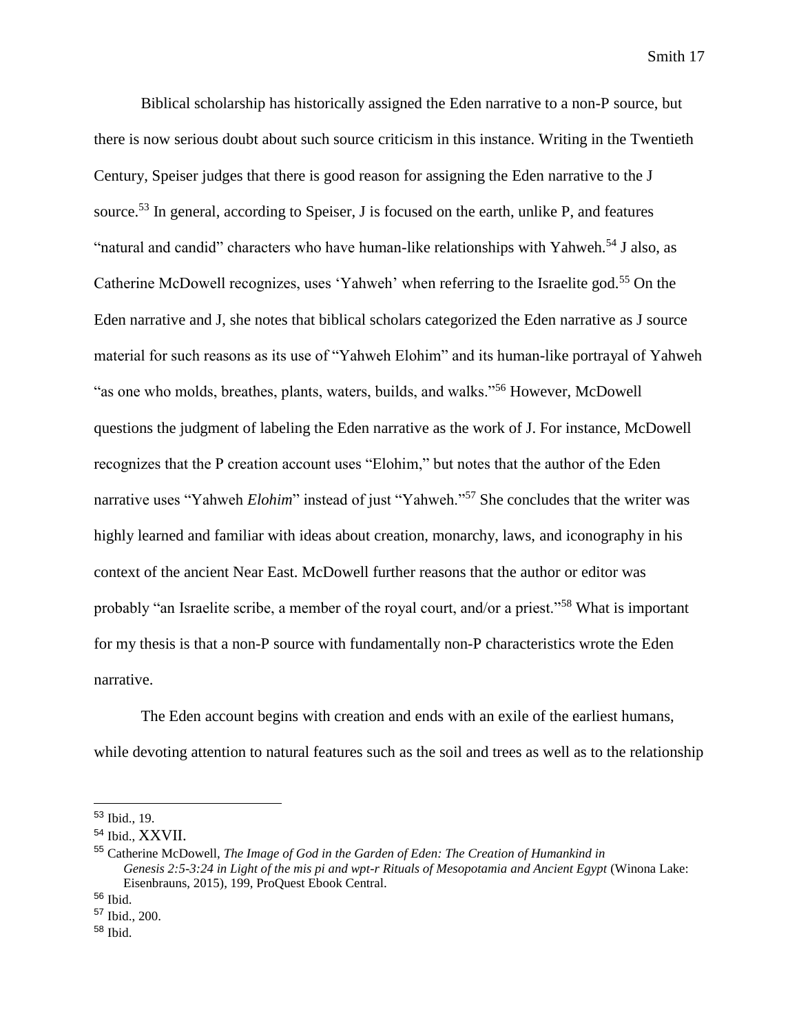Biblical scholarship has historically assigned the Eden narrative to a non-P source, but there is now serious doubt about such source criticism in this instance. Writing in the Twentieth Century, Speiser judges that there is good reason for assigning the Eden narrative to the J source.[53] In general, according to Speiser, J is focused on the earth, unlike P, and features "natural and candid" characters who have human-like relationships with Yahweh.[54] J also, as Catherine McDowell recognizes, uses 'Yahweh' when referring to the Israelite god.[55] On the Eden narrative and J, she notes that biblical scholars categorized the Eden narrative as J source material for such reasons as its use of "Yahweh Elohim" and its human-like portrayal of Yahweh "as one who molds, breathes, plants, waters, builds, and walks."[56] However, McDowell questions the judgment of labeling the Eden narrative as the work of J. For instance, McDowell recognizes that the P creation account uses "Elohim," but notes that the author of the Eden narrative uses "Yahweh *Elohim*" instead of just "Yahweh."[57] She concludes that the writer was highly learned and familiar with ideas about creation, monarchy, laws, and iconography in his context of the ancient Near East. McDowell further reasons that the author or editor was probably "an Israelite scribe, a member of the royal court, and/or a priest."[58] What is important for my thesis is that a non-P source with fundamentally non-P characteristics wrote the Eden narrative.

The Eden account begins with creation and ends with an exile of the earliest humans, while devoting attention to natural features such as the soil and trees as well as to the relationship

---

[53] Ibid., 19.

[54] Ibid., XXVII.

[55] Catherine McDowell, *The Image of God in the Garden of Eden: The Creation of Humankind in Genesis 2:5-3:24 in Light of the mis pi and wpt-r Rituals of Mesopotamia and Ancient Egypt* (Winona Lake: Eisenbrauns, 2015), 199, ProQuest Ebook Central.

[56] Ibid.

[57] Ibid., 200.

[58] Ibid.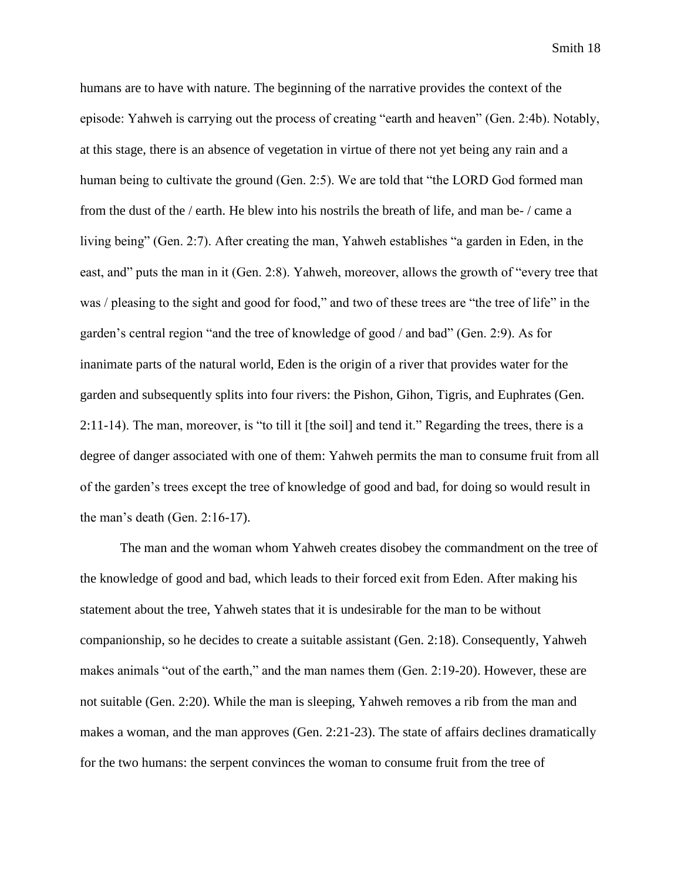humans are to have with nature. The beginning of the narrative provides the context of the episode: Yahweh is carrying out the process of creating "earth and heaven" (Gen. 2:4b). Notably, at this stage, there is an absence of vegetation in virtue of there not yet being any rain and a human being to cultivate the ground (Gen. 2:5). We are told that "the LORD God formed man from the dust of the / earth. He blew into his nostrils the breath of life, and man be- / came a living being" (Gen. 2:7). After creating the man, Yahweh establishes "a garden in Eden, in the east, and" puts the man in it (Gen. 2:8). Yahweh, moreover, allows the growth of "every tree that was / pleasing to the sight and good for food," and two of these trees are "the tree of life" in the garden's central region "and the tree of knowledge of good / and bad" (Gen. 2:9). As for inanimate parts of the natural world, Eden is the origin of a river that provides water for the garden and subsequently splits into four rivers: the Pishon, Gihon, Tigris, and Euphrates (Gen. 2:11-14). The man, moreover, is "to till it [the soil] and tend it." Regarding the trees, there is a degree of danger associated with one of them: Yahweh permits the man to consume fruit from all of the garden's trees except the tree of knowledge of good and bad, for doing so would result in the man's death (Gen. 2:16-17).

The man and the woman whom Yahweh creates disobey the commandment on the tree of the knowledge of good and bad, which leads to their forced exit from Eden. After making his statement about the tree, Yahweh states that it is undesirable for the man to be without companionship, so he decides to create a suitable assistant (Gen. 2:18). Consequently, Yahweh makes animals "out of the earth," and the man names them (Gen. 2:19-20). However, these are not suitable (Gen. 2:20). While the man is sleeping, Yahweh removes a rib from the man and makes a woman, and the man approves (Gen. 2:21-23). The state of affairs declines dramatically for the two humans: the serpent convinces the woman to consume fruit from the tree of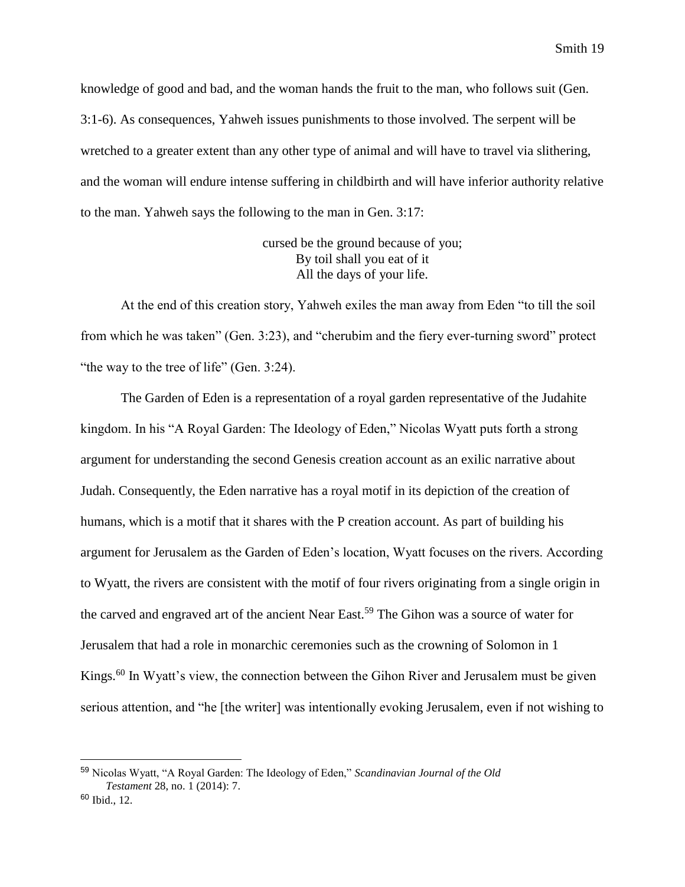knowledge of good and bad, and the woman hands the fruit to the man, who follows suit (Gen. 3:1-6). As consequences, Yahweh issues punishments to those involved. The serpent will be wretched to a greater extent than any other type of animal and will have to travel via slithering, and the woman will endure intense suffering in childbirth and will have inferior authority relative to the man. Yahweh says the following to the man in Gen. 3:17:

> cursed be the ground because of you;
> By toil shall you eat of it
> All the days of your life.

At the end of this creation story, Yahweh exiles the man away from Eden "to till the soil from which he was taken" (Gen. 3:23), and "cherubim and the fiery ever-turning sword" protect "the way to the tree of life" (Gen. 3:24).

The Garden of Eden is a representation of a royal garden representative of the Judahite kingdom. In his "A Royal Garden: The Ideology of Eden," Nicolas Wyatt puts forth a strong argument for understanding the second Genesis creation account as an exilic narrative about Judah. Consequently, the Eden narrative has a royal motif in its depiction of the creation of humans, which is a motif that it shares with the P creation account. As part of building his argument for Jerusalem as the Garden of Eden's location, Wyatt focuses on the rivers. According to Wyatt, the rivers are consistent with the motif of four rivers originating from a single origin in the carved and engraved art of the ancient Near East.[59] The Gihon was a source of water for Jerusalem that had a role in monarchic ceremonies such as the crowning of Solomon in 1 Kings.[60] In Wyatt's view, the connection between the Gihon River and Jerusalem must be given serious attention, and "he [the writer] was intentionally evoking Jerusalem, even if not wishing to

---

[59] Nicolas Wyatt, "A Royal Garden: The Ideology of Eden," *Scandinavian Journal of the Old Testament* 28, no. 1 (2014): 7.

[60] Ibid., 12.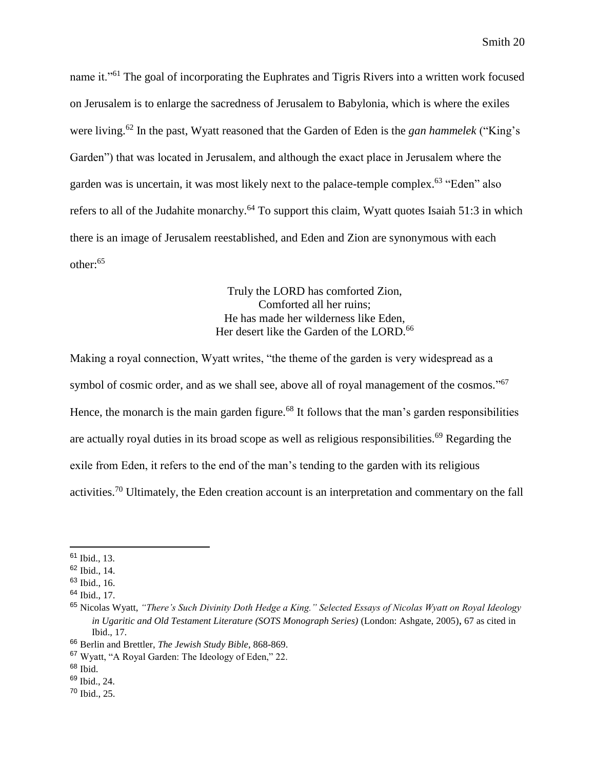name it."[61] The goal of incorporating the Euphrates and Tigris Rivers into a written work focused on Jerusalem is to enlarge the sacredness of Jerusalem to Babylonia, which is where the exiles were living.[62] In the past, Wyatt reasoned that the Garden of Eden is the *gan hammelek* ("King's Garden") that was located in Jerusalem, and although the exact place in Jerusalem where the garden was is uncertain, it was most likely next to the palace-temple complex.[63] "Eden" also refers to all of the Judahite monarchy.[64] To support this claim, Wyatt quotes Isaiah 51:3 in which there is an image of Jerusalem reestablished, and Eden and Zion are synonymous with each other:[65]

> Truly the LORD has comforted Zion,
> Comforted all her ruins;
> He has made her wilderness like Eden,
> Her desert like the Garden of the LORD.[66]

Making a royal connection, Wyatt writes, "the theme of the garden is very widespread as a symbol of cosmic order, and as we shall see, above all of royal management of the cosmos."[67] Hence, the monarch is the main garden figure.[68] It follows that the man's garden responsibilities are actually royal duties in its broad scope as well as religious responsibilities.[69] Regarding the exile from Eden, it refers to the end of the man's tending to the garden with its religious activities.[70] Ultimately, the Eden creation account is an interpretation and commentary on the fall

---

[61] Ibid., 13.

[62] Ibid., 14.

[63] Ibid., 16.

[64] Ibid., 17.

[65] Nicolas Wyatt, *"There's Such Divinity Doth Hedge a King." Selected Essays of Nicolas Wyatt on Royal Ideology in Ugaritic and Old Testament Literature (SOTS Monograph Series)* (London: Ashgate, 2005), 67 as cited in Ibid., 17.

[66] Berlin and Brettler, *The Jewish Study Bible*, 868-869.

[67] Wyatt, "A Royal Garden: The Ideology of Eden," 22.

[68] Ibid.

[69] Ibid., 24.

[70] Ibid., 25.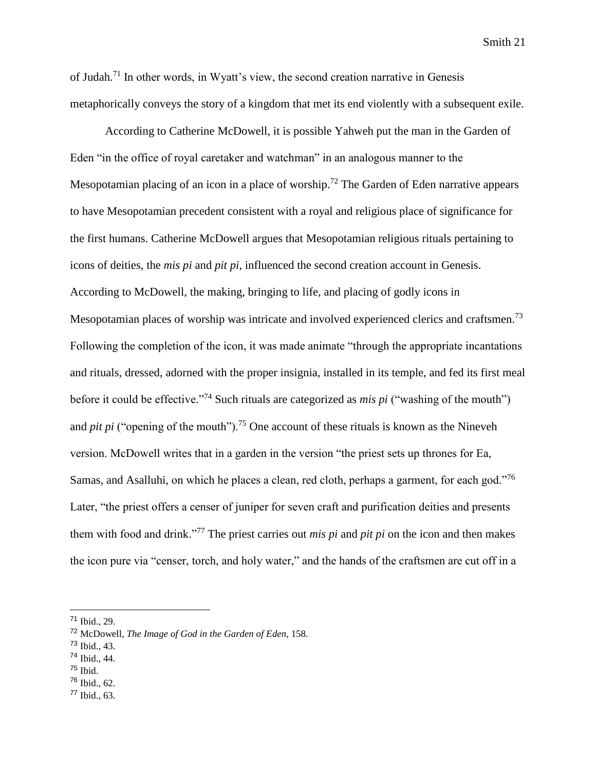of Judah.[71] In other words, in Wyatt's view, the second creation narrative in Genesis metaphorically conveys the story of a kingdom that met its end violently with a subsequent exile.

According to Catherine McDowell, it is possible Yahweh put the man in the Garden of Eden "in the office of royal caretaker and watchman" in an analogous manner to the Mesopotamian placing of an icon in a place of worship.[72] The Garden of Eden narrative appears to have Mesopotamian precedent consistent with a royal and religious place of significance for the first humans. Catherine McDowell argues that Mesopotamian religious rituals pertaining to icons of deities, the *mis pi* and *pit pi*, influenced the second creation account in Genesis. According to McDowell, the making, bringing to life, and placing of godly icons in Mesopotamian places of worship was intricate and involved experienced clerics and craftsmen.[73] Following the completion of the icon, it was made animate "through the appropriate incantations and rituals, dressed, adorned with the proper insignia, installed in its temple, and fed its first meal before it could be effective."[74] Such rituals are categorized as *mis pi* ("washing of the mouth") and *pit pi* ("opening of the mouth").[75] One account of these rituals is known as the Nineveh version. McDowell writes that in a garden in the version "the priest sets up thrones for Ea, Samas, and Asalluhi, on which he places a clean, red cloth, perhaps a garment, for each god."[76] Later, "the priest offers a censer of juniper for seven craft and purification deities and presents them with food and drink."[77] The priest carries out *mis pi* and *pit pi* on the icon and then makes the icon pure via "censer, torch, and holy water," and the hands of the craftsmen are cut off in a

---

[71] Ibid., 29.

[72] McDowell, *The Image of God in the Garden of Eden*, 158.

[73] Ibid., 43.

[74] Ibid., 44.

[75] Ibid.

[76] Ibid., 62.

[77] Ibid., 63.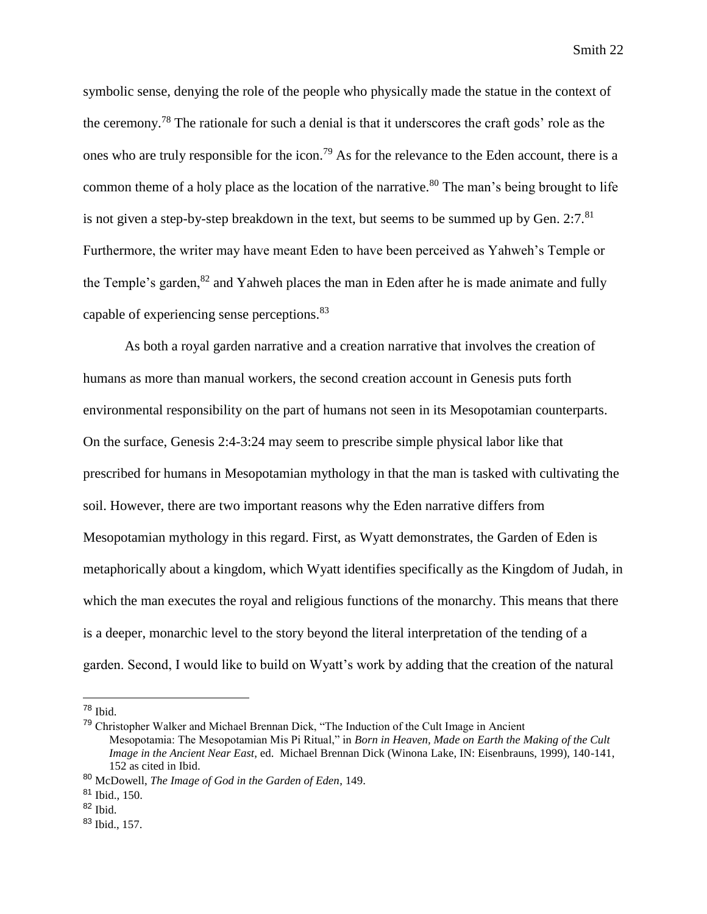symbolic sense, denying the role of the people who physically made the statue in the context of the ceremony.[78] The rationale for such a denial is that it underscores the craft gods' role as the ones who are truly responsible for the icon.[79] As for the relevance to the Eden account, there is a common theme of a holy place as the location of the narrative.[80] The man's being brought to life is not given a step-by-step breakdown in the text, but seems to be summed up by Gen. 2:7.[81] Furthermore, the writer may have meant Eden to have been perceived as Yahweh's Temple or the Temple's garden,[82] and Yahweh places the man in Eden after he is made animate and fully capable of experiencing sense perceptions.[83]

As both a royal garden narrative and a creation narrative that involves the creation of humans as more than manual workers, the second creation account in Genesis puts forth environmental responsibility on the part of humans not seen in its Mesopotamian counterparts. On the surface, Genesis 2:4-3:24 may seem to prescribe simple physical labor like that prescribed for humans in Mesopotamian mythology in that the man is tasked with cultivating the soil. However, there are two important reasons why the Eden narrative differs from Mesopotamian mythology in this regard. First, as Wyatt demonstrates, the Garden of Eden is metaphorically about a kingdom, which Wyatt identifies specifically as the Kingdom of Judah, in which the man executes the royal and religious functions of the monarchy. This means that there is a deeper, monarchic level to the story beyond the literal interpretation of the tending of a garden. Second, I would like to build on Wyatt's work by adding that the creation of the natural

---

[78] Ibid.

[79] Christopher Walker and Michael Brennan Dick, "The Induction of the Cult Image in Ancient Mesopotamia: The Mesopotamian Mis Pi Ritual," in *Born in Heaven, Made on Earth the Making of the Cult Image in the Ancient Near East*, ed. Michael Brennan Dick (Winona Lake, IN: Eisenbrauns, 1999), 140-141, 152 as cited in Ibid.

[80] McDowell, *The Image of God in the Garden of Eden*, 149.

[81] Ibid., 150.

[82] Ibid.

[83] Ibid., 157.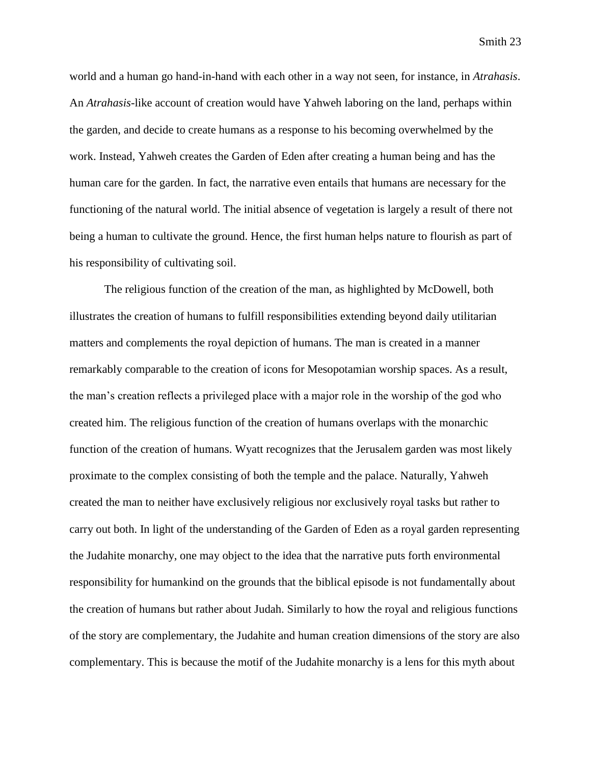world and a human go hand-in-hand with each other in a way not seen, for instance, in *Atrahasis*. An *Atrahasis*-like account of creation would have Yahweh laboring on the land, perhaps within the garden, and decide to create humans as a response to his becoming overwhelmed by the work. Instead, Yahweh creates the Garden of Eden after creating a human being and has the human care for the garden. In fact, the narrative even entails that humans are necessary for the functioning of the natural world. The initial absence of vegetation is largely a result of there not being a human to cultivate the ground. Hence, the first human helps nature to flourish as part of his responsibility of cultivating soil.

The religious function of the creation of the man, as highlighted by McDowell, both illustrates the creation of humans to fulfill responsibilities extending beyond daily utilitarian matters and complements the royal depiction of humans. The man is created in a manner remarkably comparable to the creation of icons for Mesopotamian worship spaces. As a result, the man's creation reflects a privileged place with a major role in the worship of the god who created him. The religious function of the creation of humans overlaps with the monarchic function of the creation of humans. Wyatt recognizes that the Jerusalem garden was most likely proximate to the complex consisting of both the temple and the palace. Naturally, Yahweh created the man to neither have exclusively religious nor exclusively royal tasks but rather to carry out both. In light of the understanding of the Garden of Eden as a royal garden representing the Judahite monarchy, one may object to the idea that the narrative puts forth environmental responsibility for humankind on the grounds that the biblical episode is not fundamentally about the creation of humans but rather about Judah. Similarly to how the royal and religious functions of the story are complementary, the Judahite and human creation dimensions of the story are also complementary. This is because the motif of the Judahite monarchy is a lens for this myth about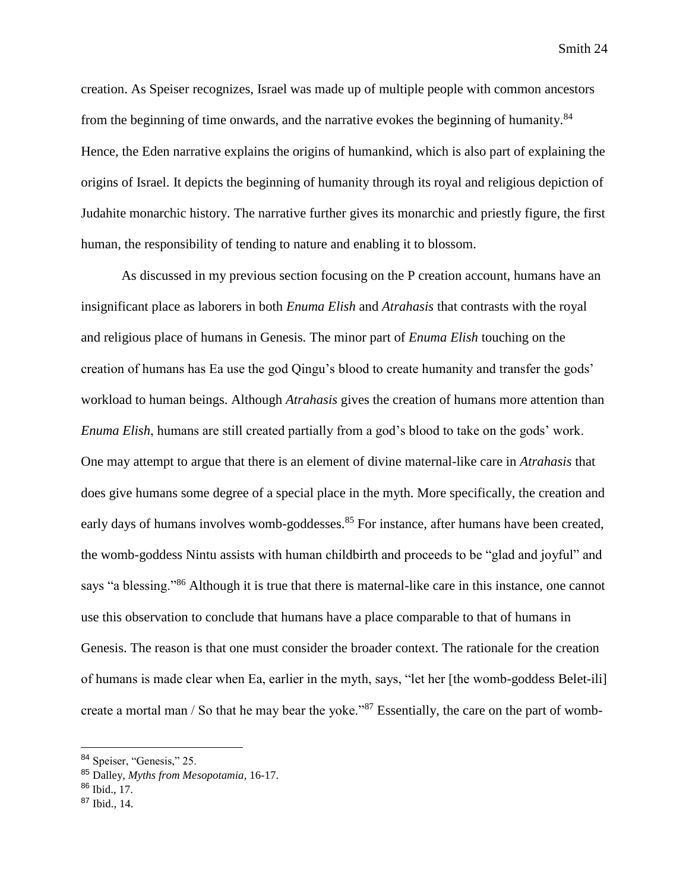creation. As Speiser recognizes, Israel was made up of multiple people with common ancestors from the beginning of time onwards, and the narrative evokes the beginning of humanity.[84] Hence, the Eden narrative explains the origins of humankind, which is also part of explaining the origins of Israel. It depicts the beginning of humanity through its royal and religious depiction of Judahite monarchic history. The narrative further gives its monarchic and priestly figure, the first human, the responsibility of tending to nature and enabling it to blossom.

As discussed in my previous section focusing on the P creation account, humans have an insignificant place as laborers in both *Enuma Elish* and *Atrahasis* that contrasts with the royal and religious place of humans in Genesis. The minor part of *Enuma Elish* touching on the creation of humans has Ea use the god Qingu's blood to create humanity and transfer the gods' workload to human beings. Although *Atrahasis* gives the creation of humans more attention than *Enuma Elish*, humans are still created partially from a god's blood to take on the gods' work. One may attempt to argue that there is an element of divine maternal-like care in *Atrahasis* that does give humans some degree of a special place in the myth. More specifically, the creation and early days of humans involves womb-goddesses.[85] For instance, after humans have been created, the womb-goddess Nintu assists with human childbirth and proceeds to be "glad and joyful" and says "a blessing."[86] Although it is true that there is maternal-like care in this instance, one cannot use this observation to conclude that humans have a place comparable to that of humans in Genesis. The reason is that one must consider the broader context. The rationale for the creation of humans is made clear when Ea, earlier in the myth, says, "let her [the womb-goddess Belet-ili] create a mortal man / So that he may bear the yoke."[87] Essentially, the care on the part of womb-

---

[84] Speiser, "Genesis," 25.

[85] Dalley, *Myths from Mesopotamia*, 16-17.

[86] Ibid., 17.

[87] Ibid., 14.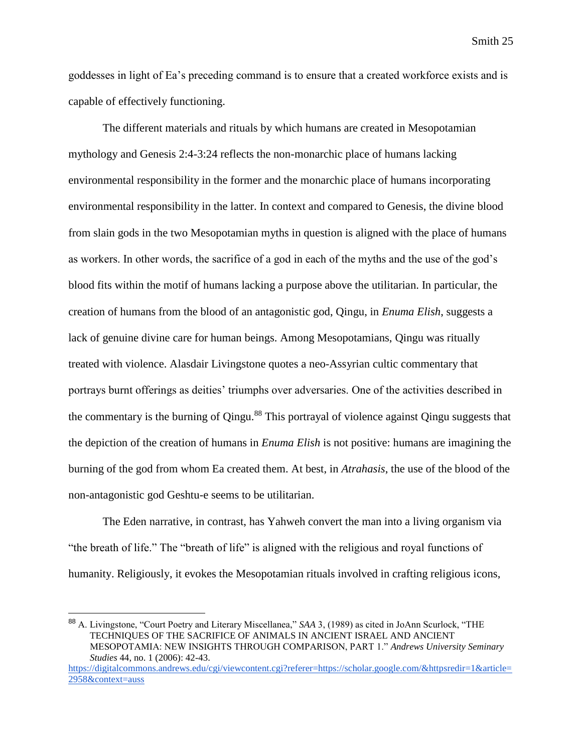goddesses in light of Ea's preceding command is to ensure that a created workforce exists and is capable of effectively functioning.

The different materials and rituals by which humans are created in Mesopotamian mythology and Genesis 2:4-3:24 reflects the non-monarchic place of humans lacking environmental responsibility in the former and the monarchic place of humans incorporating environmental responsibility in the latter. In context and compared to Genesis, the divine blood from slain gods in the two Mesopotamian myths in question is aligned with the place of humans as workers. In other words, the sacrifice of a god in each of the myths and the use of the god's blood fits within the motif of humans lacking a purpose above the utilitarian. In particular, the creation of humans from the blood of an antagonistic god, Qingu, in *Enuma Elish*, suggests a lack of genuine divine care for human beings. Among Mesopotamians, Qingu was ritually treated with violence. Alasdair Livingstone quotes a neo-Assyrian cultic commentary that portrays burnt offerings as deities' triumphs over adversaries. One of the activities described in the commentary is the burning of Qingu.[88] This portrayal of violence against Qingu suggests that the depiction of the creation of humans in *Enuma Elish* is not positive: humans are imagining the burning of the god from whom Ea created them. At best, in *Atrahasis*, the use of the blood of the non-antagonistic god Geshtu-e seems to be utilitarian.

The Eden narrative, in contrast, has Yahweh convert the man into a living organism via "the breath of life." The "breath of life" is aligned with the religious and royal functions of humanity. Religiously, it evokes the Mesopotamian rituals involved in crafting religious icons,

---

[88] A. Livingstone, "Court Poetry and Literary Miscellanea," *SAA* 3, (1989) as cited in JoAnn Scurlock, "THE TECHNIQUES OF THE SACRIFICE OF ANIMALS IN ANCIENT ISRAEL AND ANCIENT MESOPOTAMIA: NEW INSIGHTS THROUGH COMPARISON, PART 1." *Andrews University Seminary Studies* 44, no. 1 (2006): 42-43. https://digitalcommons.andrews.edu/cgi/viewcontent.cgi?referer=https://scholar.google.com/&httpsredir=1&article=2958&context=auss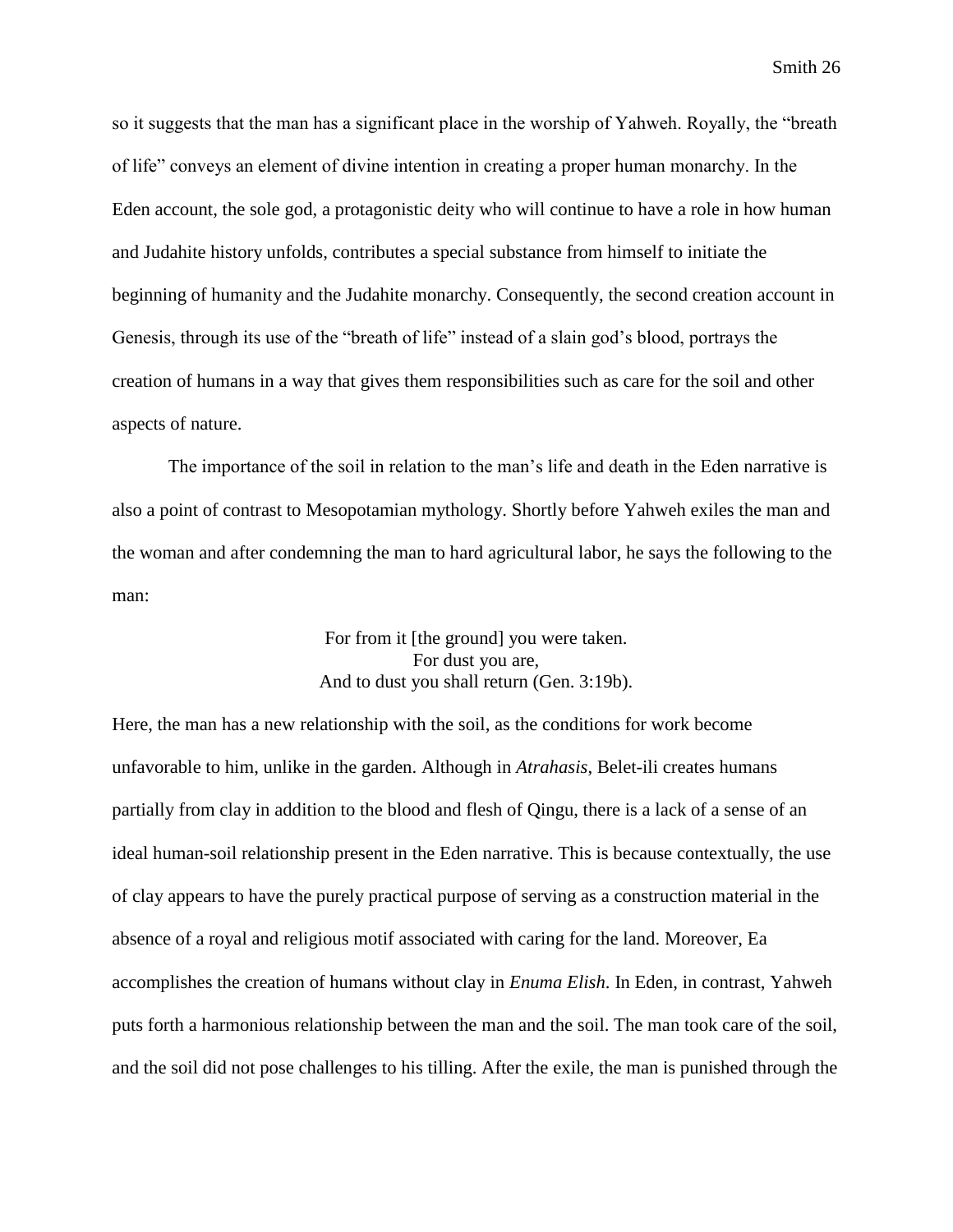so it suggests that the man has a significant place in the worship of Yahweh. Royally, the "breath of life" conveys an element of divine intention in creating a proper human monarchy. In the Eden account, the sole god, a protagonistic deity who will continue to have a role in how human and Judahite history unfolds, contributes a special substance from himself to initiate the beginning of humanity and the Judahite monarchy. Consequently, the second creation account in Genesis, through its use of the "breath of life" instead of a slain god's blood, portrays the creation of humans in a way that gives them responsibilities such as care for the soil and other aspects of nature.

The importance of the soil in relation to the man's life and death in the Eden narrative is also a point of contrast to Mesopotamian mythology. Shortly before Yahweh exiles the man and the woman and after condemning the man to hard agricultural labor, he says the following to the man:

> For from it [the ground] you were taken.
> For dust you are,
> And to dust you shall return (Gen. 3:19b).

Here, the man has a new relationship with the soil, as the conditions for work become unfavorable to him, unlike in the garden. Although in *Atrahasis*, Belet-ili creates humans partially from clay in addition to the blood and flesh of Qingu, there is a lack of a sense of an ideal human-soil relationship present in the Eden narrative. This is because contextually, the use of clay appears to have the purely practical purpose of serving as a construction material in the absence of a royal and religious motif associated with caring for the land. Moreover, Ea accomplishes the creation of humans without clay in *Enuma Elish*. In Eden, in contrast, Yahweh puts forth a harmonious relationship between the man and the soil. The man took care of the soil, and the soil did not pose challenges to his tilling. After the exile, the man is punished through the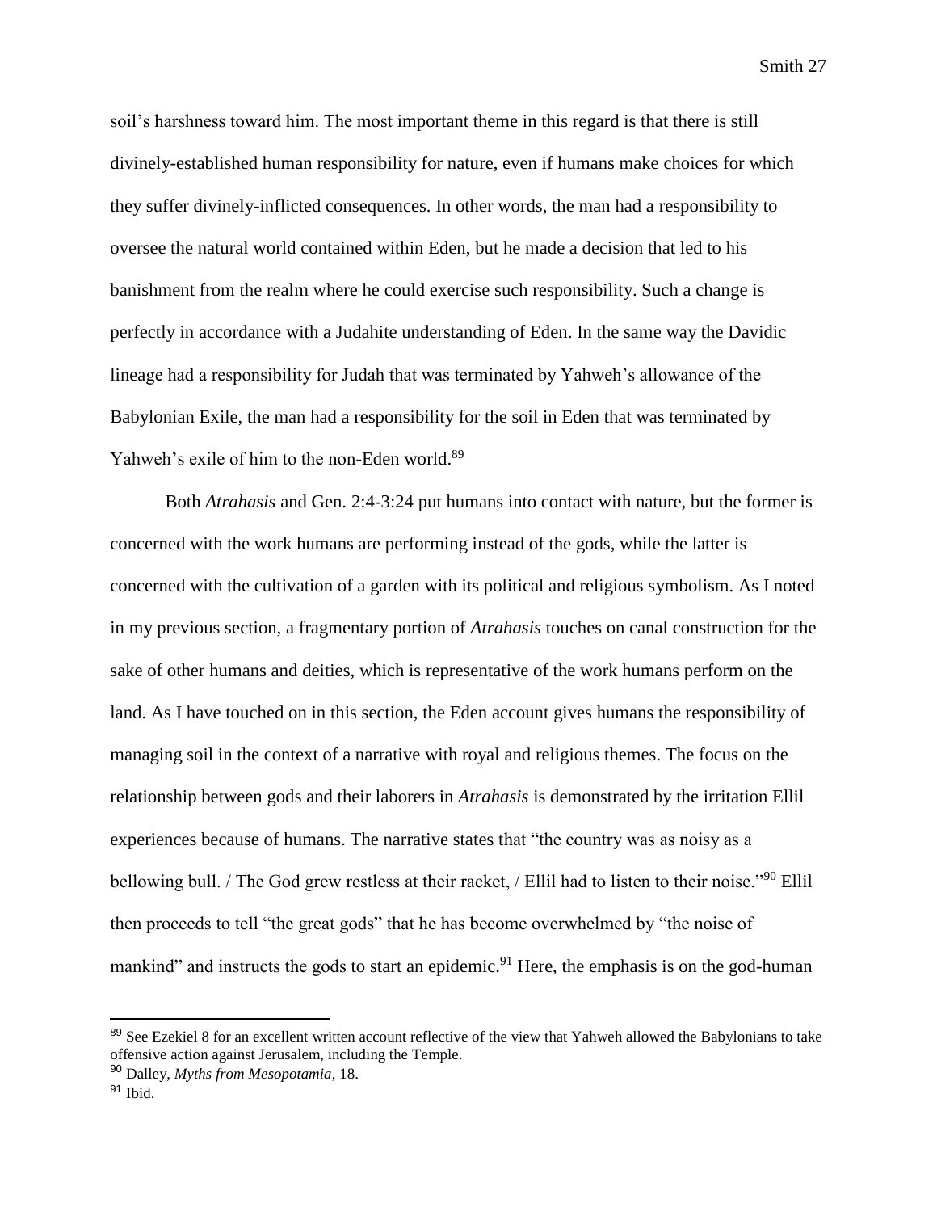soil's harshness toward him. The most important theme in this regard is that there is still divinely-established human responsibility for nature, even if humans make choices for which they suffer divinely-inflicted consequences. In other words, the man had a responsibility to oversee the natural world contained within Eden, but he made a decision that led to his banishment from the realm where he could exercise such responsibility. Such a change is perfectly in accordance with a Judahite understanding of Eden. In the same way the Davidic lineage had a responsibility for Judah that was terminated by Yahweh's allowance of the Babylonian Exile, the man had a responsibility for the soil in Eden that was terminated by Yahweh's exile of him to the non-Eden world.[89]

Both *Atrahasis* and Gen. 2:4-3:24 put humans into contact with nature, but the former is concerned with the work humans are performing instead of the gods, while the latter is concerned with the cultivation of a garden with its political and religious symbolism. As I noted in my previous section, a fragmentary portion of *Atrahasis* touches on canal construction for the sake of other humans and deities, which is representative of the work humans perform on the land. As I have touched on in this section, the Eden account gives humans the responsibility of managing soil in the context of a narrative with royal and religious themes. The focus on the relationship between gods and their laborers in *Atrahasis* is demonstrated by the irritation Ellil experiences because of humans. The narrative states that "the country was as noisy as a bellowing bull. / The God grew restless at their racket, / Ellil had to listen to their noise."[90] Ellil then proceeds to tell "the great gods" that he has become overwhelmed by "the noise of mankind" and instructs the gods to start an epidemic.[91] Here, the emphasis is on the god-human

---

[89] See Ezekiel 8 for an excellent written account reflective of the view that Yahweh allowed the Babylonians to take offensive action against Jerusalem, including the Temple.

[90] Dalley, *Myths from Mesopotamia*, 18.

[91] Ibid.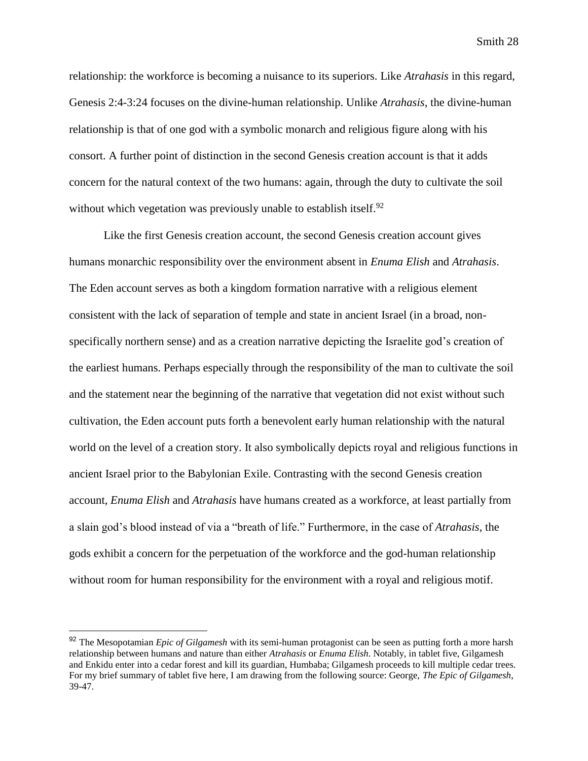relationship: the workforce is becoming a nuisance to its superiors. Like *Atrahasis* in this regard, Genesis 2:4-3:24 focuses on the divine-human relationship. Unlike *Atrahasis*, the divine-human relationship is that of one god with a symbolic monarch and religious figure along with his consort. A further point of distinction in the second Genesis creation account is that it adds concern for the natural context of the two humans: again, through the duty to cultivate the soil without which vegetation was previously unable to establish itself.[92]

Like the first Genesis creation account, the second Genesis creation account gives humans monarchic responsibility over the environment absent in *Enuma Elish* and *Atrahasis*. The Eden account serves as both a kingdom formation narrative with a religious element consistent with the lack of separation of temple and state in ancient Israel (in a broad, non-specifically northern sense) and as a creation narrative depicting the Israelite god's creation of the earliest humans. Perhaps especially through the responsibility of the man to cultivate the soil and the statement near the beginning of the narrative that vegetation did not exist without such cultivation, the Eden account puts forth a benevolent early human relationship with the natural world on the level of a creation story. It also symbolically depicts royal and religious functions in ancient Israel prior to the Babylonian Exile. Contrasting with the second Genesis creation account, *Enuma Elish* and *Atrahasis* have humans created as a workforce, at least partially from a slain god's blood instead of via a "breath of life." Furthermore, in the case of *Atrahasis*, the gods exhibit a concern for the perpetuation of the workforce and the god-human relationship without room for human responsibility for the environment with a royal and religious motif.

---

[92] The Mesopotamian *Epic of Gilgamesh* with its semi-human protagonist can be seen as putting forth a more harsh relationship between humans and nature than either *Atrahasis* or *Enuma Elish*. Notably, in tablet five, Gilgamesh and Enkidu enter into a cedar forest and kill its guardian, Humbaba; Gilgamesh proceeds to kill multiple cedar trees. For my brief summary of tablet five here, I am drawing from the following source: George, *The Epic of Gilgamesh*, 39-47.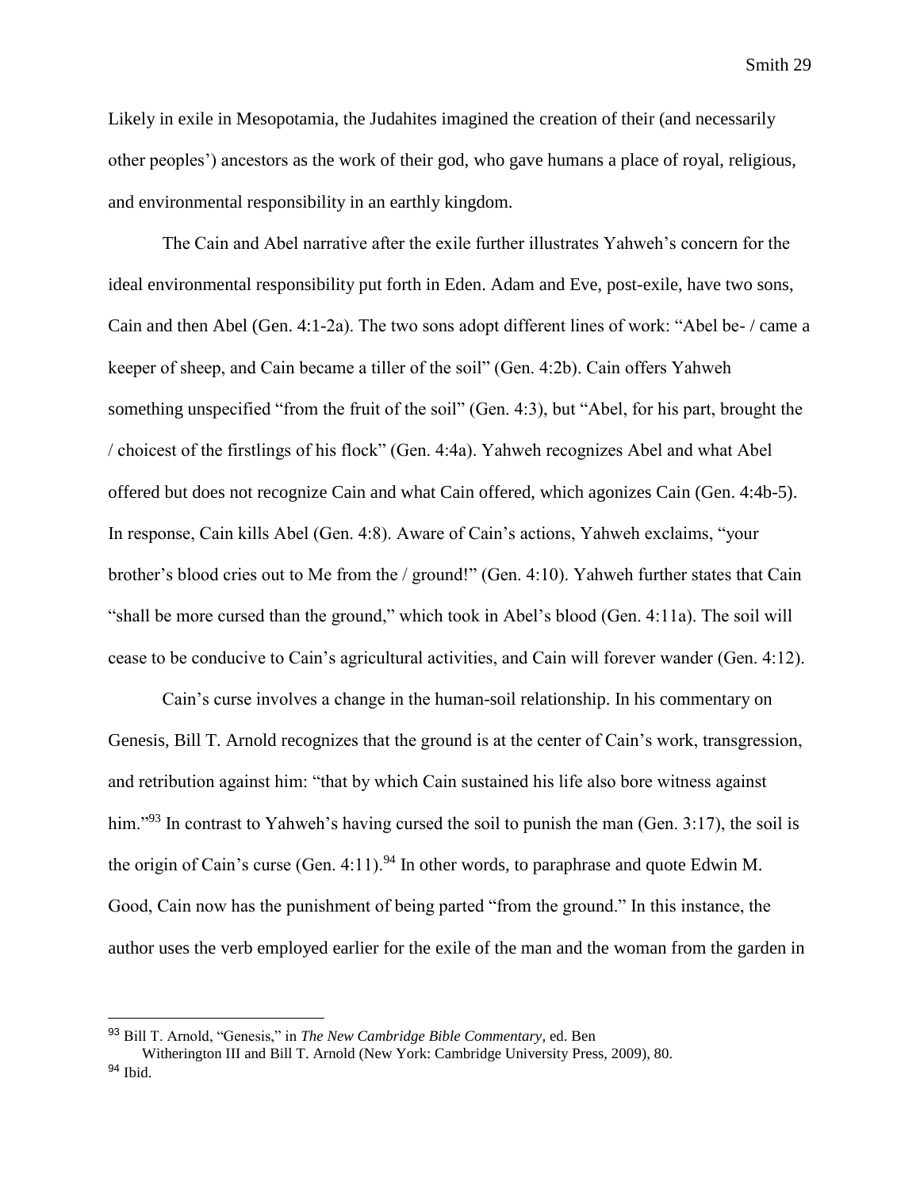Likely in exile in Mesopotamia, the Judahites imagined the creation of their (and necessarily other peoples') ancestors as the work of their god, who gave humans a place of royal, religious, and environmental responsibility in an earthly kingdom.

The Cain and Abel narrative after the exile further illustrates Yahweh's concern for the ideal environmental responsibility put forth in Eden. Adam and Eve, post-exile, have two sons, Cain and then Abel (Gen. 4:1-2a). The two sons adopt different lines of work: "Abel be- / came a keeper of sheep, and Cain became a tiller of the soil" (Gen. 4:2b). Cain offers Yahweh something unspecified "from the fruit of the soil" (Gen. 4:3), but "Abel, for his part, brought the / choicest of the firstlings of his flock" (Gen. 4:4a). Yahweh recognizes Abel and what Abel offered but does not recognize Cain and what Cain offered, which agonizes Cain (Gen. 4:4b-5). In response, Cain kills Abel (Gen. 4:8). Aware of Cain's actions, Yahweh exclaims, "your brother's blood cries out to Me from the / ground!" (Gen. 4:10). Yahweh further states that Cain "shall be more cursed than the ground," which took in Abel's blood (Gen. 4:11a). The soil will cease to be conducive to Cain's agricultural activities, and Cain will forever wander (Gen. 4:12).

Cain's curse involves a change in the human-soil relationship. In his commentary on Genesis, Bill T. Arnold recognizes that the ground is at the center of Cain's work, transgression, and retribution against him: "that by which Cain sustained his life also bore witness against him."[93] In contrast to Yahweh's having cursed the soil to punish the man (Gen. 3:17), the soil is the origin of Cain's curse (Gen. 4:11).[94] In other words, to paraphrase and quote Edwin M. Good, Cain now has the punishment of being parted "from the ground." In this instance, the author uses the verb employed earlier for the exile of the man and the woman from the garden in

---

[93] Bill T. Arnold, "Genesis," in *The New Cambridge Bible Commentary*, ed. Ben Witherington III and Bill T. Arnold (New York: Cambridge University Press, 2009), 80.

[94] Ibid.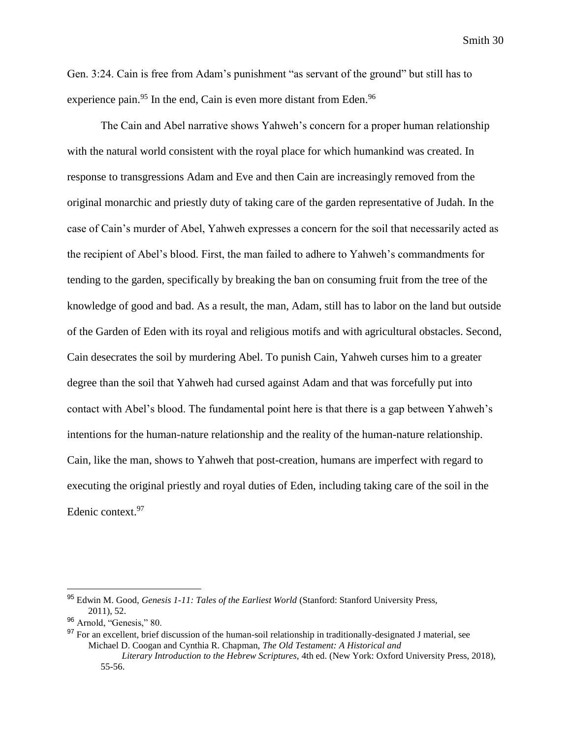Gen. 3:24. Cain is free from Adam's punishment "as servant of the ground" but still has to experience pain.[95] In the end, Cain is even more distant from Eden.[96]

The Cain and Abel narrative shows Yahweh's concern for a proper human relationship with the natural world consistent with the royal place for which humankind was created. In response to transgressions Adam and Eve and then Cain are increasingly removed from the original monarchic and priestly duty of taking care of the garden representative of Judah. In the case of Cain's murder of Abel, Yahweh expresses a concern for the soil that necessarily acted as the recipient of Abel's blood. First, the man failed to adhere to Yahweh's commandments for tending to the garden, specifically by breaking the ban on consuming fruit from the tree of the knowledge of good and bad. As a result, the man, Adam, still has to labor on the land but outside of the Garden of Eden with its royal and religious motifs and with agricultural obstacles. Second, Cain desecrates the soil by murdering Abel. To punish Cain, Yahweh curses him to a greater degree than the soil that Yahweh had cursed against Adam and that was forcefully put into contact with Abel's blood. The fundamental point here is that there is a gap between Yahweh's intentions for the human-nature relationship and the reality of the human-nature relationship. Cain, like the man, shows to Yahweh that post-creation, humans are imperfect with regard to executing the original priestly and royal duties of Eden, including taking care of the soil in the Edenic context.[97]

---

[95] Edwin M. Good, *Genesis 1-11: Tales of the Earliest World* (Stanford: Stanford University Press, 2011), 52.

[96] Arnold, "Genesis," 80.

[97] For an excellent, brief discussion of the human-soil relationship in traditionally-designated J material, see Michael D. Coogan and Cynthia R. Chapman, *The Old Testament: A Historical and Literary Introduction to the Hebrew Scriptures,* 4th ed. (New York: Oxford University Press, 2018), 55-56.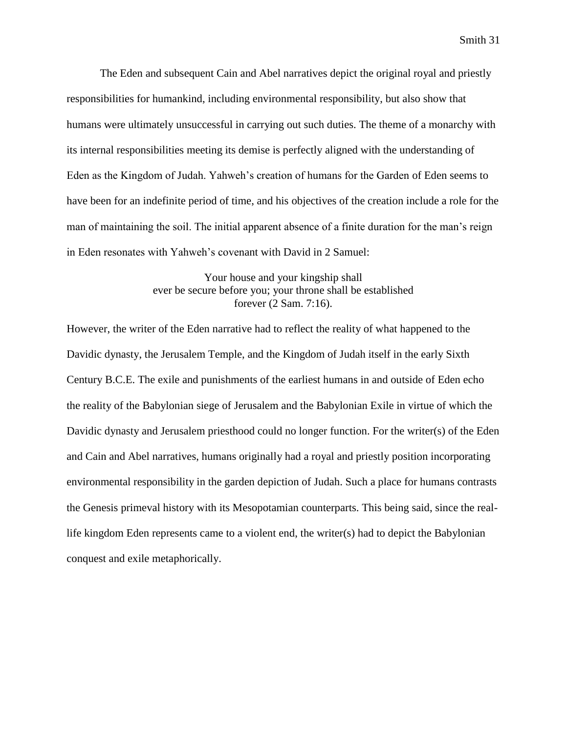The Eden and subsequent Cain and Abel narratives depict the original royal and priestly responsibilities for humankind, including environmental responsibility, but also show that humans were ultimately unsuccessful in carrying out such duties. The theme of a monarchy with its internal responsibilities meeting its demise is perfectly aligned with the understanding of Eden as the Kingdom of Judah. Yahweh's creation of humans for the Garden of Eden seems to have been for an indefinite period of time, and his objectives of the creation include a role for the man of maintaining the soil. The initial apparent absence of a finite duration for the man's reign in Eden resonates with Yahweh's covenant with David in 2 Samuel:

> Your house and your kingship shall
> ever be secure before you; your throne shall be established
> forever (2 Sam. 7:16).

However, the writer of the Eden narrative had to reflect the reality of what happened to the Davidic dynasty, the Jerusalem Temple, and the Kingdom of Judah itself in the early Sixth Century B.C.E. The exile and punishments of the earliest humans in and outside of Eden echo the reality of the Babylonian siege of Jerusalem and the Babylonian Exile in virtue of which the Davidic dynasty and Jerusalem priesthood could no longer function. For the writer(s) of the Eden and Cain and Abel narratives, humans originally had a royal and priestly position incorporating environmental responsibility in the garden depiction of Judah. Such a place for humans contrasts the Genesis primeval history with its Mesopotamian counterparts. This being said, since the real-life kingdom Eden represents came to a violent end, the writer(s) had to depict the Babylonian conquest and exile metaphorically.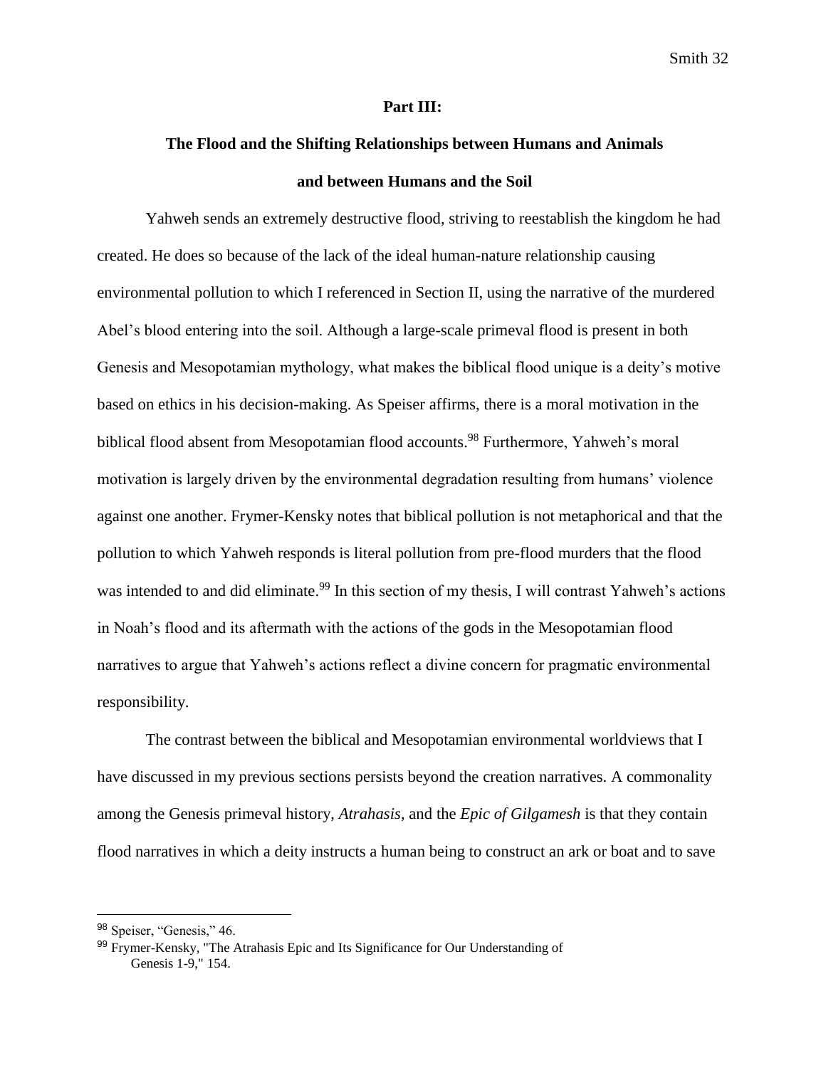## Part III:

## The Flood and the Shifting Relationships between Humans and Animals and between Humans and the Soil

Yahweh sends an extremely destructive flood, striving to reestablish the kingdom he had created. He does so because of the lack of the ideal human-nature relationship causing environmental pollution to which I referenced in Section II, using the narrative of the murdered Abel's blood entering into the soil. Although a large-scale primeval flood is present in both Genesis and Mesopotamian mythology, what makes the biblical flood unique is a deity's motive based on ethics in his decision-making. As Speiser affirms, there is a moral motivation in the biblical flood absent from Mesopotamian flood accounts.[98] Furthermore, Yahweh's moral motivation is largely driven by the environmental degradation resulting from humans' violence against one another. Frymer-Kensky notes that biblical pollution is not metaphorical and that the pollution to which Yahweh responds is literal pollution from pre-flood murders that the flood was intended to and did eliminate.[99] In this section of my thesis, I will contrast Yahweh's actions in Noah's flood and its aftermath with the actions of the gods in the Mesopotamian flood narratives to argue that Yahweh's actions reflect a divine concern for pragmatic environmental responsibility.

The contrast between the biblical and Mesopotamian environmental worldviews that I have discussed in my previous sections persists beyond the creation narratives. A commonality among the Genesis primeval history, *Atrahasis*, and the *Epic of Gilgamesh* is that they contain flood narratives in which a deity instructs a human being to construct an ark or boat and to save

---

[98] Speiser, "Genesis," 46.

[99] Frymer-Kensky, "The Atrahasis Epic and Its Significance for Our Understanding of Genesis 1-9," 154.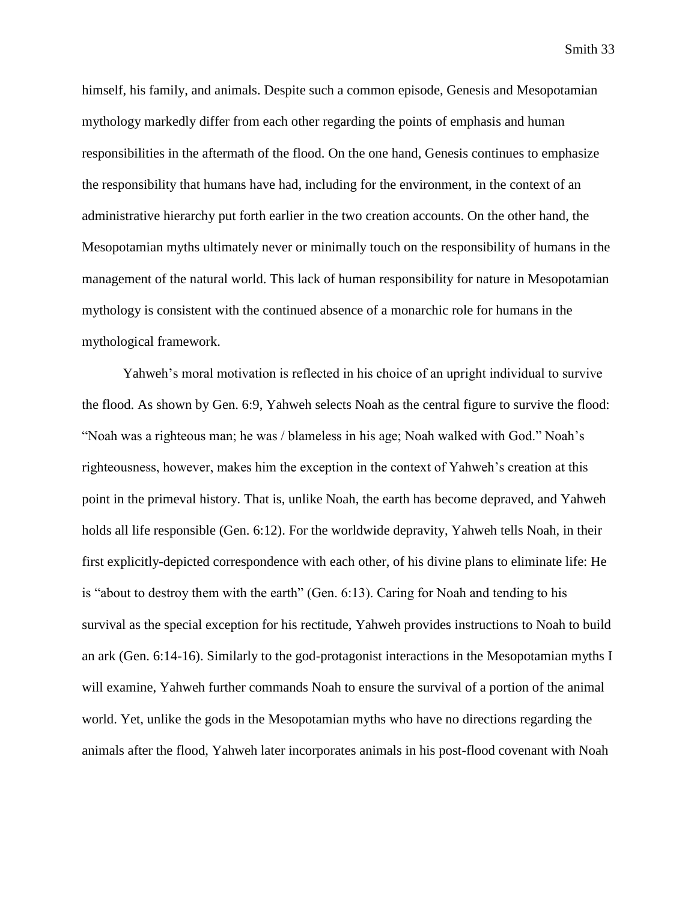himself, his family, and animals. Despite such a common episode, Genesis and Mesopotamian mythology markedly differ from each other regarding the points of emphasis and human responsibilities in the aftermath of the flood. On the one hand, Genesis continues to emphasize the responsibility that humans have had, including for the environment, in the context of an administrative hierarchy put forth earlier in the two creation accounts. On the other hand, the Mesopotamian myths ultimately never or minimally touch on the responsibility of humans in the management of the natural world. This lack of human responsibility for nature in Mesopotamian mythology is consistent with the continued absence of a monarchic role for humans in the mythological framework.

Yahweh's moral motivation is reflected in his choice of an upright individual to survive the flood. As shown by Gen. 6:9, Yahweh selects Noah as the central figure to survive the flood: "Noah was a righteous man; he was / blameless in his age; Noah walked with God." Noah's righteousness, however, makes him the exception in the context of Yahweh's creation at this point in the primeval history. That is, unlike Noah, the earth has become depraved, and Yahweh holds all life responsible (Gen. 6:12). For the worldwide depravity, Yahweh tells Noah, in their first explicitly-depicted correspondence with each other, of his divine plans to eliminate life: He is "about to destroy them with the earth" (Gen. 6:13). Caring for Noah and tending to his survival as the special exception for his rectitude, Yahweh provides instructions to Noah to build an ark (Gen. 6:14-16). Similarly to the god-protagonist interactions in the Mesopotamian myths I will examine, Yahweh further commands Noah to ensure the survival of a portion of the animal world. Yet, unlike the gods in the Mesopotamian myths who have no directions regarding the animals after the flood, Yahweh later incorporates animals in his post-flood covenant with Noah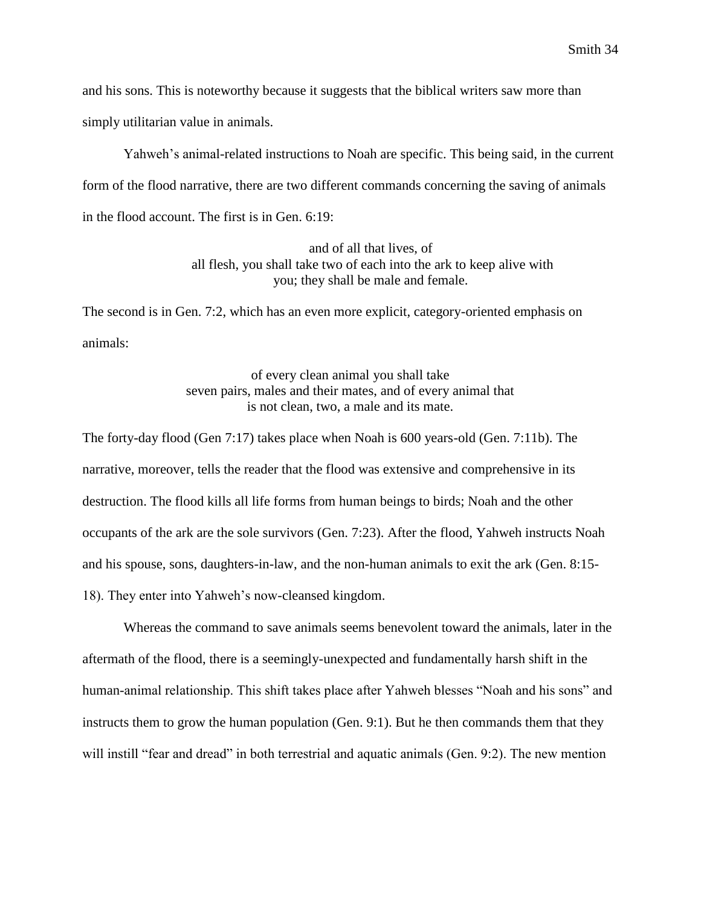and his sons. This is noteworthy because it suggests that the biblical writers saw more than simply utilitarian value in animals.

Yahweh's animal-related instructions to Noah are specific. This being said, in the current form of the flood narrative, there are two different commands concerning the saving of animals in the flood account. The first is in Gen. 6:19:

> and of all that lives, of all flesh, you shall take two of each into the ark to keep alive with you; they shall be male and female.

The second is in Gen. 7:2, which has an even more explicit, category-oriented emphasis on animals:

> of every clean animal you shall take seven pairs, males and their mates, and of every animal that is not clean, two, a male and its mate.

The forty-day flood (Gen 7:17) takes place when Noah is 600 years-old (Gen. 7:11b). The narrative, moreover, tells the reader that the flood was extensive and comprehensive in its destruction. The flood kills all life forms from human beings to birds; Noah and the other occupants of the ark are the sole survivors (Gen. 7:23). After the flood, Yahweh instructs Noah and his spouse, sons, daughters-in-law, and the non-human animals to exit the ark (Gen. 8:15-18). They enter into Yahweh's now-cleansed kingdom.

Whereas the command to save animals seems benevolent toward the animals, later in the aftermath of the flood, there is a seemingly-unexpected and fundamentally harsh shift in the human-animal relationship. This shift takes place after Yahweh blesses "Noah and his sons" and instructs them to grow the human population (Gen. 9:1). But he then commands them that they will instill "fear and dread" in both terrestrial and aquatic animals (Gen. 9:2). The new mention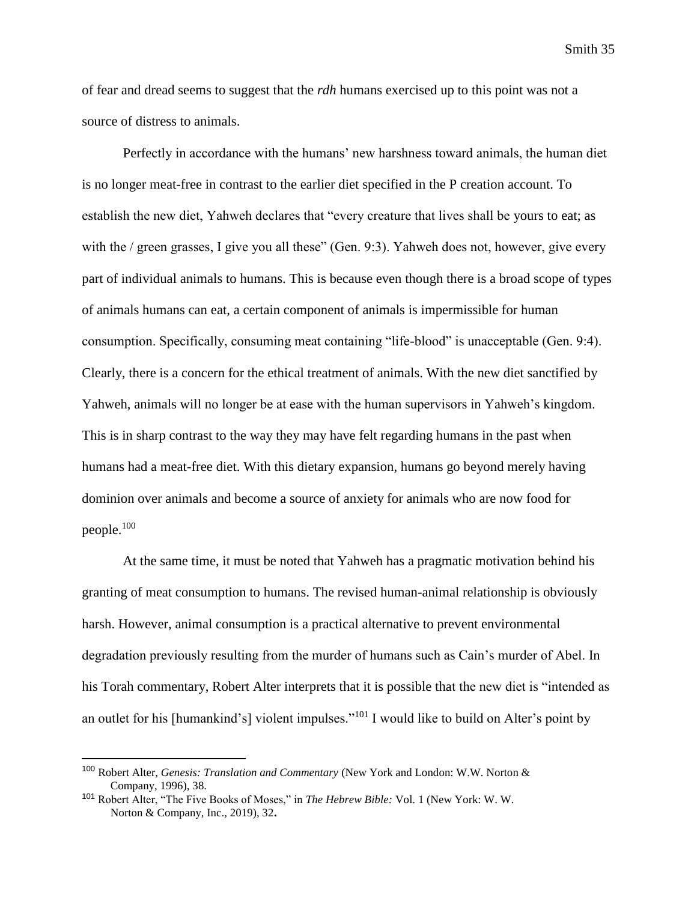of fear and dread seems to suggest that the *rdh* humans exercised up to this point was not a source of distress to animals.

Perfectly in accordance with the humans' new harshness toward animals, the human diet is no longer meat-free in contrast to the earlier diet specified in the P creation account. To establish the new diet, Yahweh declares that "every creature that lives shall be yours to eat; as with the / green grasses, I give you all these" (Gen. 9:3). Yahweh does not, however, give every part of individual animals to humans. This is because even though there is a broad scope of types of animals humans can eat, a certain component of animals is impermissible for human consumption. Specifically, consuming meat containing "life-blood" is unacceptable (Gen. 9:4). Clearly, there is a concern for the ethical treatment of animals. With the new diet sanctified by Yahweh, animals will no longer be at ease with the human supervisors in Yahweh's kingdom. This is in sharp contrast to the way they may have felt regarding humans in the past when humans had a meat-free diet. With this dietary expansion, humans go beyond merely having dominion over animals and become a source of anxiety for animals who are now food for people.[100]

At the same time, it must be noted that Yahweh has a pragmatic motivation behind his granting of meat consumption to humans. The revised human-animal relationship is obviously harsh. However, animal consumption is a practical alternative to prevent environmental degradation previously resulting from the murder of humans such as Cain's murder of Abel. In his Torah commentary, Robert Alter interprets that it is possible that the new diet is "intended as an outlet for his [humankind's] violent impulses."[101] I would like to build on Alter's point by

---

[100] Robert Alter, *Genesis: Translation and Commentary* (New York and London: W.W. Norton & Company, 1996), 38.

[101] Robert Alter, "The Five Books of Moses," in *The Hebrew Bible:* Vol. 1 (New York: W. W. Norton & Company, Inc., 2019), 32.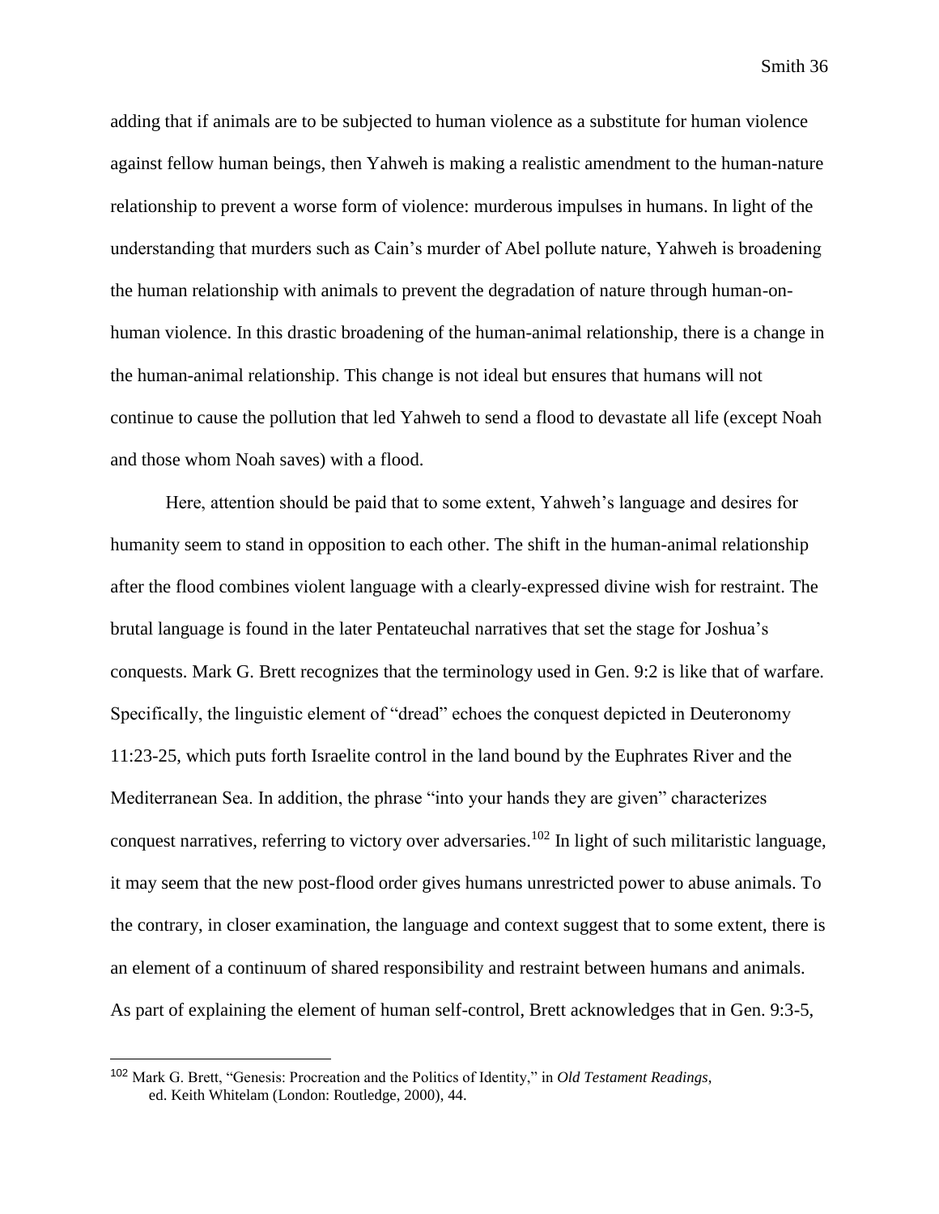adding that if animals are to be subjected to human violence as a substitute for human violence against fellow human beings, then Yahweh is making a realistic amendment to the human-nature relationship to prevent a worse form of violence: murderous impulses in humans. In light of the understanding that murders such as Cain's murder of Abel pollute nature, Yahweh is broadening the human relationship with animals to prevent the degradation of nature through human-on-human violence. In this drastic broadening of the human-animal relationship, there is a change in the human-animal relationship. This change is not ideal but ensures that humans will not continue to cause the pollution that led Yahweh to send a flood to devastate all life (except Noah and those whom Noah saves) with a flood.

Here, attention should be paid that to some extent, Yahweh's language and desires for humanity seem to stand in opposition to each other. The shift in the human-animal relationship after the flood combines violent language with a clearly-expressed divine wish for restraint. The brutal language is found in the later Pentateuchal narratives that set the stage for Joshua's conquests. Mark G. Brett recognizes that the terminology used in Gen. 9:2 is like that of warfare. Specifically, the linguistic element of "dread" echoes the conquest depicted in Deuteronomy 11:23-25, which puts forth Israelite control in the land bound by the Euphrates River and the Mediterranean Sea. In addition, the phrase "into your hands they are given" characterizes conquest narratives, referring to victory over adversaries.[102] In light of such militaristic language, it may seem that the new post-flood order gives humans unrestricted power to abuse animals. To the contrary, in closer examination, the language and context suggest that to some extent, there is an element of a continuum of shared responsibility and restraint between humans and animals. As part of explaining the element of human self-control, Brett acknowledges that in Gen. 9:3-5,

---

[102] Mark G. Brett, "Genesis: Procreation and the Politics of Identity," in *Old Testament Readings*, ed. Keith Whitelam (London: Routledge, 2000), 44.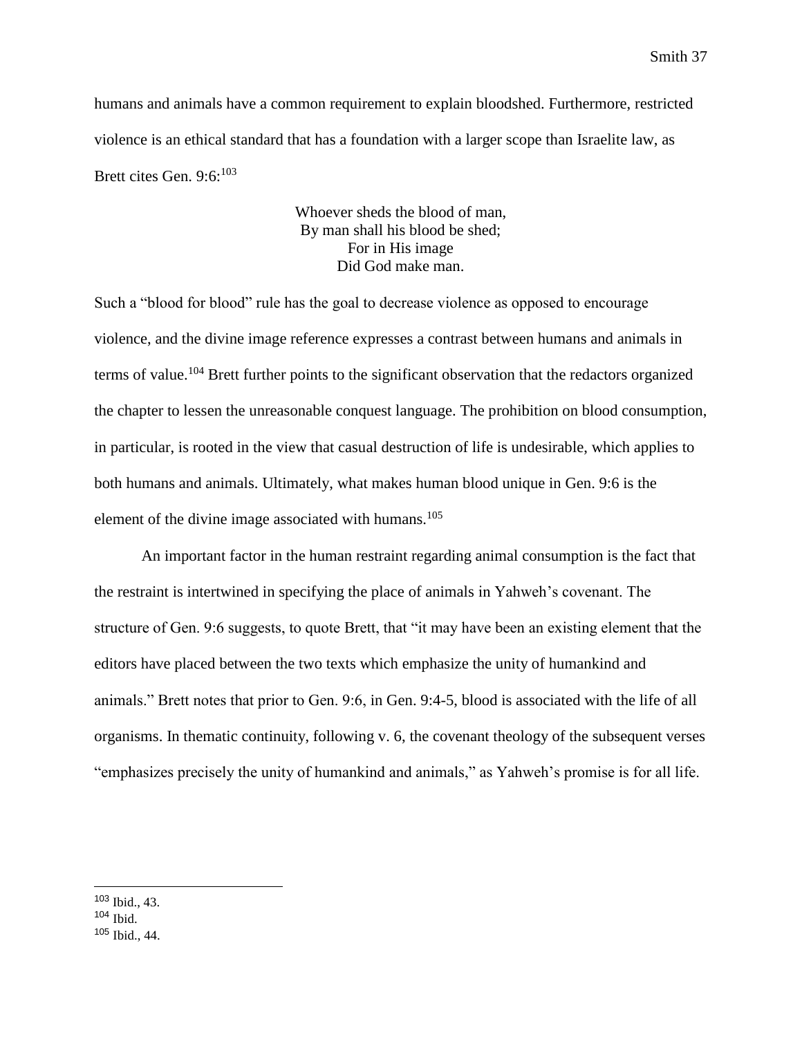humans and animals have a common requirement to explain bloodshed. Furthermore, restricted violence is an ethical standard that has a foundation with a larger scope than Israelite law, as Brett cites Gen. 9:6:[103]

> Whoever sheds the blood of man,
> By man shall his blood be shed;
> For in His image
> Did God make man.

Such a "blood for blood" rule has the goal to decrease violence as opposed to encourage violence, and the divine image reference expresses a contrast between humans and animals in terms of value.[104] Brett further points to the significant observation that the redactors organized the chapter to lessen the unreasonable conquest language. The prohibition on blood consumption, in particular, is rooted in the view that casual destruction of life is undesirable, which applies to both humans and animals. Ultimately, what makes human blood unique in Gen. 9:6 is the element of the divine image associated with humans.[105]

An important factor in the human restraint regarding animal consumption is the fact that the restraint is intertwined in specifying the place of animals in Yahweh's covenant. The structure of Gen. 9:6 suggests, to quote Brett, that "it may have been an existing element that the editors have placed between the two texts which emphasize the unity of humankind and animals." Brett notes that prior to Gen. 9:6, in Gen. 9:4-5, blood is associated with the life of all organisms. In thematic continuity, following v. 6, the covenant theology of the subsequent verses "emphasizes precisely the unity of humankind and animals," as Yahweh's promise is for all life.

---

[103] Ibid., 43.

[104] Ibid.

[105] Ibid., 44.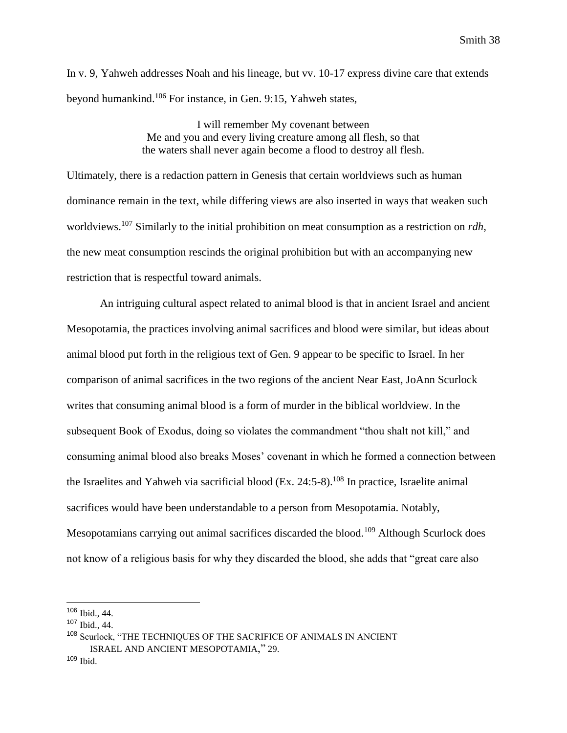In v. 9, Yahweh addresses Noah and his lineage, but vv. 10-17 express divine care that extends beyond humankind.[106] For instance, in Gen. 9:15, Yahweh states,

> I will remember My covenant between
> Me and you and every living creature among all flesh, so that
> the waters shall never again become a flood to destroy all flesh.

Ultimately, there is a redaction pattern in Genesis that certain worldviews such as human dominance remain in the text, while differing views are also inserted in ways that weaken such worldviews.[107] Similarly to the initial prohibition on meat consumption as a restriction on *rdh,* the new meat consumption rescinds the original prohibition but with an accompanying new restriction that is respectful toward animals.

An intriguing cultural aspect related to animal blood is that in ancient Israel and ancient Mesopotamia, the practices involving animal sacrifices and blood were similar, but ideas about animal blood put forth in the religious text of Gen. 9 appear to be specific to Israel. In her comparison of animal sacrifices in the two regions of the ancient Near East, JoAnn Scurlock writes that consuming animal blood is a form of murder in the biblical worldview. In the subsequent Book of Exodus, doing so violates the commandment "thou shalt not kill," and consuming animal blood also breaks Moses' covenant in which he formed a connection between the Israelites and Yahweh via sacrificial blood (Ex. 24:5-8).[108] In practice, Israelite animal sacrifices would have been understandable to a person from Mesopotamia. Notably, Mesopotamians carrying out animal sacrifices discarded the blood.[109] Although Scurlock does not know of a religious basis for why they discarded the blood, she adds that "great care also

---

[106] Ibid., 44.

[107] Ibid., 44.

[108] Scurlock, "THE TECHNIQUES OF THE SACRIFICE OF ANIMALS IN ANCIENT ISRAEL AND ANCIENT MESOPOTAMIA," 29.

[109] Ibid.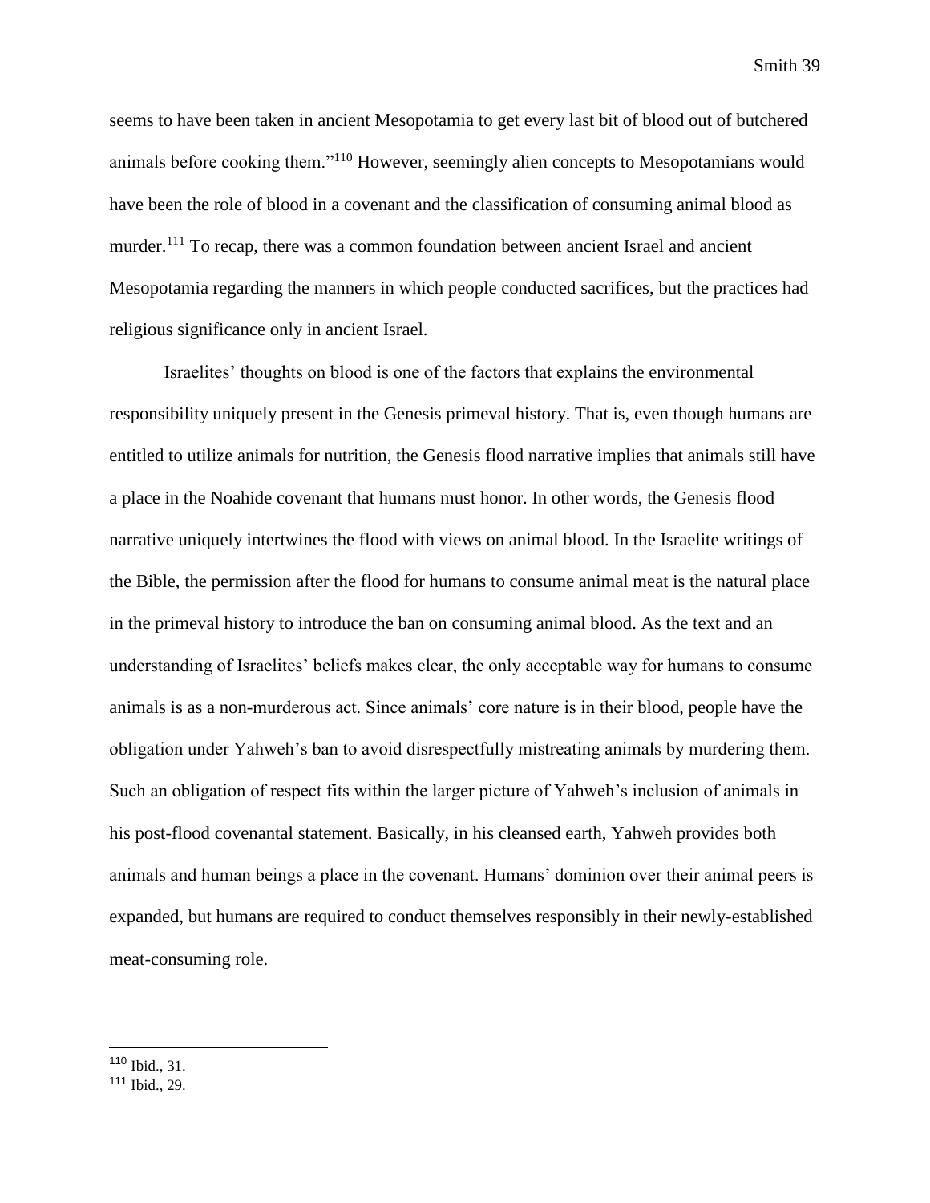seems to have been taken in ancient Mesopotamia to get every last bit of blood out of butchered animals before cooking them."[110] However, seemingly alien concepts to Mesopotamians would have been the role of blood in a covenant and the classification of consuming animal blood as murder.[111] To recap, there was a common foundation between ancient Israel and ancient Mesopotamia regarding the manners in which people conducted sacrifices, but the practices had religious significance only in ancient Israel.

Israelites' thoughts on blood is one of the factors that explains the environmental responsibility uniquely present in the Genesis primeval history. That is, even though humans are entitled to utilize animals for nutrition, the Genesis flood narrative implies that animals still have a place in the Noahide covenant that humans must honor. In other words, the Genesis flood narrative uniquely intertwines the flood with views on animal blood. In the Israelite writings of the Bible, the permission after the flood for humans to consume animal meat is the natural place in the primeval history to introduce the ban on consuming animal blood. As the text and an understanding of Israelites' beliefs makes clear, the only acceptable way for humans to consume animals is as a non-murderous act. Since animals' core nature is in their blood, people have the obligation under Yahweh's ban to avoid disrespectfully mistreating animals by murdering them. Such an obligation of respect fits within the larger picture of Yahweh's inclusion of animals in his post-flood covenantal statement. Basically, in his cleansed earth, Yahweh provides both animals and human beings a place in the covenant. Humans' dominion over their animal peers is expanded, but humans are required to conduct themselves responsibly in their newly-established meat-consuming role.

---

[110] Ibid., 31.

[111] Ibid., 29.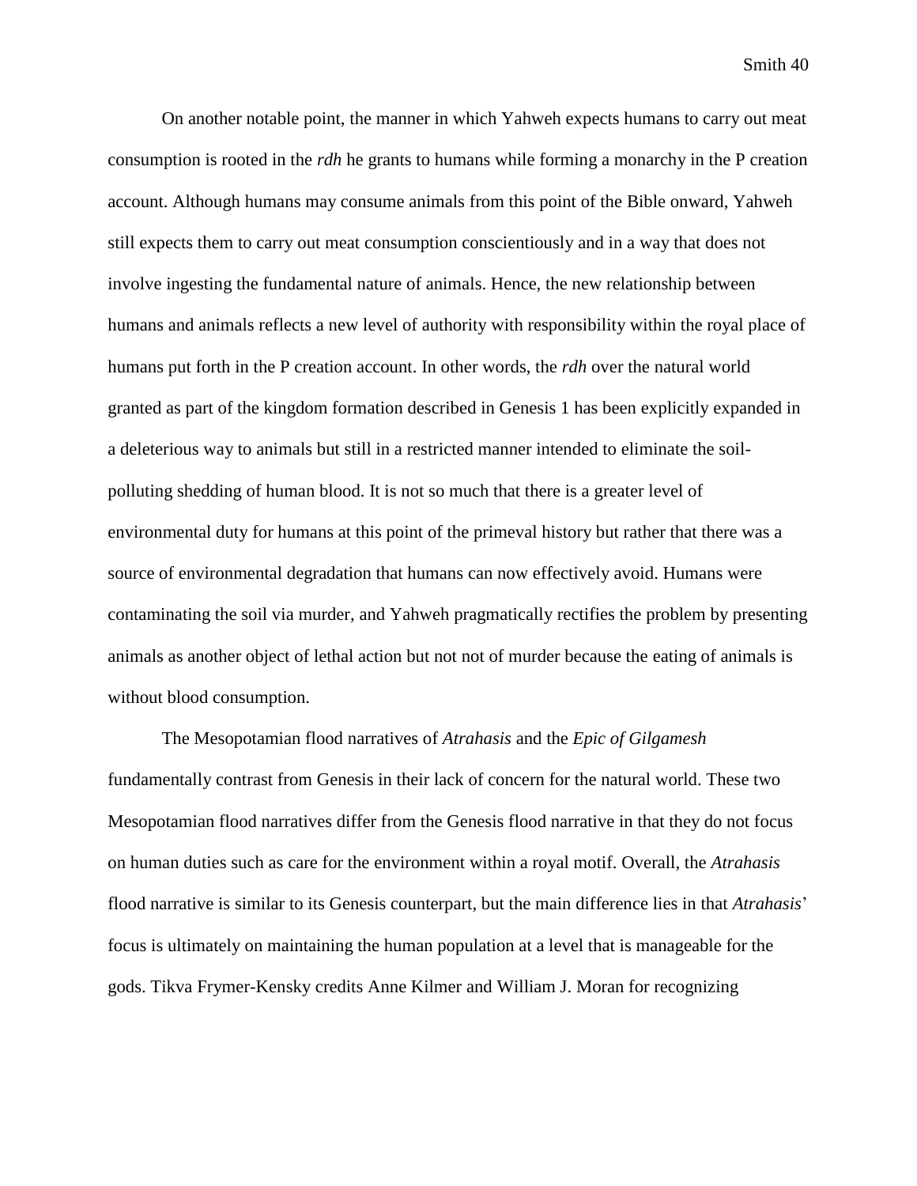On another notable point, the manner in which Yahweh expects humans to carry out meat consumption is rooted in the *rdh* he grants to humans while forming a monarchy in the P creation account. Although humans may consume animals from this point of the Bible onward, Yahweh still expects them to carry out meat consumption conscientiously and in a way that does not involve ingesting the fundamental nature of animals. Hence, the new relationship between humans and animals reflects a new level of authority with responsibility within the royal place of humans put forth in the P creation account. In other words, the *rdh* over the natural world granted as part of the kingdom formation described in Genesis 1 has been explicitly expanded in a deleterious way to animals but still in a restricted manner intended to eliminate the soil-polluting shedding of human blood. It is not so much that there is a greater level of environmental duty for humans at this point of the primeval history but rather that there was a source of environmental degradation that humans can now effectively avoid. Humans were contaminating the soil via murder, and Yahweh pragmatically rectifies the problem by presenting animals as another object of lethal action but not not of murder because the eating of animals is without blood consumption.

The Mesopotamian flood narratives of *Atrahasis* and the *Epic of Gilgamesh* fundamentally contrast from Genesis in their lack of concern for the natural world. These two Mesopotamian flood narratives differ from the Genesis flood narrative in that they do not focus on human duties such as care for the environment within a royal motif. Overall, the *Atrahasis* flood narrative is similar to its Genesis counterpart, but the main difference lies in that *Atrahasis*' focus is ultimately on maintaining the human population at a level that is manageable for the gods. Tikva Frymer-Kensky credits Anne Kilmer and William J. Moran for recognizing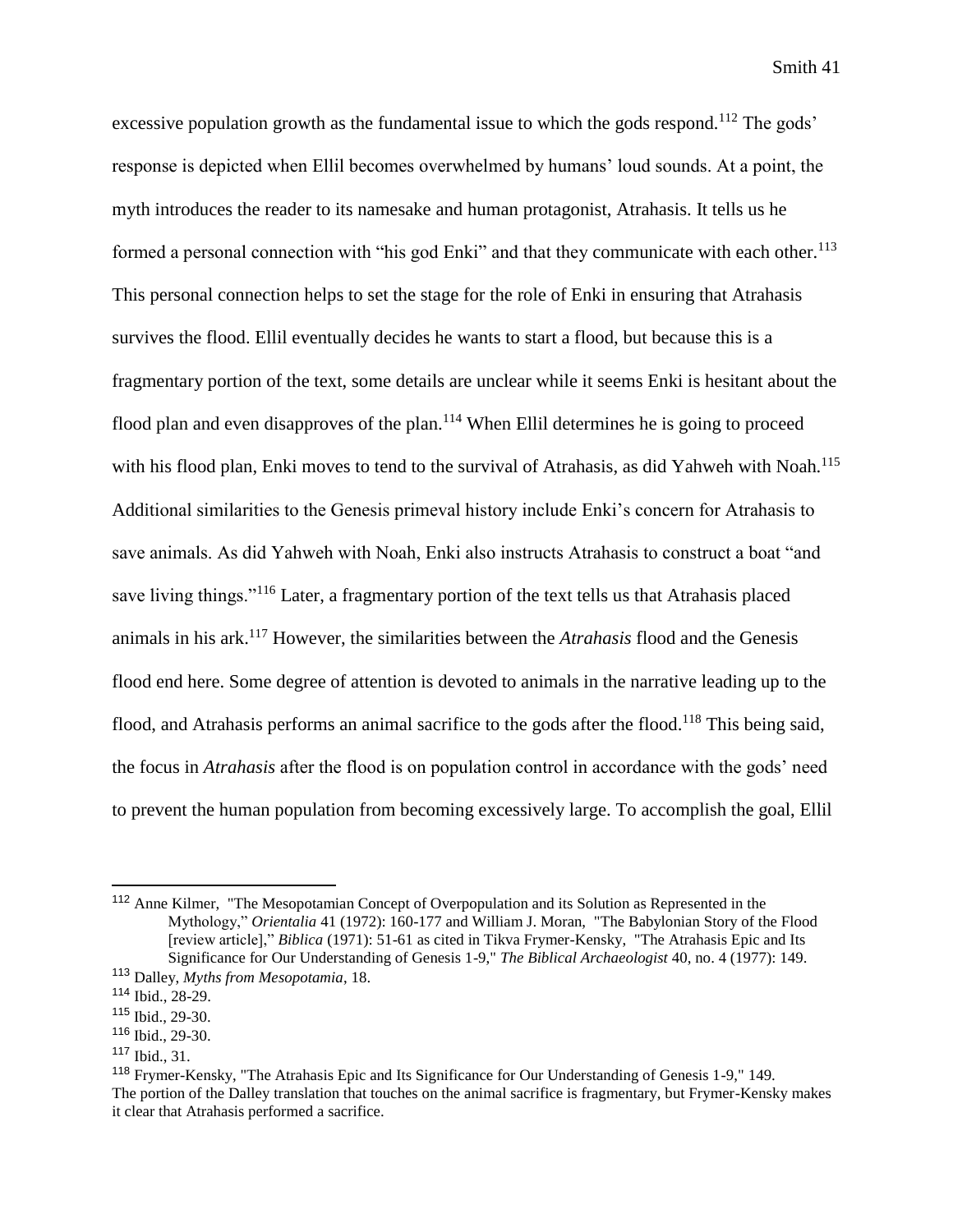excessive population growth as the fundamental issue to which the gods respond.[112] The gods' response is depicted when Ellil becomes overwhelmed by humans' loud sounds. At a point, the myth introduces the reader to its namesake and human protagonist, Atrahasis. It tells us he formed a personal connection with "his god Enki" and that they communicate with each other.[113] This personal connection helps to set the stage for the role of Enki in ensuring that Atrahasis survives the flood. Ellil eventually decides he wants to start a flood, but because this is a fragmentary portion of the text, some details are unclear while it seems Enki is hesitant about the flood plan and even disapproves of the plan.[114] When Ellil determines he is going to proceed with his flood plan, Enki moves to tend to the survival of Atrahasis, as did Yahweh with Noah.[115] Additional similarities to the Genesis primeval history include Enki's concern for Atrahasis to save animals. As did Yahweh with Noah, Enki also instructs Atrahasis to construct a boat "and save living things."[116] Later, a fragmentary portion of the text tells us that Atrahasis placed animals in his ark.[117] However, the similarities between the *Atrahasis* flood and the Genesis flood end here. Some degree of attention is devoted to animals in the narrative leading up to the flood, and Atrahasis performs an animal sacrifice to the gods after the flood.[118] This being said, the focus in *Atrahasis* after the flood is on population control in accordance with the gods' need to prevent the human population from becoming excessively large. To accomplish the goal, Ellil

---

[112] Anne Kilmer, "The Mesopotamian Concept of Overpopulation and its Solution as Represented in the Mythology," *Orientalia* 41 (1972): 160-177 and William J. Moran, "The Babylonian Story of the Flood [review article]," *Biblica* (1971): 51-61 as cited in Tikva Frymer-Kensky, "The Atrahasis Epic and Its Significance for Our Understanding of Genesis 1-9," *The Biblical Archaeologist* 40, no. 4 (1977): 149.

[113] Dalley, *Myths from Mesopotamia*, 18.

[114] Ibid., 28-29.

[115] Ibid., 29-30.

[116] Ibid., 29-30.

[117] Ibid., 31.

[118] Frymer-Kensky, "The Atrahasis Epic and Its Significance for Our Understanding of Genesis 1-9," 149. The portion of the Dalley translation that touches on the animal sacrifice is fragmentary, but Frymer-Kensky makes it clear that Atrahasis performed a sacrifice.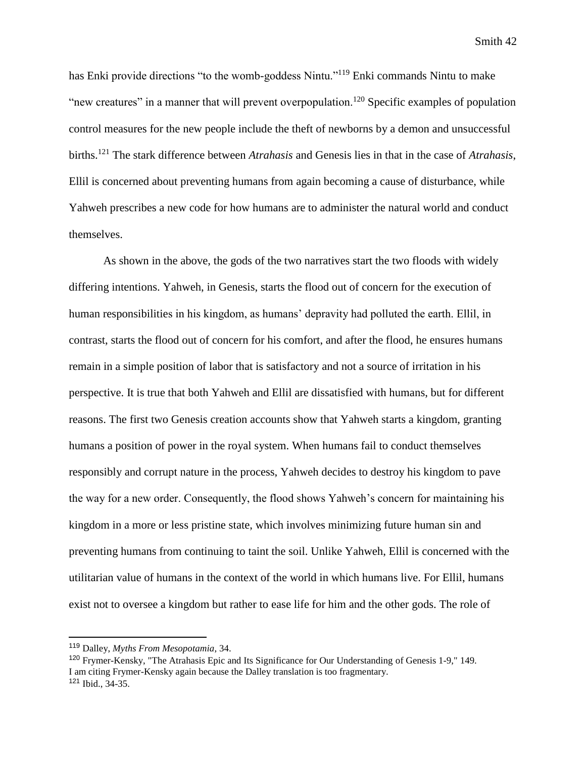has Enki provide directions "to the womb-goddess Nintu."[119] Enki commands Nintu to make "new creatures" in a manner that will prevent overpopulation.[120] Specific examples of population control measures for the new people include the theft of newborns by a demon and unsuccessful births.[121] The stark difference between *Atrahasis* and Genesis lies in that in the case of *Atrahasis*, Ellil is concerned about preventing humans from again becoming a cause of disturbance, while Yahweh prescribes a new code for how humans are to administer the natural world and conduct themselves.

As shown in the above, the gods of the two narratives start the two floods with widely differing intentions. Yahweh, in Genesis, starts the flood out of concern for the execution of human responsibilities in his kingdom, as humans' depravity had polluted the earth. Ellil, in contrast, starts the flood out of concern for his comfort, and after the flood, he ensures humans remain in a simple position of labor that is satisfactory and not a source of irritation in his perspective. It is true that both Yahweh and Ellil are dissatisfied with humans, but for different reasons. The first two Genesis creation accounts show that Yahweh starts a kingdom, granting humans a position of power in the royal system. When humans fail to conduct themselves responsibly and corrupt nature in the process, Yahweh decides to destroy his kingdom to pave the way for a new order. Consequently, the flood shows Yahweh's concern for maintaining his kingdom in a more or less pristine state, which involves minimizing future human sin and preventing humans from continuing to taint the soil. Unlike Yahweh, Ellil is concerned with the utilitarian value of humans in the context of the world in which humans live. For Ellil, humans exist not to oversee a kingdom but rather to ease life for him and the other gods. The role of

---

[119] Dalley, *Myths From Mesopotamia*, 34.

[120] Frymer-Kensky, "The Atrahasis Epic and Its Significance for Our Understanding of Genesis 1-9," 149. I am citing Frymer-Kensky again because the Dalley translation is too fragmentary.

[121] Ibid., 34-35.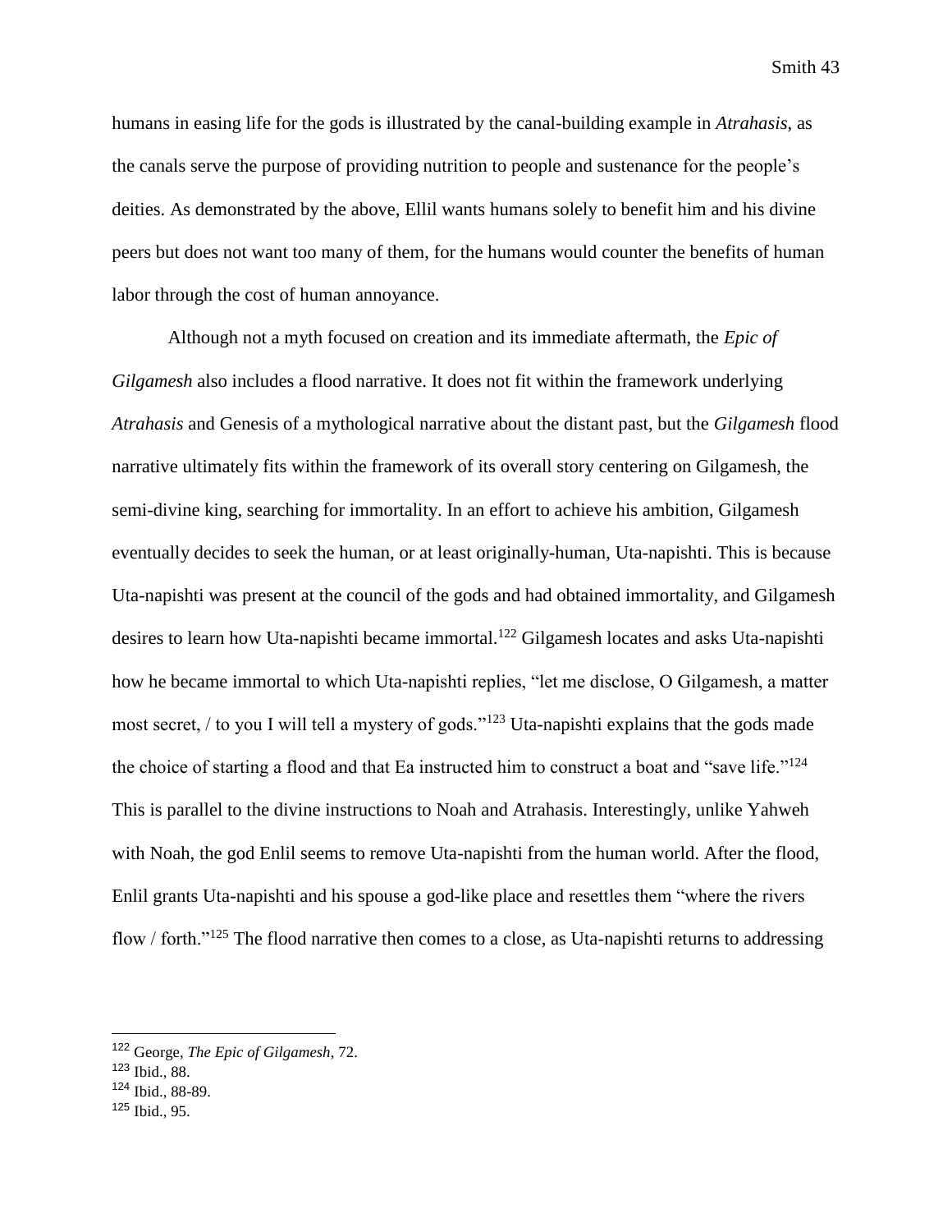humans in easing life for the gods is illustrated by the canal-building example in *Atrahasis*, as the canals serve the purpose of providing nutrition to people and sustenance for the people's deities. As demonstrated by the above, Ellil wants humans solely to benefit him and his divine peers but does not want too many of them, for the humans would counter the benefits of human labor through the cost of human annoyance.

Although not a myth focused on creation and its immediate aftermath, the *Epic of Gilgamesh* also includes a flood narrative. It does not fit within the framework underlying *Atrahasis* and Genesis of a mythological narrative about the distant past, but the *Gilgamesh* flood narrative ultimately fits within the framework of its overall story centering on Gilgamesh, the semi-divine king, searching for immortality. In an effort to achieve his ambition, Gilgamesh eventually decides to seek the human, or at least originally-human, Uta-napishti. This is because Uta-napishti was present at the council of the gods and had obtained immortality, and Gilgamesh desires to learn how Uta-napishti became immortal.[122] Gilgamesh locates and asks Uta-napishti how he became immortal to which Uta-napishti replies, "let me disclose, O Gilgamesh, a matter most secret, / to you I will tell a mystery of gods."[123] Uta-napishti explains that the gods made the choice of starting a flood and that Ea instructed him to construct a boat and "save life."[124] This is parallel to the divine instructions to Noah and Atrahasis. Interestingly, unlike Yahweh with Noah, the god Enlil seems to remove Uta-napishti from the human world. After the flood, Enlil grants Uta-napishti and his spouse a god-like place and resettles them "where the rivers flow / forth."[125] The flood narrative then comes to a close, as Uta-napishti returns to addressing

---

[122] George, *The Epic of Gilgamesh*, 72.
[123] Ibid., 88.
[124] Ibid., 88-89.
[125] Ibid., 95.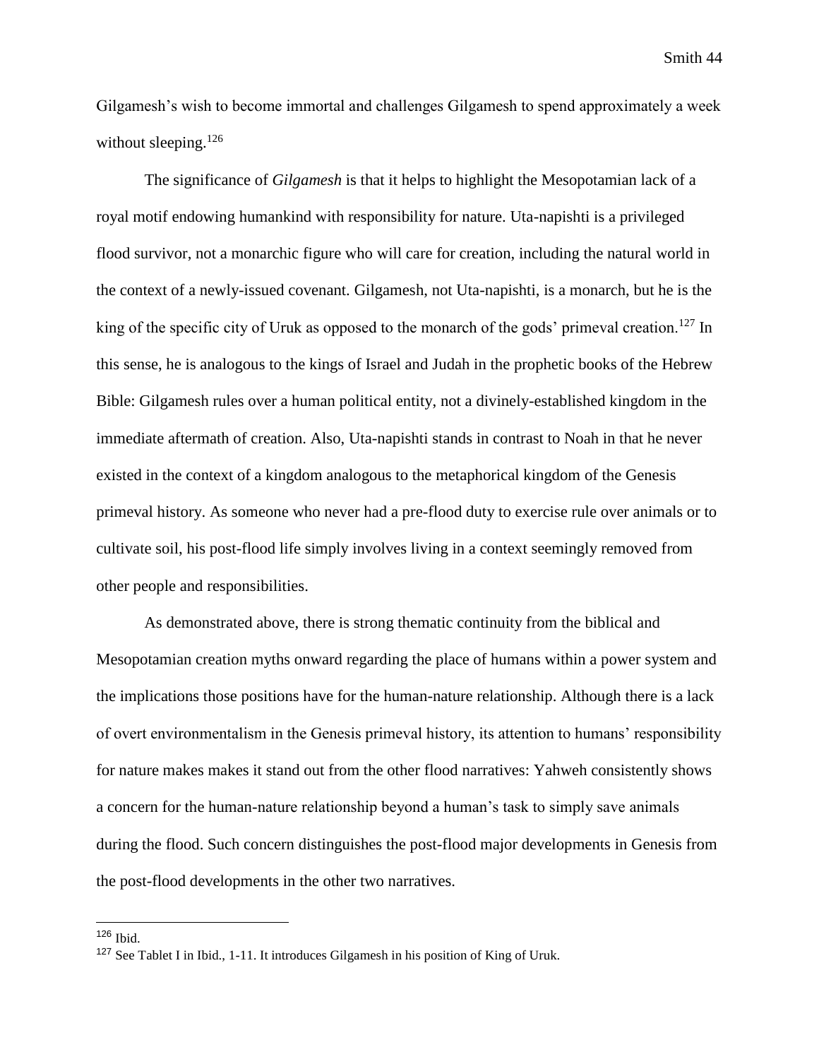Gilgamesh's wish to become immortal and challenges Gilgamesh to spend approximately a week without sleeping.[126]

The significance of *Gilgamesh* is that it helps to highlight the Mesopotamian lack of a royal motif endowing humankind with responsibility for nature. Uta-napishti is a privileged flood survivor, not a monarchic figure who will care for creation, including the natural world in the context of a newly-issued covenant. Gilgamesh, not Uta-napishti, is a monarch, but he is the king of the specific city of Uruk as opposed to the monarch of the gods' primeval creation.[127] In this sense, he is analogous to the kings of Israel and Judah in the prophetic books of the Hebrew Bible: Gilgamesh rules over a human political entity, not a divinely-established kingdom in the immediate aftermath of creation. Also, Uta-napishti stands in contrast to Noah in that he never existed in the context of a kingdom analogous to the metaphorical kingdom of the Genesis primeval history. As someone who never had a pre-flood duty to exercise rule over animals or to cultivate soil, his post-flood life simply involves living in a context seemingly removed from other people and responsibilities.

As demonstrated above, there is strong thematic continuity from the biblical and Mesopotamian creation myths onward regarding the place of humans within a power system and the implications those positions have for the human-nature relationship. Although there is a lack of overt environmentalism in the Genesis primeval history, its attention to humans' responsibility for nature makes makes it stand out from the other flood narratives: Yahweh consistently shows a concern for the human-nature relationship beyond a human's task to simply save animals during the flood. Such concern distinguishes the post-flood major developments in Genesis from the post-flood developments in the other two narratives.

---

[126] Ibid.

[127] See Tablet I in Ibid., 1-11. It introduces Gilgamesh in his position of King of Uruk.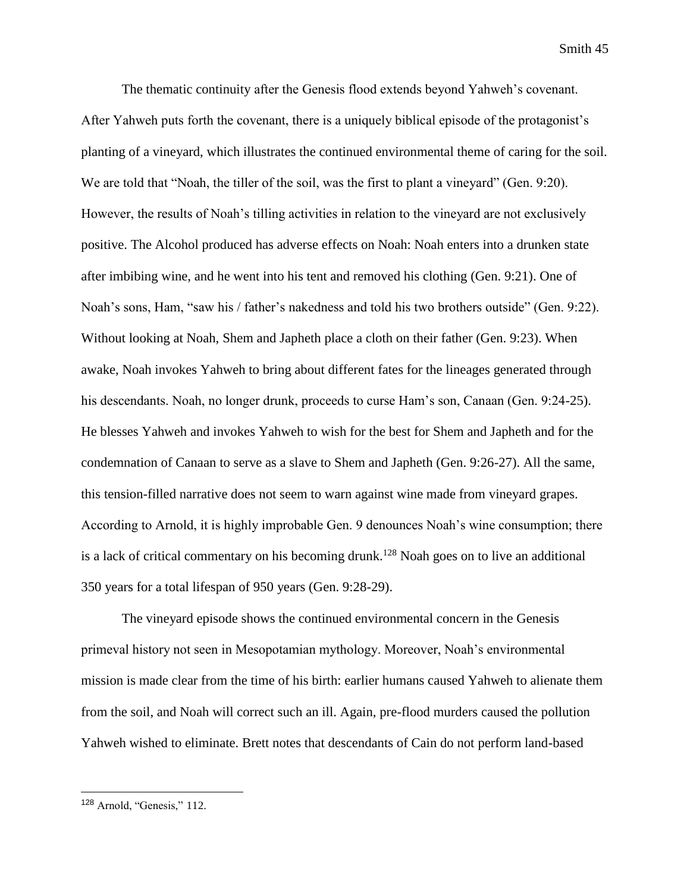The thematic continuity after the Genesis flood extends beyond Yahweh's covenant. After Yahweh puts forth the covenant, there is a uniquely biblical episode of the protagonist's planting of a vineyard, which illustrates the continued environmental theme of caring for the soil. We are told that "Noah, the tiller of the soil, was the first to plant a vineyard" (Gen. 9:20). However, the results of Noah's tilling activities in relation to the vineyard are not exclusively positive. The Alcohol produced has adverse effects on Noah: Noah enters into a drunken state after imbibing wine, and he went into his tent and removed his clothing (Gen. 9:21). One of Noah's sons, Ham, "saw his / father's nakedness and told his two brothers outside" (Gen. 9:22). Without looking at Noah, Shem and Japheth place a cloth on their father (Gen. 9:23). When awake, Noah invokes Yahweh to bring about different fates for the lineages generated through his descendants. Noah, no longer drunk, proceeds to curse Ham's son, Canaan (Gen. 9:24-25). He blesses Yahweh and invokes Yahweh to wish for the best for Shem and Japheth and for the condemnation of Canaan to serve as a slave to Shem and Japheth (Gen. 9:26-27). All the same, this tension-filled narrative does not seem to warn against wine made from vineyard grapes. According to Arnold, it is highly improbable Gen. 9 denounces Noah's wine consumption; there is a lack of critical commentary on his becoming drunk.[128] Noah goes on to live an additional 350 years for a total lifespan of 950 years (Gen. 9:28-29).

The vineyard episode shows the continued environmental concern in the Genesis primeval history not seen in Mesopotamian mythology. Moreover, Noah's environmental mission is made clear from the time of his birth: earlier humans caused Yahweh to alienate them from the soil, and Noah will correct such an ill. Again, pre-flood murders caused the pollution Yahweh wished to eliminate. Brett notes that descendants of Cain do not perform land-based

---

[128] Arnold, "Genesis," 112.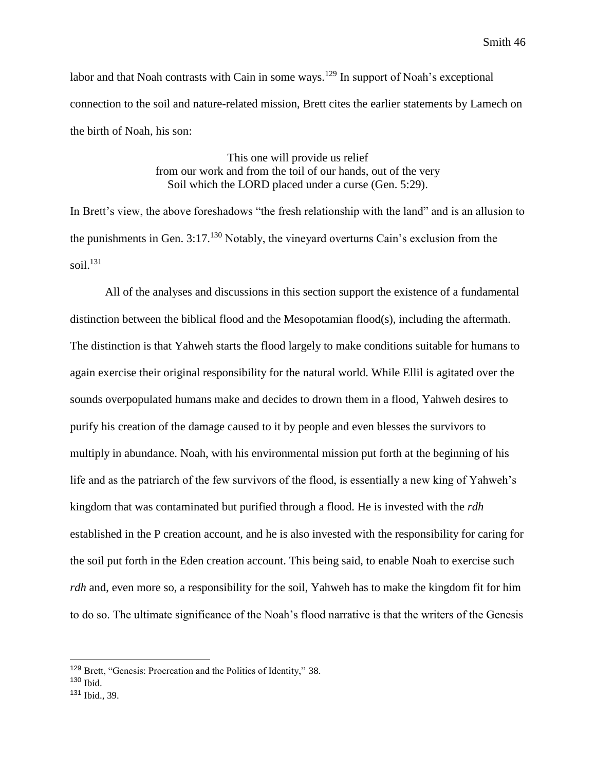labor and that Noah contrasts with Cain in some ways.[129] In support of Noah's exceptional connection to the soil and nature-related mission, Brett cites the earlier statements by Lamech on the birth of Noah, his son:

> This one will provide us relief
> from our work and from the toil of our hands, out of the very
> Soil which the LORD placed under a curse (Gen. 5:29).

In Brett's view, the above foreshadows "the fresh relationship with the land" and is an allusion to the punishments in Gen. 3:17.[130] Notably, the vineyard overturns Cain's exclusion from the soil.[131]

All of the analyses and discussions in this section support the existence of a fundamental distinction between the biblical flood and the Mesopotamian flood(s), including the aftermath. The distinction is that Yahweh starts the flood largely to make conditions suitable for humans to again exercise their original responsibility for the natural world. While Ellil is agitated over the sounds overpopulated humans make and decides to drown them in a flood, Yahweh desires to purify his creation of the damage caused to it by people and even blesses the survivors to multiply in abundance. Noah, with his environmental mission put forth at the beginning of his life and as the patriarch of the few survivors of the flood, is essentially a new king of Yahweh's kingdom that was contaminated but purified through a flood. He is invested with the *rdh* established in the P creation account, and he is also invested with the responsibility for caring for the soil put forth in the Eden creation account. This being said, to enable Noah to exercise such *rdh* and, even more so, a responsibility for the soil, Yahweh has to make the kingdom fit for him to do so. The ultimate significance of the Noah's flood narrative is that the writers of the Genesis

---

[129] Brett, "Genesis: Procreation and the Politics of Identity," 38.

[130] Ibid.

[131] Ibid., 39.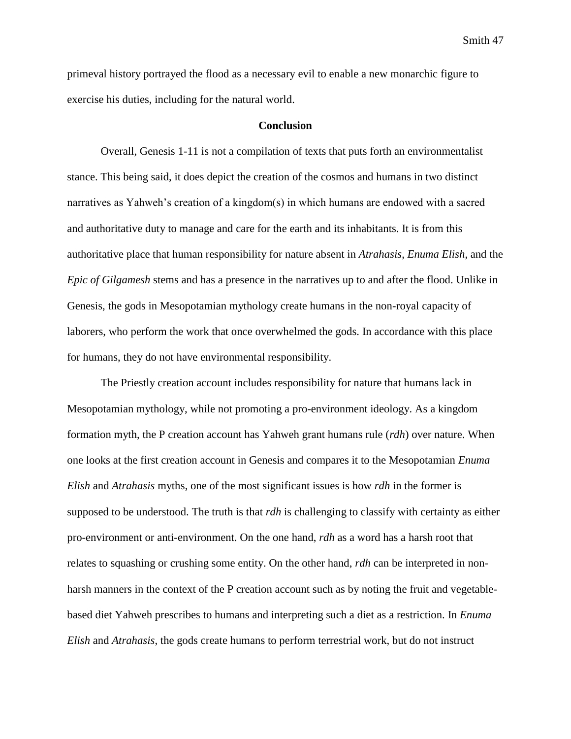primeval history portrayed the flood as a necessary evil to enable a new monarchic figure to exercise his duties, including for the natural world.

## Conclusion

Overall, Genesis 1-11 is not a compilation of texts that puts forth an environmentalist stance. This being said, it does depict the creation of the cosmos and humans in two distinct narratives as Yahweh's creation of a kingdom(s) in which humans are endowed with a sacred and authoritative duty to manage and care for the earth and its inhabitants. It is from this authoritative place that human responsibility for nature absent in *Atrahasis*, *Enuma Elish*, and the *Epic of Gilgamesh* stems and has a presence in the narratives up to and after the flood. Unlike in Genesis, the gods in Mesopotamian mythology create humans in the non-royal capacity of laborers, who perform the work that once overwhelmed the gods. In accordance with this place for humans, they do not have environmental responsibility.

The Priestly creation account includes responsibility for nature that humans lack in Mesopotamian mythology, while not promoting a pro-environment ideology. As a kingdom formation myth, the P creation account has Yahweh grant humans rule (*rdh*) over nature. When one looks at the first creation account in Genesis and compares it to the Mesopotamian *Enuma Elish* and *Atrahasis* myths, one of the most significant issues is how *rdh* in the former is supposed to be understood. The truth is that *rdh* is challenging to classify with certainty as either pro-environment or anti-environment. On the one hand, *rdh* as a word has a harsh root that relates to squashing or crushing some entity. On the other hand, *rdh* can be interpreted in non-harsh manners in the context of the P creation account such as by noting the fruit and vegetable-based diet Yahweh prescribes to humans and interpreting such a diet as a restriction. In *Enuma Elish* and *Atrahasis*, the gods create humans to perform terrestrial work, but do not instruct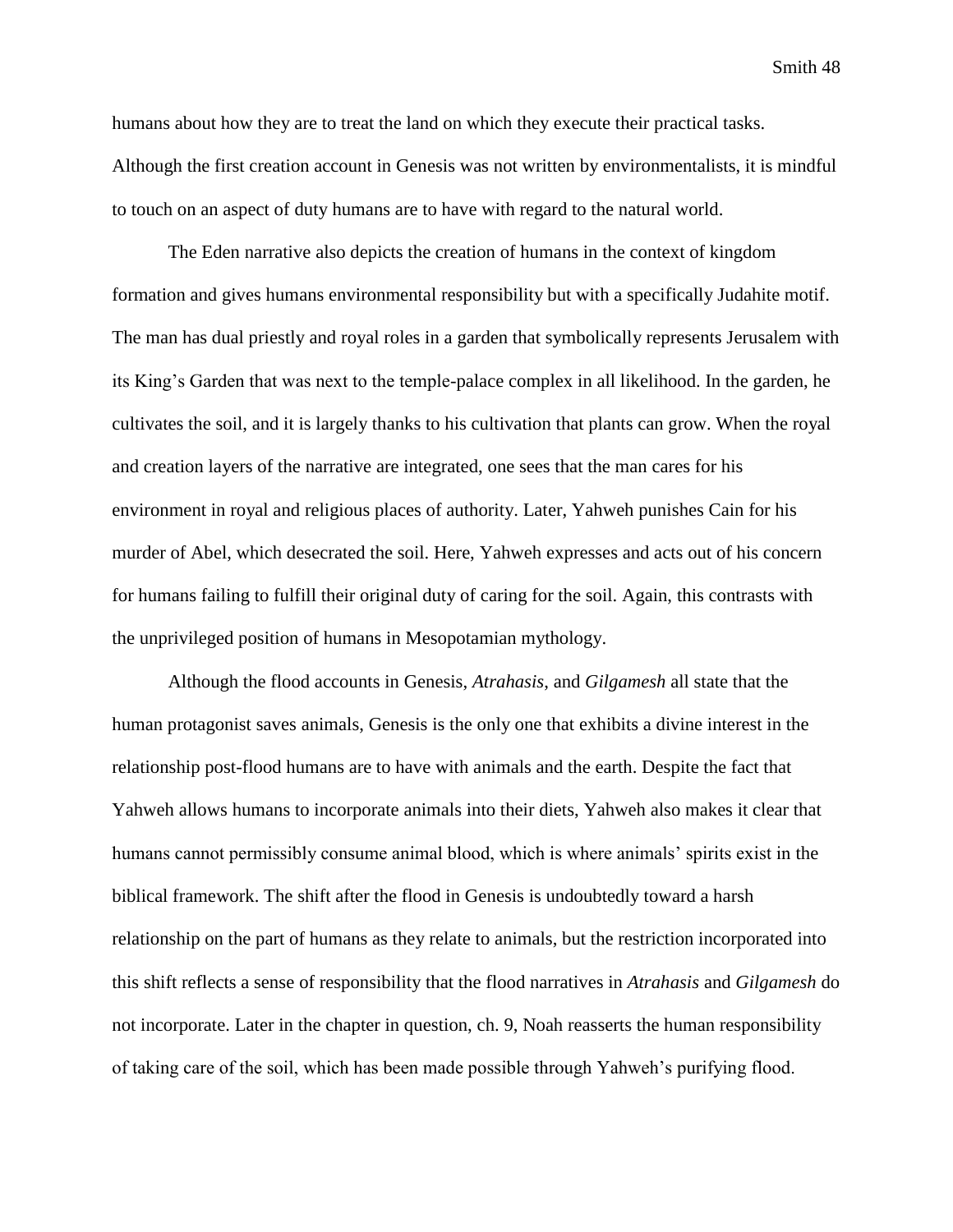humans about how they are to treat the land on which they execute their practical tasks. Although the first creation account in Genesis was not written by environmentalists, it is mindful to touch on an aspect of duty humans are to have with regard to the natural world.

The Eden narrative also depicts the creation of humans in the context of kingdom formation and gives humans environmental responsibility but with a specifically Judahite motif. The man has dual priestly and royal roles in a garden that symbolically represents Jerusalem with its King's Garden that was next to the temple-palace complex in all likelihood. In the garden, he cultivates the soil, and it is largely thanks to his cultivation that plants can grow. When the royal and creation layers of the narrative are integrated, one sees that the man cares for his environment in royal and religious places of authority. Later, Yahweh punishes Cain for his murder of Abel, which desecrated the soil. Here, Yahweh expresses and acts out of his concern for humans failing to fulfill their original duty of caring for the soil. Again, this contrasts with the unprivileged position of humans in Mesopotamian mythology.

Although the flood accounts in Genesis, *Atrahasis*, and *Gilgamesh* all state that the human protagonist saves animals, Genesis is the only one that exhibits a divine interest in the relationship post-flood humans are to have with animals and the earth. Despite the fact that Yahweh allows humans to incorporate animals into their diets, Yahweh also makes it clear that humans cannot permissibly consume animal blood, which is where animals' spirits exist in the biblical framework. The shift after the flood in Genesis is undoubtedly toward a harsh relationship on the part of humans as they relate to animals, but the restriction incorporated into this shift reflects a sense of responsibility that the flood narratives in *Atrahasis* and *Gilgamesh* do not incorporate. Later in the chapter in question, ch. 9, Noah reasserts the human responsibility of taking care of the soil, which has been made possible through Yahweh's purifying flood.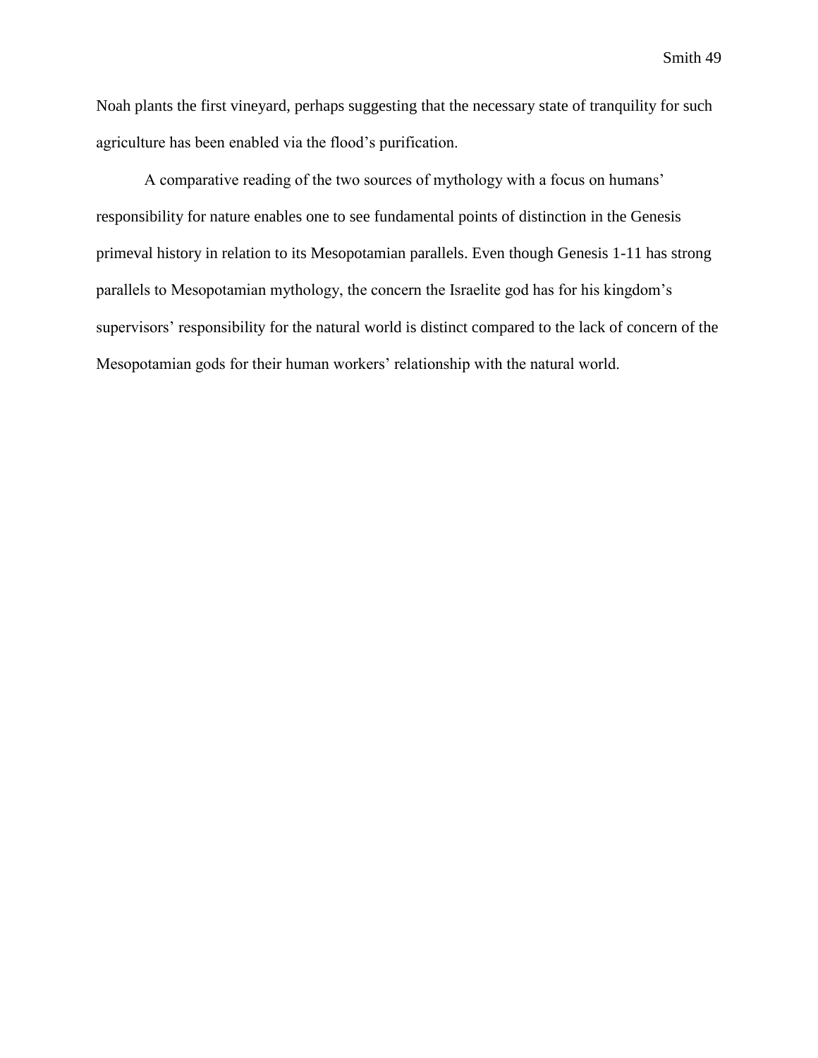Noah plants the first vineyard, perhaps suggesting that the necessary state of tranquility for such agriculture has been enabled via the flood's purification.

A comparative reading of the two sources of mythology with a focus on humans' responsibility for nature enables one to see fundamental points of distinction in the Genesis primeval history in relation to its Mesopotamian parallels. Even though Genesis 1-11 has strong parallels to Mesopotamian mythology, the concern the Israelite god has for his kingdom's supervisors' responsibility for the natural world is distinct compared to the lack of concern of the Mesopotamian gods for their human workers' relationship with the natural world.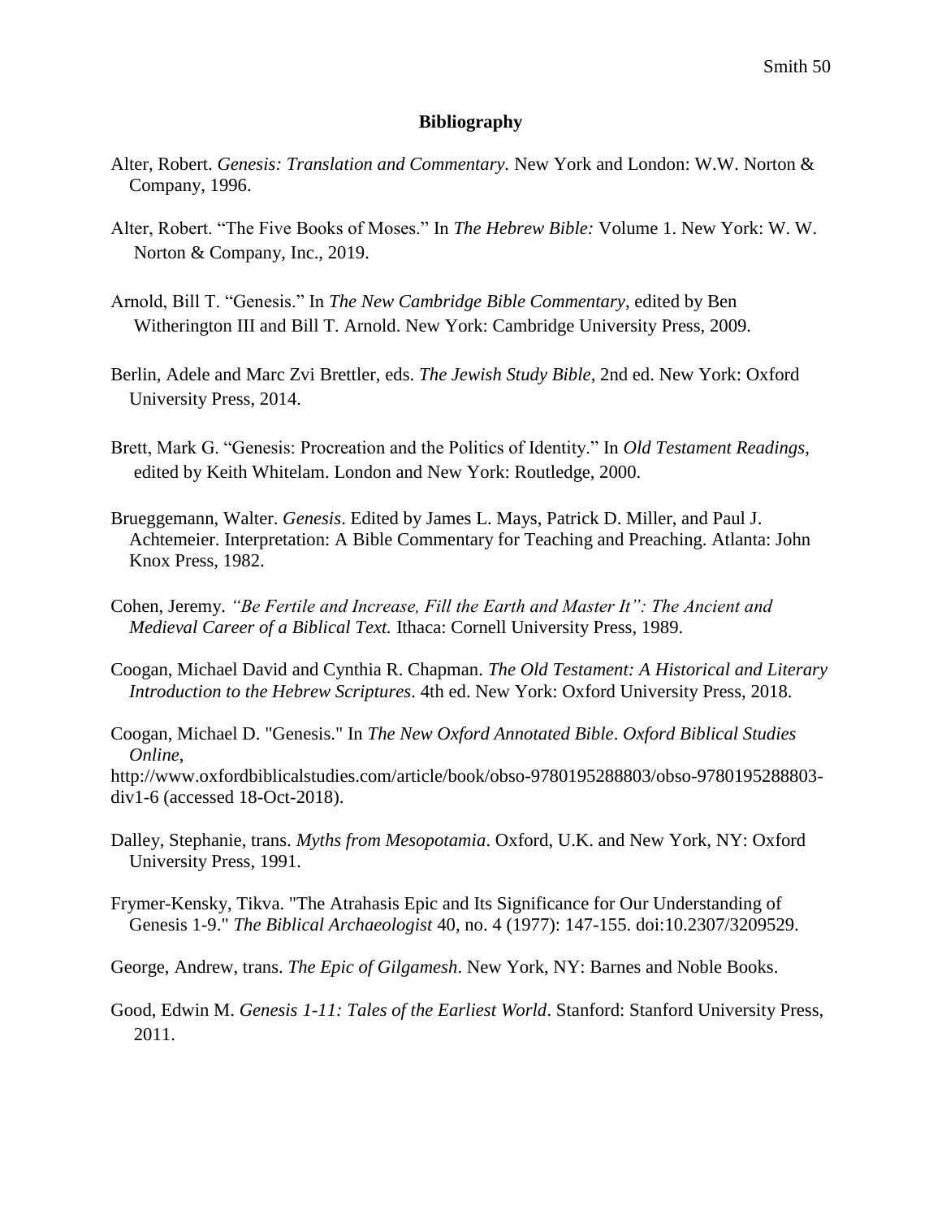## Bibliography

Alter, Robert. *Genesis: Translation and Commentary.* New York and London: W.W. Norton & Company, 1996.

Alter, Robert. "The Five Books of Moses." In *The Hebrew Bible:* Volume 1. New York: W. W. Norton & Company, Inc., 2019.

Arnold, Bill T. "Genesis." In *The New Cambridge Bible Commentary*, edited by Ben Witherington III and Bill T. Arnold. New York: Cambridge University Press, 2009.

Berlin, Adele and Marc Zvi Brettler, eds. *The Jewish Study Bible*, 2nd ed. New York: Oxford University Press, 2014.

Brett, Mark G. "Genesis: Procreation and the Politics of Identity." In *Old Testament Readings*, edited by Keith Whitelam. London and New York: Routledge, 2000.

Brueggemann, Walter. *Genesis*. Edited by James L. Mays, Patrick D. Miller, and Paul J. Achtemeier. Interpretation: A Bible Commentary for Teaching and Preaching. Atlanta: John Knox Press, 1982.

Cohen, Jeremy. *"Be Fertile and Increase, Fill the Earth and Master It": The Ancient and Medieval Career of a Biblical Text.* Ithaca: Cornell University Press, 1989.

Coogan, Michael David and Cynthia R. Chapman. *The Old Testament: A Historical and Literary Introduction to the Hebrew Scriptures*. 4th ed. New York: Oxford University Press, 2018.

Coogan, Michael D. "Genesis." In *The New Oxford Annotated Bible*. *Oxford Biblical Studies Online*, http://www.oxfordbiblicalstudies.com/article/book/obso-9780195288803/obso-9780195288803-div1-6 (accessed 18-Oct-2018).

Dalley, Stephanie, trans. *Myths from Mesopotamia*. Oxford, U.K. and New York, NY: Oxford University Press, 1991.

Frymer-Kensky, Tikva. "The Atrahasis Epic and Its Significance for Our Understanding of Genesis 1-9." *The Biblical Archaeologist* 40, no. 4 (1977): 147-155. doi:10.2307/3209529.

George, Andrew, trans. *The Epic of Gilgamesh*. New York, NY: Barnes and Noble Books.

Good, Edwin M. *Genesis 1-11: Tales of the Earliest World*. Stanford: Stanford University Press, 2011.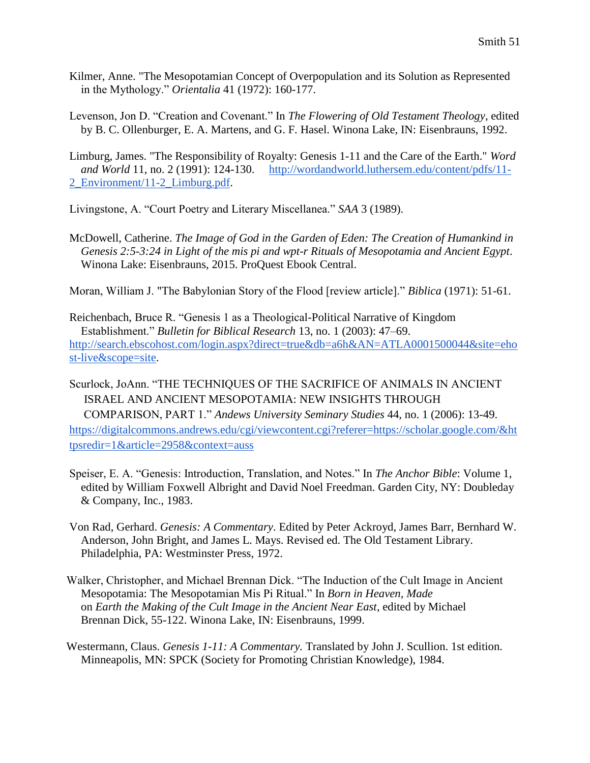Kilmer, Anne. "The Mesopotamian Concept of Overpopulation and its Solution as Represented in the Mythology." *Orientalia* 41 (1972): 160-177.

Levenson, Jon D. "Creation and Covenant." In *The Flowering of Old Testament Theology*, edited by B. C. Ollenburger, E. A. Martens, and G. F. Hasel. Winona Lake, IN: Eisenbrauns, 1992.

Limburg, James. "The Responsibility of Royalty: Genesis 1-11 and the Care of the Earth." *Word and World* 11, no. 2 (1991): 124-130. http://wordandworld.luthersem.edu/content/pdfs/11-2_Environment/11-2_Limburg.pdf.

Livingstone, A. "Court Poetry and Literary Miscellanea." *SAA* 3 (1989).

McDowell, Catherine. *The Image of God in the Garden of Eden: The Creation of Humankind in Genesis 2:5-3:24 in Light of the mis pi and wpt-r Rituals of Mesopotamia and Ancient Egypt*. Winona Lake: Eisenbrauns, 2015. ProQuest Ebook Central.

Moran, William J. "The Babylonian Story of the Flood [review article]." *Biblica* (1971): 51-61.

Reichenbach, Bruce R. "Genesis 1 as a Theological-Political Narrative of Kingdom Establishment." *Bulletin for Biblical Research* 13, no. 1 (2003): 47–69. http://search.ebscohost.com/login.aspx?direct=true&db=a6h&AN=ATLA0001500044&site=ehost-live&scope=site.

Scurlock, JoAnn. "THE TECHNIQUES OF THE SACRIFICE OF ANIMALS IN ANCIENT ISRAEL AND ANCIENT MESOPOTAMIA: NEW INSIGHTS THROUGH COMPARISON, PART 1." *Andews University Seminary Studies* 44, no. 1 (2006): 13-49. https://digitalcommons.andrews.edu/cgi/viewcontent.cgi?referer=https://scholar.google.com/&httpsredir=1&article=2958&context=auss

Speiser, E. A. "Genesis: Introduction, Translation, and Notes." In *The Anchor Bible*: Volume 1, edited by William Foxwell Albright and David Noel Freedman. Garden City, NY: Doubleday & Company, Inc., 1983.

Von Rad, Gerhard. *Genesis: A Commentary*. Edited by Peter Ackroyd, James Barr, Bernhard W. Anderson, John Bright, and James L. Mays. Revised ed. The Old Testament Library. Philadelphia, PA: Westminster Press, 1972.

Walker, Christopher, and Michael Brennan Dick. "The Induction of the Cult Image in Ancient Mesopotamia: The Mesopotamian Mis Pi Ritual." In *Born in Heaven, Made on Earth the Making of the Cult Image in the Ancient Near East*, edited by Michael Brennan Dick, 55-122. Winona Lake, IN: Eisenbrauns, 1999.

Westermann, Claus. *Genesis 1-11: A Commentary.* Translated by John J. Scullion. 1st edition. Minneapolis, MN: SPCK (Society for Promoting Christian Knowledge), 1984.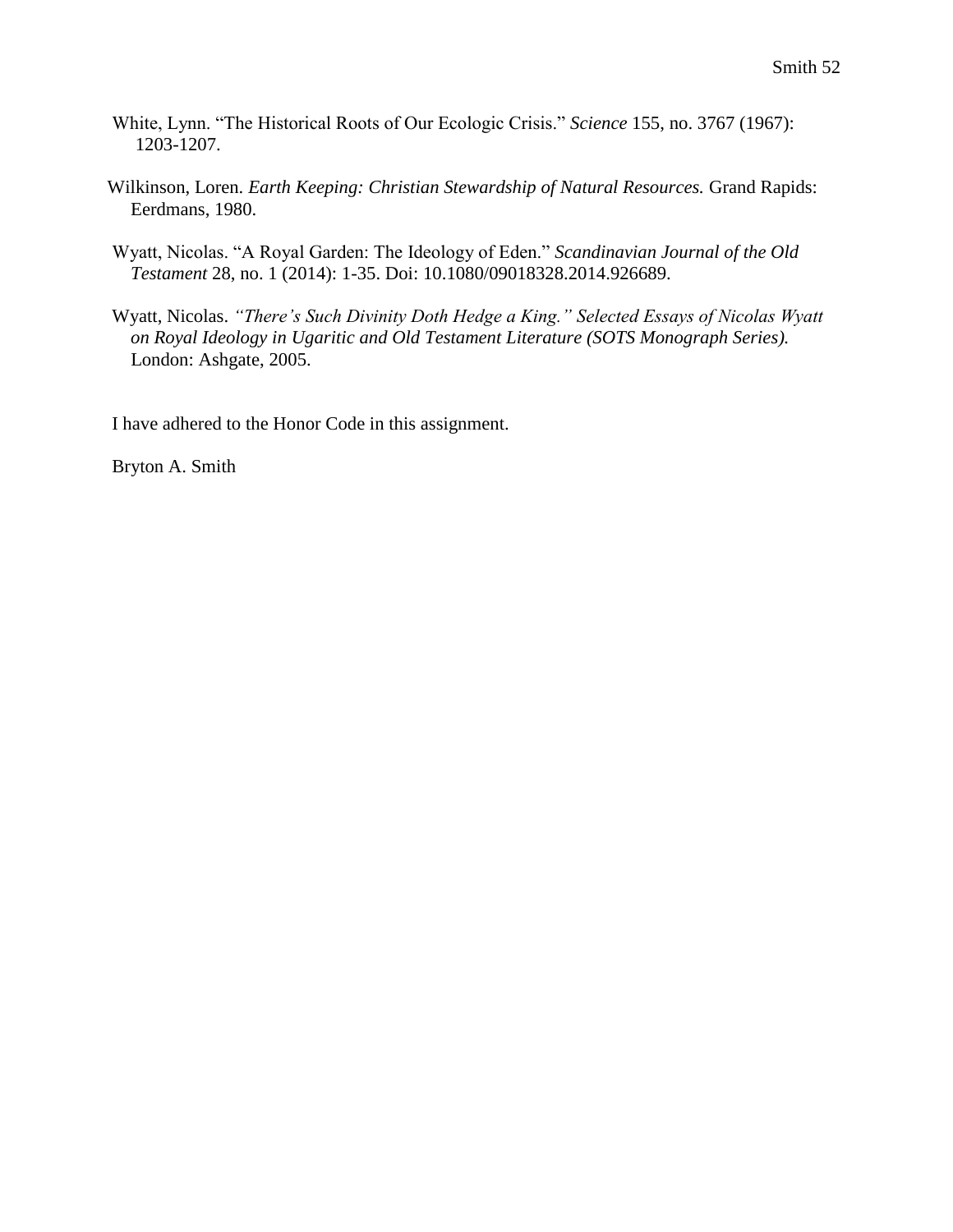White, Lynn. "The Historical Roots of Our Ecologic Crisis." *Science* 155, no. 3767 (1967): 1203-1207.

Wilkinson, Loren. *Earth Keeping: Christian Stewardship of Natural Resources.* Grand Rapids: Eerdmans, 1980.

Wyatt, Nicolas. "A Royal Garden: The Ideology of Eden." *Scandinavian Journal of the Old Testament* 28, no. 1 (2014): 1-35. Doi: 10.1080/09018328.2014.926689.

Wyatt, Nicolas. *"There's Such Divinity Doth Hedge a King." Selected Essays of Nicolas Wyatt on Royal Ideology in Ugaritic and Old Testament Literature (SOTS Monograph Series).* London: Ashgate, 2005.

I have adhered to the Honor Code in this assignment.

Bryton A. Smith